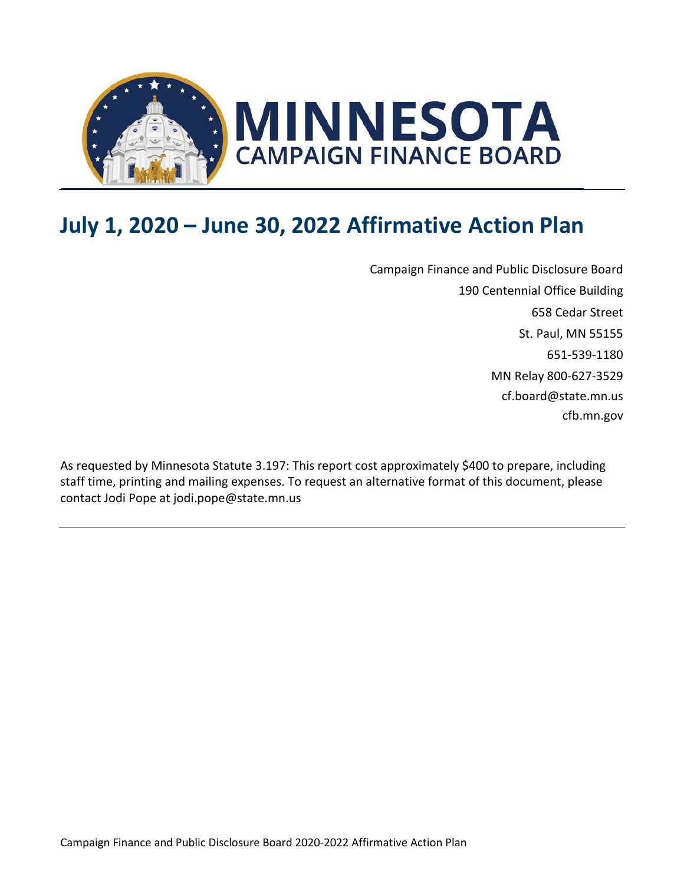# MINNESOTA CAMPAIGN FINANCE BOARD

# July 1, 2020 – June 30, 2022 Affirmative Action Plan

Campaign Finance and Public Disclosure Board
190 Centennial Office Building
658 Cedar Street
St. Paul, MN 55155
651-539-1180
MN Relay 800-627-3529
cf.board@state.mn.us
cfb.mn.gov

As requested by Minnesota Statute 3.197: This report cost approximately $400 to prepare, including staff time, printing and mailing expenses. To request an alternative format of this document, please contact Jodi Pope at jodi.pope@state.mn.us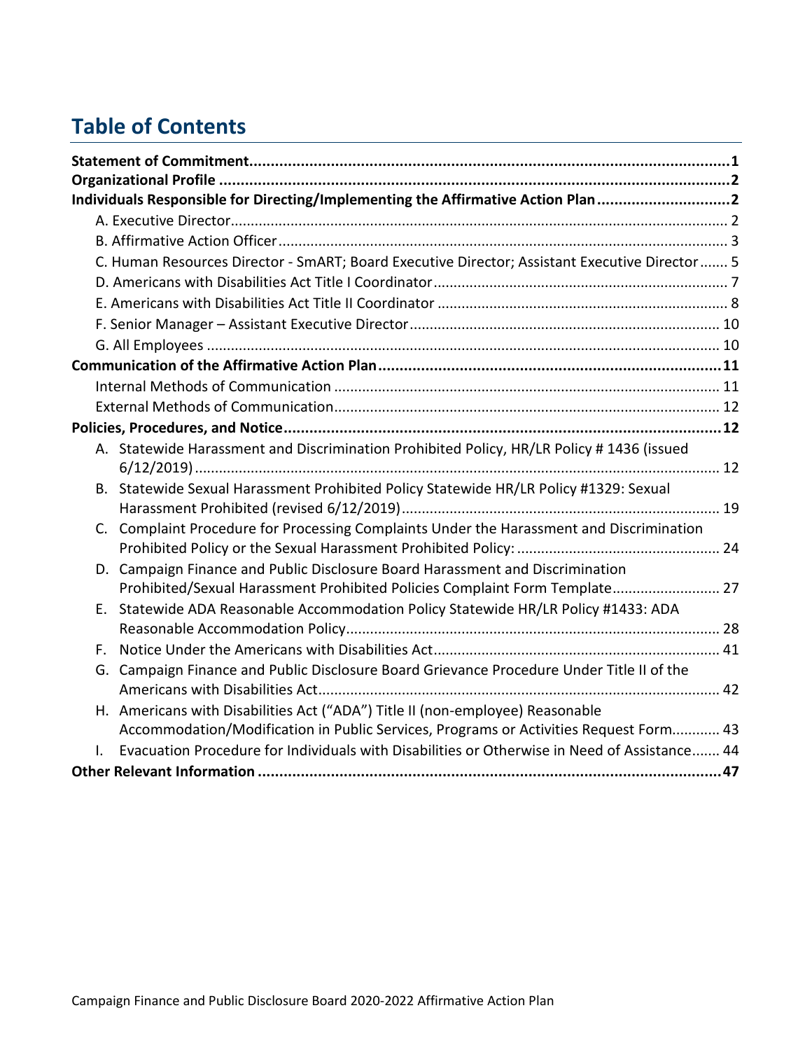# Table of Contents

**Statement of Commitment** ..... **1**

**Organizational Profile** ..... **2**

**Individuals Responsible for Directing/Implementing the Affirmative Action Plan** ..... **2**

- A. Executive Director ..... 2
- B. Affirmative Action Officer ..... 3
- C. Human Resources Director - SmART; Board Executive Director; Assistant Executive Director ..... 5
- D. Americans with Disabilities Act Title I Coordinator ..... 7
- E. Americans with Disabilities Act Title II Coordinator ..... 8
- F. Senior Manager – Assistant Executive Director ..... 10
- G. All Employees ..... 10

**Communication of the Affirmative Action Plan** ..... **11**

- Internal Methods of Communication ..... 11
- External Methods of Communication ..... 12

**Policies, Procedures, and Notice** ..... **12**

- A. Statewide Harassment and Discrimination Prohibited Policy, HR/LR Policy # 1436 (issued 6/12/2019) ..... 12
- B. Statewide Sexual Harassment Prohibited Policy Statewide HR/LR Policy #1329: Sexual Harassment Prohibited (revised 6/12/2019) ..... 19
- C. Complaint Procedure for Processing Complaints Under the Harassment and Discrimination Prohibited Policy or the Sexual Harassment Prohibited Policy: ..... 24
- D. Campaign Finance and Public Disclosure Board Harassment and Discrimination Prohibited/Sexual Harassment Prohibited Policies Complaint Form Template ..... 27
- E. Statewide ADA Reasonable Accommodation Policy Statewide HR/LR Policy #1433: ADA Reasonable Accommodation Policy ..... 28
- F. Notice Under the Americans with Disabilities Act ..... 41
- G. Campaign Finance and Public Disclosure Board Grievance Procedure Under Title II of the Americans with Disabilities Act ..... 42
- H. Americans with Disabilities Act ("ADA") Title II (non-employee) Reasonable Accommodation/Modification in Public Services, Programs or Activities Request Form ..... 43
- I. Evacuation Procedure for Individuals with Disabilities or Otherwise in Need of Assistance ..... 44

**Other Relevant Information** ..... **47**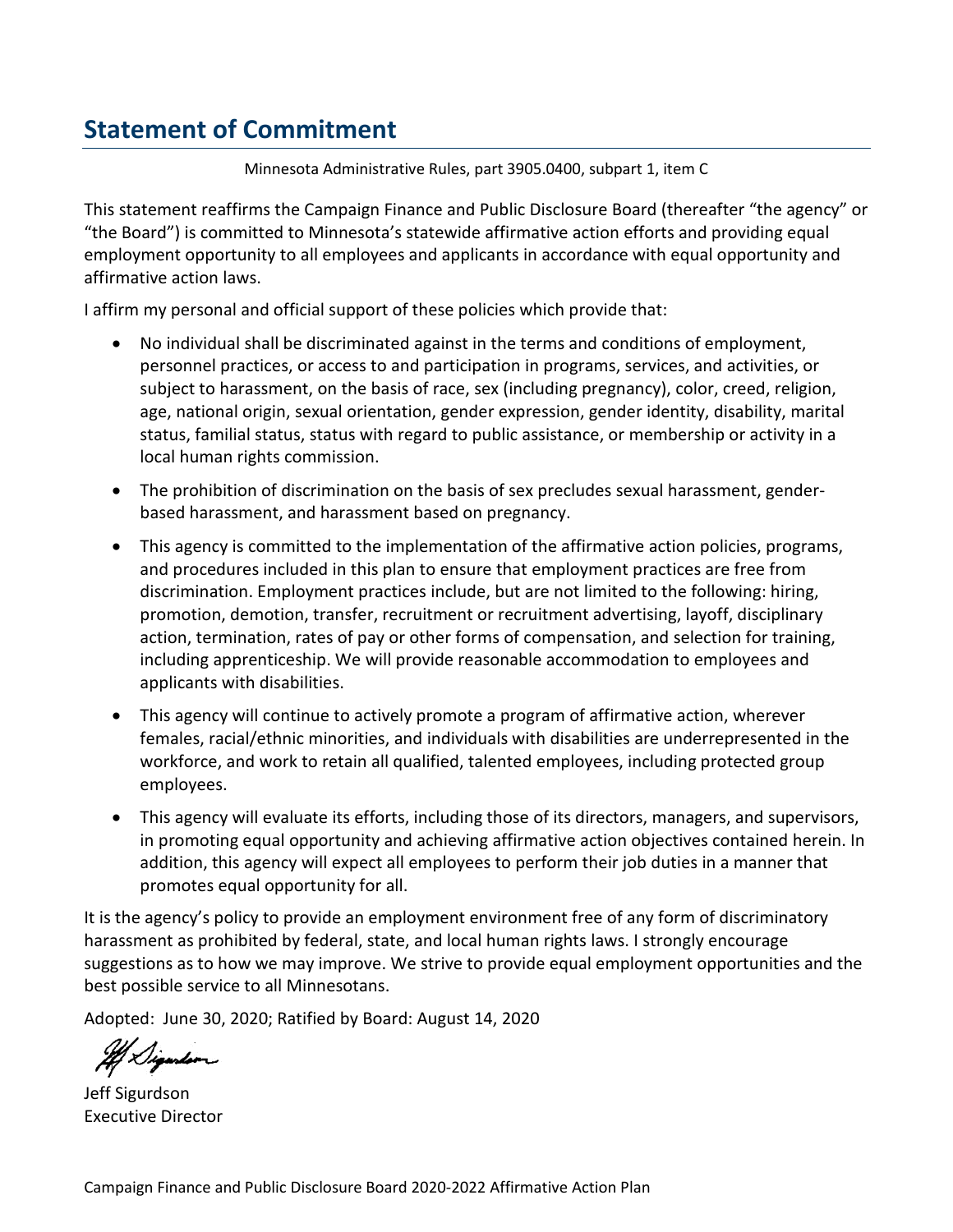## Statement of Commitment

Minnesota Administrative Rules, part 3905.0400, subpart 1, item C

This statement reaffirms the Campaign Finance and Public Disclosure Board (thereafter "the agency" or "the Board") is committed to Minnesota's statewide affirmative action efforts and providing equal employment opportunity to all employees and applicants in accordance with equal opportunity and affirmative action laws.

I affirm my personal and official support of these policies which provide that:

- No individual shall be discriminated against in the terms and conditions of employment, personnel practices, or access to and participation in programs, services, and activities, or subject to harassment, on the basis of race, sex (including pregnancy), color, creed, religion, age, national origin, sexual orientation, gender expression, gender identity, disability, marital status, familial status, status with regard to public assistance, or membership or activity in a local human rights commission.
- The prohibition of discrimination on the basis of sex precludes sexual harassment, gender-based harassment, and harassment based on pregnancy.
- This agency is committed to the implementation of the affirmative action policies, programs, and procedures included in this plan to ensure that employment practices are free from discrimination. Employment practices include, but are not limited to the following: hiring, promotion, demotion, transfer, recruitment or recruitment advertising, layoff, disciplinary action, termination, rates of pay or other forms of compensation, and selection for training, including apprenticeship. We will provide reasonable accommodation to employees and applicants with disabilities.
- This agency will continue to actively promote a program of affirmative action, wherever females, racial/ethnic minorities, and individuals with disabilities are underrepresented in the workforce, and work to retain all qualified, talented employees, including protected group employees.
- This agency will evaluate its efforts, including those of its directors, managers, and supervisors, in promoting equal opportunity and achieving affirmative action objectives contained herein. In addition, this agency will expect all employees to perform their job duties in a manner that promotes equal opportunity for all.

It is the agency's policy to provide an employment environment free of any form of discriminatory harassment as prohibited by federal, state, and local human rights laws. I strongly encourage suggestions as to how we may improve. We strive to provide equal employment opportunities and the best possible service to all Minnesotans.

Adopted: June 30, 2020; Ratified by Board: August 14, 2020

Jeff Sigurdson
Executive Director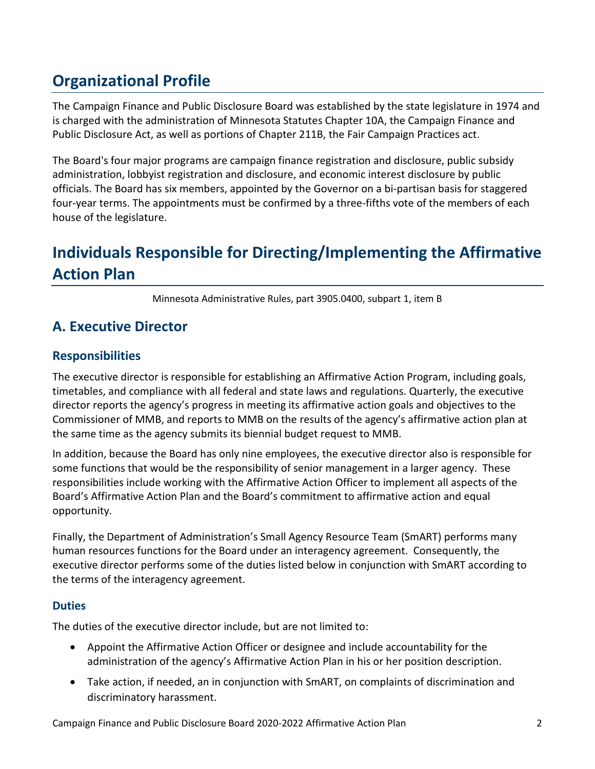# Organizational Profile

The Campaign Finance and Public Disclosure Board was established by the state legislature in 1974 and is charged with the administration of Minnesota Statutes Chapter 10A, the Campaign Finance and Public Disclosure Act, as well as portions of Chapter 211B, the Fair Campaign Practices act.

The Board's four major programs are campaign finance registration and disclosure, public subsidy administration, lobbyist registration and disclosure, and economic interest disclosure by public officials. The Board has six members, appointed by the Governor on a bi-partisan basis for staggered four-year terms. The appointments must be confirmed by a three-fifths vote of the members of each house of the legislature.

# Individuals Responsible for Directing/Implementing the Affirmative Action Plan

Minnesota Administrative Rules, part 3905.0400, subpart 1, item B

## A. Executive Director

### Responsibilities

The executive director is responsible for establishing an Affirmative Action Program, including goals, timetables, and compliance with all federal and state laws and regulations. Quarterly, the executive director reports the agency's progress in meeting its affirmative action goals and objectives to the Commissioner of MMB, and reports to MMB on the results of the agency's affirmative action plan at the same time as the agency submits its biennial budget request to MMB.

In addition, because the Board has only nine employees, the executive director also is responsible for some functions that would be the responsibility of senior management in a larger agency. These responsibilities include working with the Affirmative Action Officer to implement all aspects of the Board's Affirmative Action Plan and the Board's commitment to affirmative action and equal opportunity.

Finally, the Department of Administration's Small Agency Resource Team (SmART) performs many human resources functions for the Board under an interagency agreement. Consequently, the executive director performs some of the duties listed below in conjunction with SmART according to the terms of the interagency agreement.

#### Duties

The duties of the executive director include, but are not limited to:

- Appoint the Affirmative Action Officer or designee and include accountability for the administration of the agency's Affirmative Action Plan in his or her position description.
- Take action, if needed, an in conjunction with SmART, on complaints of discrimination and discriminatory harassment.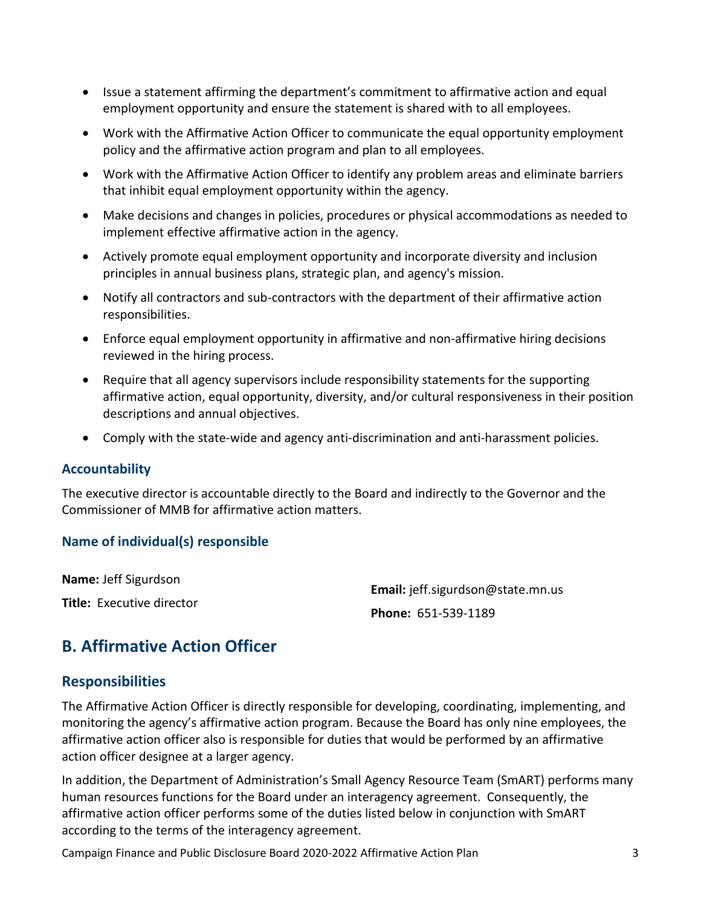- Issue a statement affirming the department's commitment to affirmative action and equal employment opportunity and ensure the statement is shared with to all employees.
- Work with the Affirmative Action Officer to communicate the equal opportunity employment policy and the affirmative action program and plan to all employees.
- Work with the Affirmative Action Officer to identify any problem areas and eliminate barriers that inhibit equal employment opportunity within the agency.
- Make decisions and changes in policies, procedures or physical accommodations as needed to implement effective affirmative action in the agency.
- Actively promote equal employment opportunity and incorporate diversity and inclusion principles in annual business plans, strategic plan, and agency's mission.
- Notify all contractors and sub-contractors with the department of their affirmative action responsibilities.
- Enforce equal employment opportunity in affirmative and non-affirmative hiring decisions reviewed in the hiring process.
- Require that all agency supervisors include responsibility statements for the supporting affirmative action, equal opportunity, diversity, and/or cultural responsiveness in their position descriptions and annual objectives.
- Comply with the state-wide and agency anti-discrimination and anti-harassment policies.

### Accountability

The executive director is accountable directly to the Board and indirectly to the Governor and the Commissioner of MMB for affirmative action matters.

### Name of individual(s) responsible

**Name:** Jeff Sigurdson

**Title:** Executive director

**Email:** jeff.sigurdson@state.mn.us

**Phone:** 651-539-1189

## B. Affirmative Action Officer

### Responsibilities

The Affirmative Action Officer is directly responsible for developing, coordinating, implementing, and monitoring the agency's affirmative action program. Because the Board has only nine employees, the affirmative action officer also is responsible for duties that would be performed by an affirmative action officer designee at a larger agency.

In addition, the Department of Administration's Small Agency Resource Team (SmART) performs many human resources functions for the Board under an interagency agreement. Consequently, the affirmative action officer performs some of the duties listed below in conjunction with SmART according to the terms of the interagency agreement.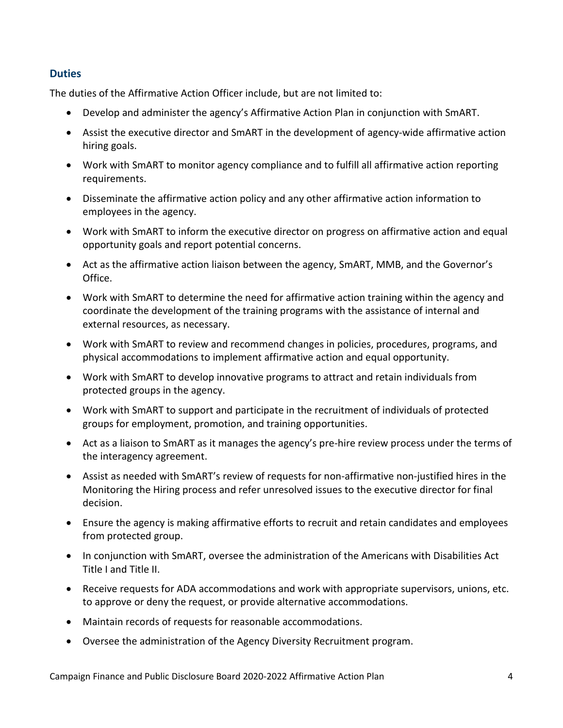## Duties

The duties of the Affirmative Action Officer include, but are not limited to:

- Develop and administer the agency's Affirmative Action Plan in conjunction with SmART.
- Assist the executive director and SmART in the development of agency-wide affirmative action hiring goals.
- Work with SmART to monitor agency compliance and to fulfill all affirmative action reporting requirements.
- Disseminate the affirmative action policy and any other affirmative action information to employees in the agency.
- Work with SmART to inform the executive director on progress on affirmative action and equal opportunity goals and report potential concerns.
- Act as the affirmative action liaison between the agency, SmART, MMB, and the Governor's Office.
- Work with SmART to determine the need for affirmative action training within the agency and coordinate the development of the training programs with the assistance of internal and external resources, as necessary.
- Work with SmART to review and recommend changes in policies, procedures, programs, and physical accommodations to implement affirmative action and equal opportunity.
- Work with SmART to develop innovative programs to attract and retain individuals from protected groups in the agency.
- Work with SmART to support and participate in the recruitment of individuals of protected groups for employment, promotion, and training opportunities.
- Act as a liaison to SmART as it manages the agency's pre-hire review process under the terms of the interagency agreement.
- Assist as needed with SmART's review of requests for non-affirmative non-justified hires in the Monitoring the Hiring process and refer unresolved issues to the executive director for final decision.
- Ensure the agency is making affirmative efforts to recruit and retain candidates and employees from protected group.
- In conjunction with SmART, oversee the administration of the Americans with Disabilities Act Title I and Title II.
- Receive requests for ADA accommodations and work with appropriate supervisors, unions, etc. to approve or deny the request, or provide alternative accommodations.
- Maintain records of requests for reasonable accommodations.
- Oversee the administration of the Agency Diversity Recruitment program.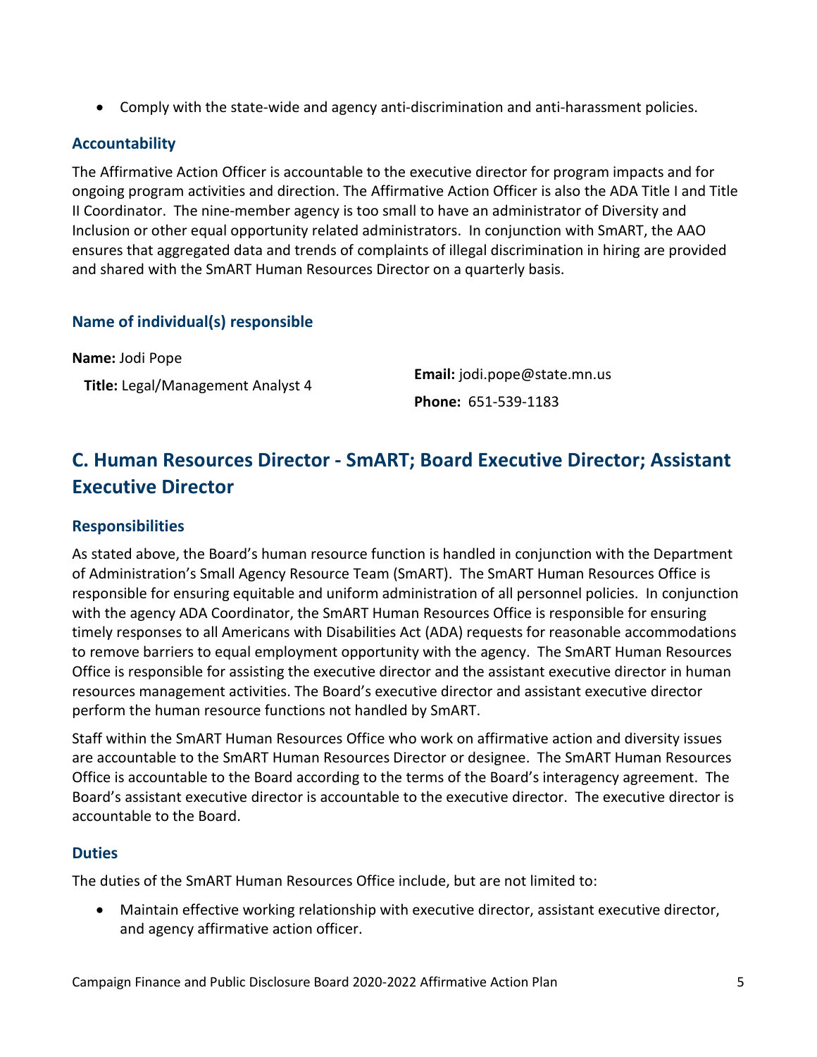- Comply with the state-wide and agency anti-discrimination and anti-harassment policies.

### Accountability

The Affirmative Action Officer is accountable to the executive director for program impacts and for ongoing program activities and direction. The Affirmative Action Officer is also the ADA Title I and Title II Coordinator. The nine-member agency is too small to have an administrator of Diversity and Inclusion or other equal opportunity related administrators. In conjunction with SmART, the AAO ensures that aggregated data and trends of complaints of illegal discrimination in hiring are provided and shared with the SmART Human Resources Director on a quarterly basis.

### Name of individual(s) responsible

**Name:** Jodi Pope

**Title:** Legal/Management Analyst 4

**Email:** jodi.pope@state.mn.us

**Phone:** 651-539-1183

## C. Human Resources Director - SmART; Board Executive Director; Assistant Executive Director

### Responsibilities

As stated above, the Board's human resource function is handled in conjunction with the Department of Administration's Small Agency Resource Team (SmART). The SmART Human Resources Office is responsible for ensuring equitable and uniform administration of all personnel policies. In conjunction with the agency ADA Coordinator, the SmART Human Resources Office is responsible for ensuring timely responses to all Americans with Disabilities Act (ADA) requests for reasonable accommodations to remove barriers to equal employment opportunity with the agency. The SmART Human Resources Office is responsible for assisting the executive director and the assistant executive director in human resources management activities. The Board's executive director and assistant executive director perform the human resource functions not handled by SmART.

Staff within the SmART Human Resources Office who work on affirmative action and diversity issues are accountable to the SmART Human Resources Director or designee. The SmART Human Resources Office is accountable to the Board according to the terms of the Board's interagency agreement. The Board's assistant executive director is accountable to the executive director. The executive director is accountable to the Board.

### Duties

The duties of the SmART Human Resources Office include, but are not limited to:

- Maintain effective working relationship with executive director, assistant executive director, and agency affirmative action officer.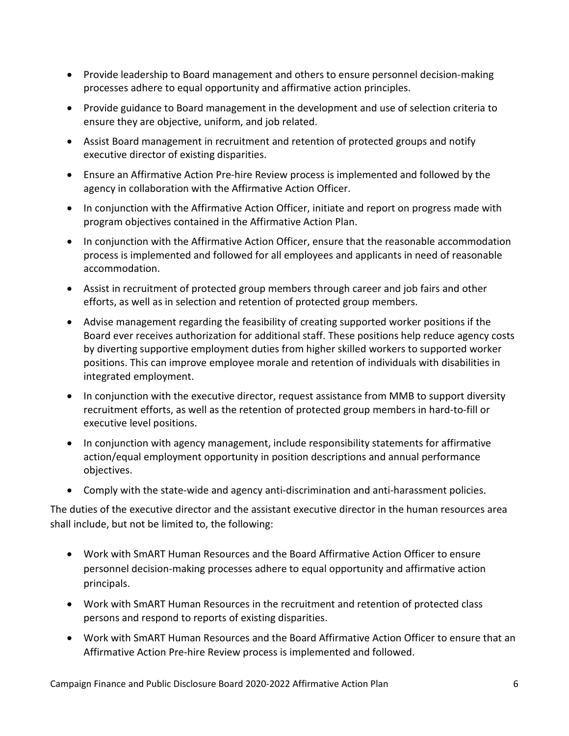- Provide leadership to Board management and others to ensure personnel decision-making processes adhere to equal opportunity and affirmative action principles.
- Provide guidance to Board management in the development and use of selection criteria to ensure they are objective, uniform, and job related.
- Assist Board management in recruitment and retention of protected groups and notify executive director of existing disparities.
- Ensure an Affirmative Action Pre-hire Review process is implemented and followed by the agency in collaboration with the Affirmative Action Officer.
- In conjunction with the Affirmative Action Officer, initiate and report on progress made with program objectives contained in the Affirmative Action Plan.
- In conjunction with the Affirmative Action Officer, ensure that the reasonable accommodation process is implemented and followed for all employees and applicants in need of reasonable accommodation.
- Assist in recruitment of protected group members through career and job fairs and other efforts, as well as in selection and retention of protected group members.
- Advise management regarding the feasibility of creating supported worker positions if the Board ever receives authorization for additional staff. These positions help reduce agency costs by diverting supportive employment duties from higher skilled workers to supported worker positions. This can improve employee morale and retention of individuals with disabilities in integrated employment.
- In conjunction with the executive director, request assistance from MMB to support diversity recruitment efforts, as well as the retention of protected group members in hard-to-fill or executive level positions.
- In conjunction with agency management, include responsibility statements for affirmative action/equal employment opportunity in position descriptions and annual performance objectives.
- Comply with the state-wide and agency anti-discrimination and anti-harassment policies.

The duties of the executive director and the assistant executive director in the human resources area shall include, but not be limited to, the following:

- Work with SmART Human Resources and the Board Affirmative Action Officer to ensure personnel decision-making processes adhere to equal opportunity and affirmative action principals.
- Work with SmART Human Resources in the recruitment and retention of protected class persons and respond to reports of existing disparities.
- Work with SmART Human Resources and the Board Affirmative Action Officer to ensure that an Affirmative Action Pre-hire Review process is implemented and followed.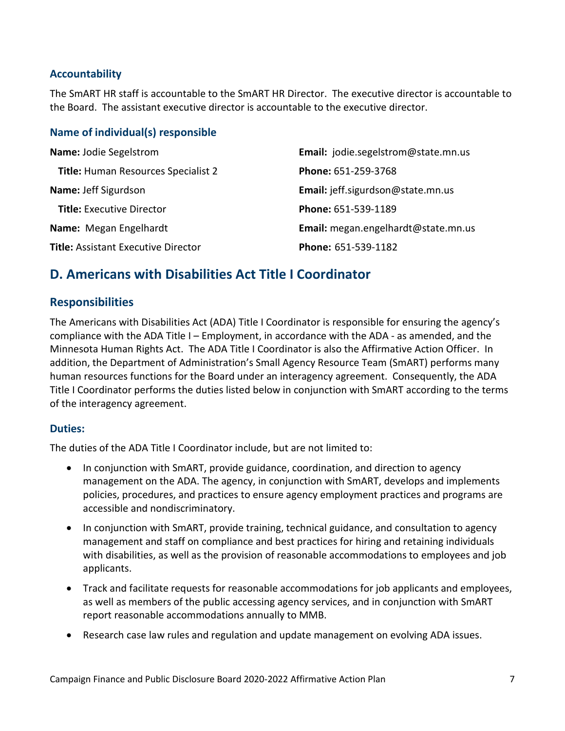### Accountability

The SmART HR staff is accountable to the SmART HR Director. The executive director is accountable to the Board. The assistant executive director is accountable to the executive director.

### Name of individual(s) responsible

**Name:** Jodie Segelstrom
**Title:** Human Resources Specialist 2
**Email:** jodie.segelstrom@state.mn.us
**Phone:** 651-259-3768

**Name:** Jeff Sigurdson
**Title:** Executive Director
**Email:** jeff.sigurdson@state.mn.us
**Phone:** 651-539-1189

**Name:** Megan Engelhardt
**Title:** Assistant Executive Director
**Email:** megan.engelhardt@state.mn.us
**Phone:** 651-539-1182

## D. Americans with Disabilities Act Title I Coordinator

### Responsibilities

The Americans with Disabilities Act (ADA) Title I Coordinator is responsible for ensuring the agency's compliance with the ADA Title I – Employment, in accordance with the ADA - as amended, and the Minnesota Human Rights Act. The ADA Title I Coordinator is also the Affirmative Action Officer. In addition, the Department of Administration's Small Agency Resource Team (SmART) performs many human resources functions for the Board under an interagency agreement. Consequently, the ADA Title I Coordinator performs the duties listed below in conjunction with SmART according to the terms of the interagency agreement.

### Duties:

The duties of the ADA Title I Coordinator include, but are not limited to:

- In conjunction with SmART, provide guidance, coordination, and direction to agency management on the ADA. The agency, in conjunction with SmART, develops and implements policies, procedures, and practices to ensure agency employment practices and programs are accessible and nondiscriminatory.
- In conjunction with SmART, provide training, technical guidance, and consultation to agency management and staff on compliance and best practices for hiring and retaining individuals with disabilities, as well as the provision of reasonable accommodations to employees and job applicants.
- Track and facilitate requests for reasonable accommodations for job applicants and employees, as well as members of the public accessing agency services, and in conjunction with SmART report reasonable accommodations annually to MMB.
- Research case law rules and regulation and update management on evolving ADA issues.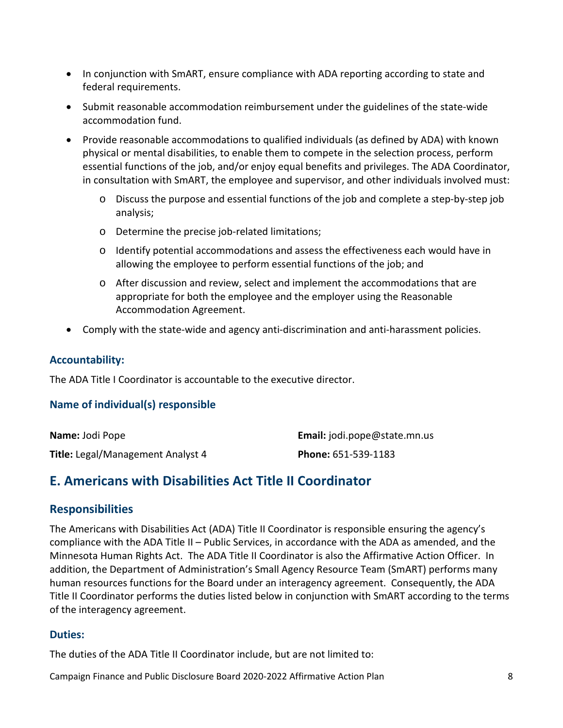- In conjunction with SmART, ensure compliance with ADA reporting according to state and federal requirements.
- Submit reasonable accommodation reimbursement under the guidelines of the state-wide accommodation fund.
- Provide reasonable accommodations to qualified individuals (as defined by ADA) with known physical or mental disabilities, to enable them to compete in the selection process, perform essential functions of the job, and/or enjoy equal benefits and privileges. The ADA Coordinator, in consultation with SmART, the employee and supervisor, and other individuals involved must:
    - Discuss the purpose and essential functions of the job and complete a step-by-step job analysis;
    - Determine the precise job-related limitations;
    - Identify potential accommodations and assess the effectiveness each would have in allowing the employee to perform essential functions of the job; and
    - After discussion and review, select and implement the accommodations that are appropriate for both the employee and the employer using the Reasonable Accommodation Agreement.
- Comply with the state-wide and agency anti-discrimination and anti-harassment policies.

### Accountability:

The ADA Title I Coordinator is accountable to the executive director.

### Name of individual(s) responsible

**Name:** Jodi Pope

**Email:** jodi.pope@state.mn.us

**Title:** Legal/Management Analyst 4

**Phone:** 651-539-1183

## E. Americans with Disabilities Act Title II Coordinator

### Responsibilities

The Americans with Disabilities Act (ADA) Title II Coordinator is responsible ensuring the agency's compliance with the ADA Title II – Public Services, in accordance with the ADA as amended, and the Minnesota Human Rights Act. The ADA Title II Coordinator is also the Affirmative Action Officer. In addition, the Department of Administration's Small Agency Resource Team (SmART) performs many human resources functions for the Board under an interagency agreement. Consequently, the ADA Title II Coordinator performs the duties listed below in conjunction with SmART according to the terms of the interagency agreement.

### Duties:

The duties of the ADA Title II Coordinator include, but are not limited to: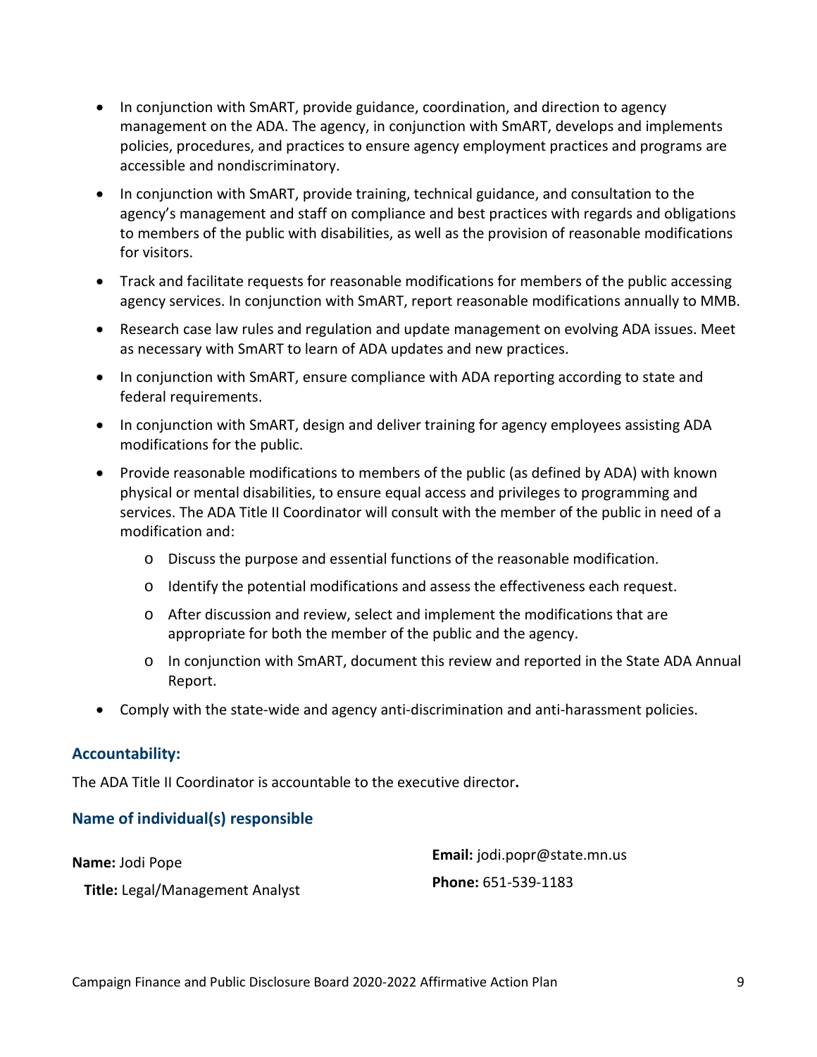- In conjunction with SmART, provide guidance, coordination, and direction to agency management on the ADA. The agency, in conjunction with SmART, develops and implements policies, procedures, and practices to ensure agency employment practices and programs are accessible and nondiscriminatory.
- In conjunction with SmART, provide training, technical guidance, and consultation to the agency's management and staff on compliance and best practices with regards and obligations to members of the public with disabilities, as well as the provision of reasonable modifications for visitors.
- Track and facilitate requests for reasonable modifications for members of the public accessing agency services. In conjunction with SmART, report reasonable modifications annually to MMB.
- Research case law rules and regulation and update management on evolving ADA issues. Meet as necessary with SmART to learn of ADA updates and new practices.
- In conjunction with SmART, ensure compliance with ADA reporting according to state and federal requirements.
- In conjunction with SmART, design and deliver training for agency employees assisting ADA modifications for the public.
- Provide reasonable modifications to members of the public (as defined by ADA) with known physical or mental disabilities, to ensure equal access and privileges to programming and services. The ADA Title II Coordinator will consult with the member of the public in need of a modification and:
    - Discuss the purpose and essential functions of the reasonable modification.
    - Identify the potential modifications and assess the effectiveness each request.
    - After discussion and review, select and implement the modifications that are appropriate for both the member of the public and the agency.
    - In conjunction with SmART, document this review and reported in the State ADA Annual Report.
- Comply with the state-wide and agency anti-discrimination and anti-harassment policies.

### Accountability:

The ADA Title II Coordinator is accountable to the executive director**.**

### Name of individual(s) responsible

**Name:** Jodi Pope

**Title:** Legal/Management Analyst

**Email:** jodi.popr@state.mn.us

**Phone:** 651-539-1183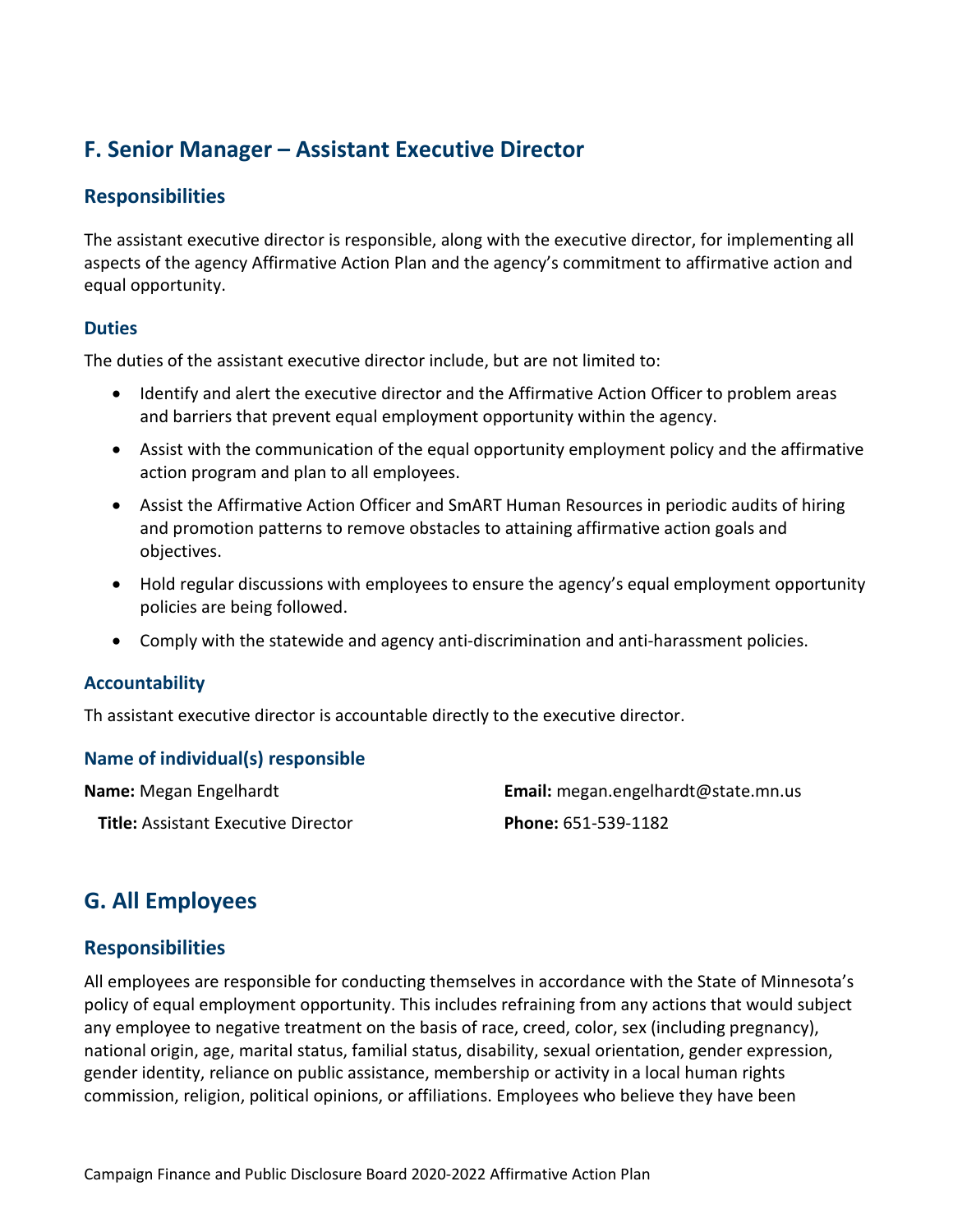## F. Senior Manager – Assistant Executive Director

### Responsibilities

The assistant executive director is responsible, along with the executive director, for implementing all aspects of the agency Affirmative Action Plan and the agency's commitment to affirmative action and equal opportunity.

#### Duties

The duties of the assistant executive director include, but are not limited to:

- Identify and alert the executive director and the Affirmative Action Officer to problem areas and barriers that prevent equal employment opportunity within the agency.
- Assist with the communication of the equal opportunity employment policy and the affirmative action program and plan to all employees.
- Assist the Affirmative Action Officer and SmART Human Resources in periodic audits of hiring and promotion patterns to remove obstacles to attaining affirmative action goals and objectives.
- Hold regular discussions with employees to ensure the agency's equal employment opportunity policies are being followed.
- Comply with the statewide and agency anti-discrimination and anti-harassment policies.

#### Accountability

Th assistant executive director is accountable directly to the executive director.

#### Name of individual(s) responsible

**Name:** Megan Engelhardt

**Title:** Assistant Executive Director

**Email:** megan.engelhardt@state.mn.us

**Phone:** 651-539-1182

## G. All Employees

### Responsibilities

All employees are responsible for conducting themselves in accordance with the State of Minnesota's policy of equal employment opportunity. This includes refraining from any actions that would subject any employee to negative treatment on the basis of race, creed, color, sex (including pregnancy), national origin, age, marital status, familial status, disability, sexual orientation, gender expression, gender identity, reliance on public assistance, membership or activity in a local human rights commission, religion, political opinions, or affiliations. Employees who believe they have been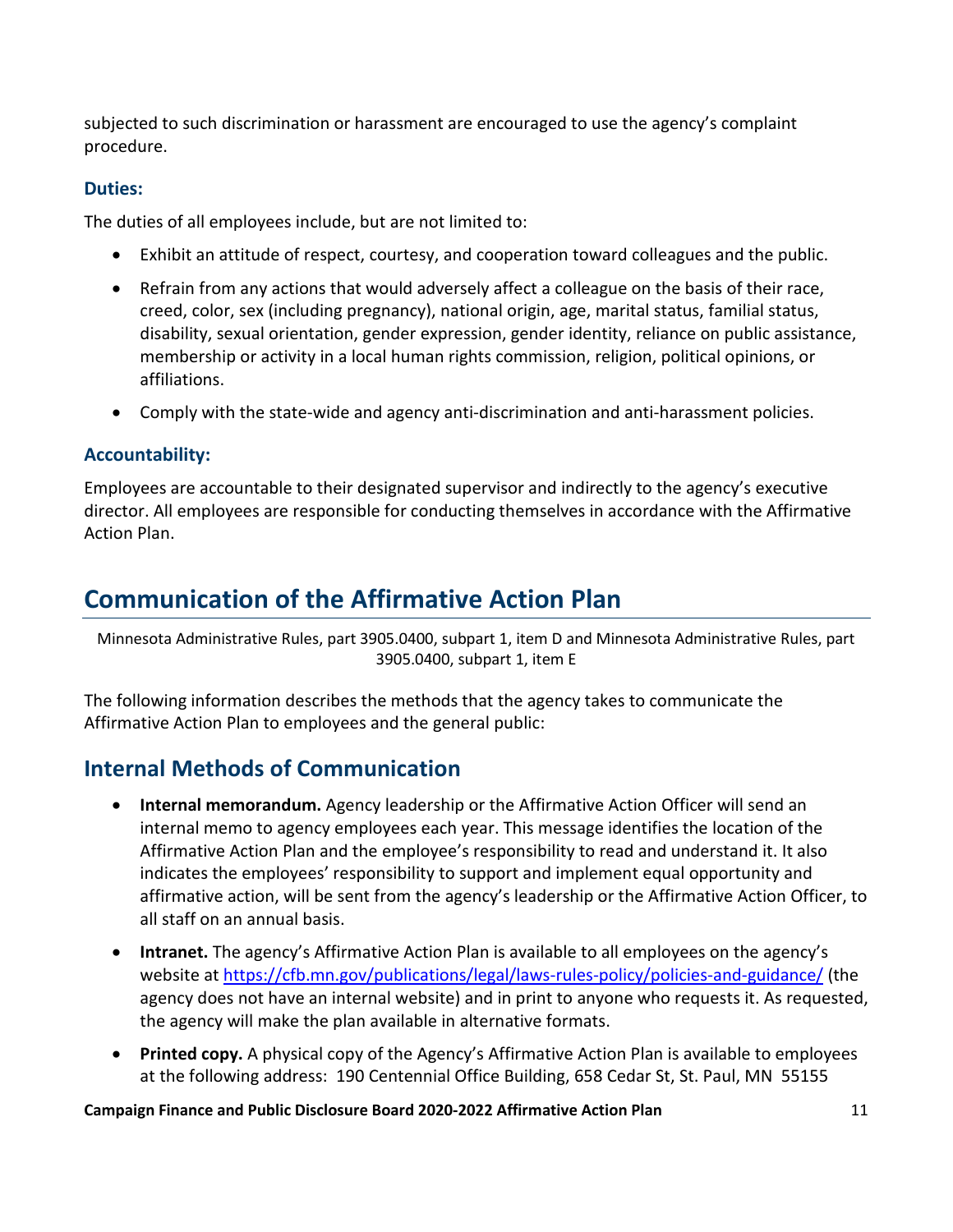subjected to such discrimination or harassment are encouraged to use the agency's complaint procedure.

### Duties:

The duties of all employees include, but are not limited to:

- Exhibit an attitude of respect, courtesy, and cooperation toward colleagues and the public.
- Refrain from any actions that would adversely affect a colleague on the basis of their race, creed, color, sex (including pregnancy), national origin, age, marital status, familial status, disability, sexual orientation, gender expression, gender identity, reliance on public assistance, membership or activity in a local human rights commission, religion, political opinions, or affiliations.
- Comply with the state-wide and agency anti-discrimination and anti-harassment policies.

### Accountability:

Employees are accountable to their designated supervisor and indirectly to the agency's executive director. All employees are responsible for conducting themselves in accordance with the Affirmative Action Plan.

# Communication of the Affirmative Action Plan

Minnesota Administrative Rules, part 3905.0400, subpart 1, item D and Minnesota Administrative Rules, part 3905.0400, subpart 1, item E

The following information describes the methods that the agency takes to communicate the Affirmative Action Plan to employees and the general public:

## Internal Methods of Communication

- **Internal memorandum.** Agency leadership or the Affirmative Action Officer will send an internal memo to agency employees each year. This message identifies the location of the Affirmative Action Plan and the employee's responsibility to read and understand it. It also indicates the employees' responsibility to support and implement equal opportunity and affirmative action, will be sent from the agency's leadership or the Affirmative Action Officer, to all staff on an annual basis.
- **Intranet.** The agency's Affirmative Action Plan is available to all employees on the agency's website at https://cfb.mn.gov/publications/legal/laws-rules-policy/policies-and-guidance/ (the agency does not have an internal website) and in print to anyone who requests it. As requested, the agency will make the plan available in alternative formats.
- **Printed copy.** A physical copy of the Agency's Affirmative Action Plan is available to employees at the following address: 190 Centennial Office Building, 658 Cedar St, St. Paul, MN 55155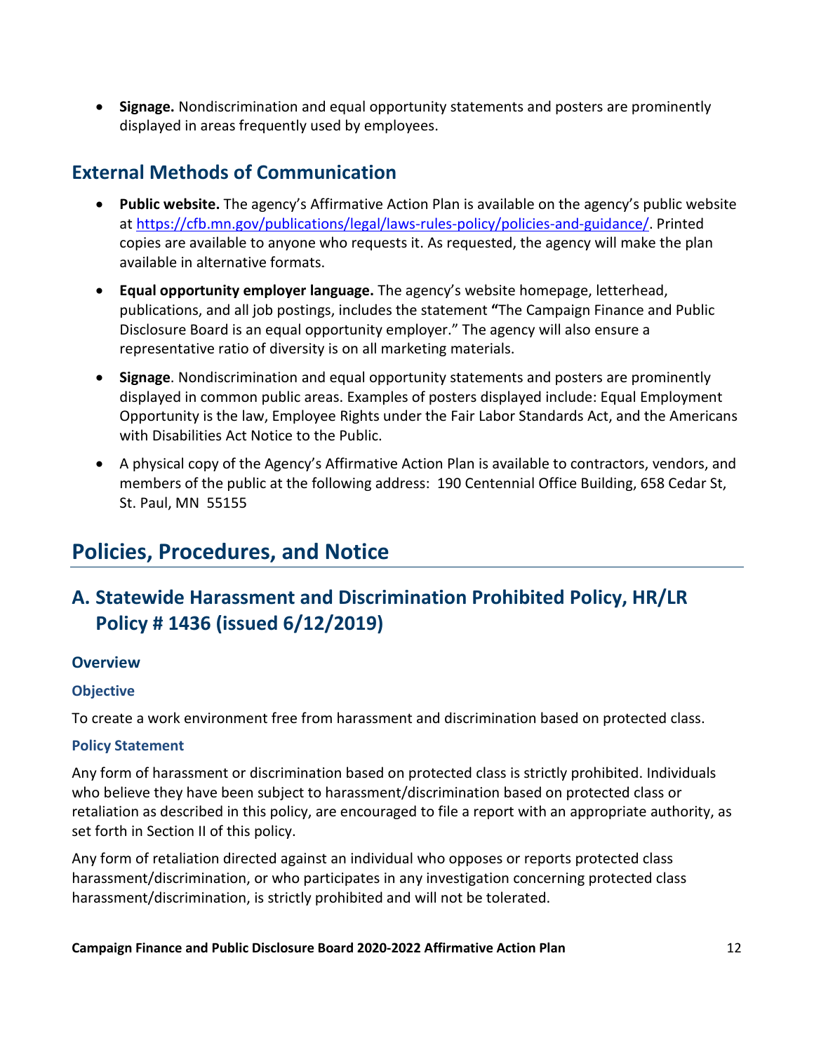- **Signage.** Nondiscrimination and equal opportunity statements and posters are prominently displayed in areas frequently used by employees.

## External Methods of Communication

- **Public website.** The agency's Affirmative Action Plan is available on the agency's public website at https://cfb.mn.gov/publications/legal/laws-rules-policy/policies-and-guidance/. Printed copies are available to anyone who requests it. As requested, the agency will make the plan available in alternative formats.
- **Equal opportunity employer language.** The agency's website homepage, letterhead, publications, and all job postings, includes the statement **"**The Campaign Finance and Public Disclosure Board is an equal opportunity employer." The agency will also ensure a representative ratio of diversity is on all marketing materials.
- **Signage**. Nondiscrimination and equal opportunity statements and posters are prominently displayed in common public areas. Examples of posters displayed include: Equal Employment Opportunity is the law, Employee Rights under the Fair Labor Standards Act, and the Americans with Disabilities Act Notice to the Public.
- A physical copy of the Agency's Affirmative Action Plan is available to contractors, vendors, and members of the public at the following address: 190 Centennial Office Building, 658 Cedar St, St. Paul, MN 55155

# Policies, Procedures, and Notice

## A. Statewide Harassment and Discrimination Prohibited Policy, HR/LR Policy # 1436 (issued 6/12/2019)

### Overview

#### Objective

To create a work environment free from harassment and discrimination based on protected class.

#### Policy Statement

Any form of harassment or discrimination based on protected class is strictly prohibited. Individuals who believe they have been subject to harassment/discrimination based on protected class or retaliation as described in this policy, are encouraged to file a report with an appropriate authority, as set forth in Section II of this policy.

Any form of retaliation directed against an individual who opposes or reports protected class harassment/discrimination, or who participates in any investigation concerning protected class harassment/discrimination, is strictly prohibited and will not be tolerated.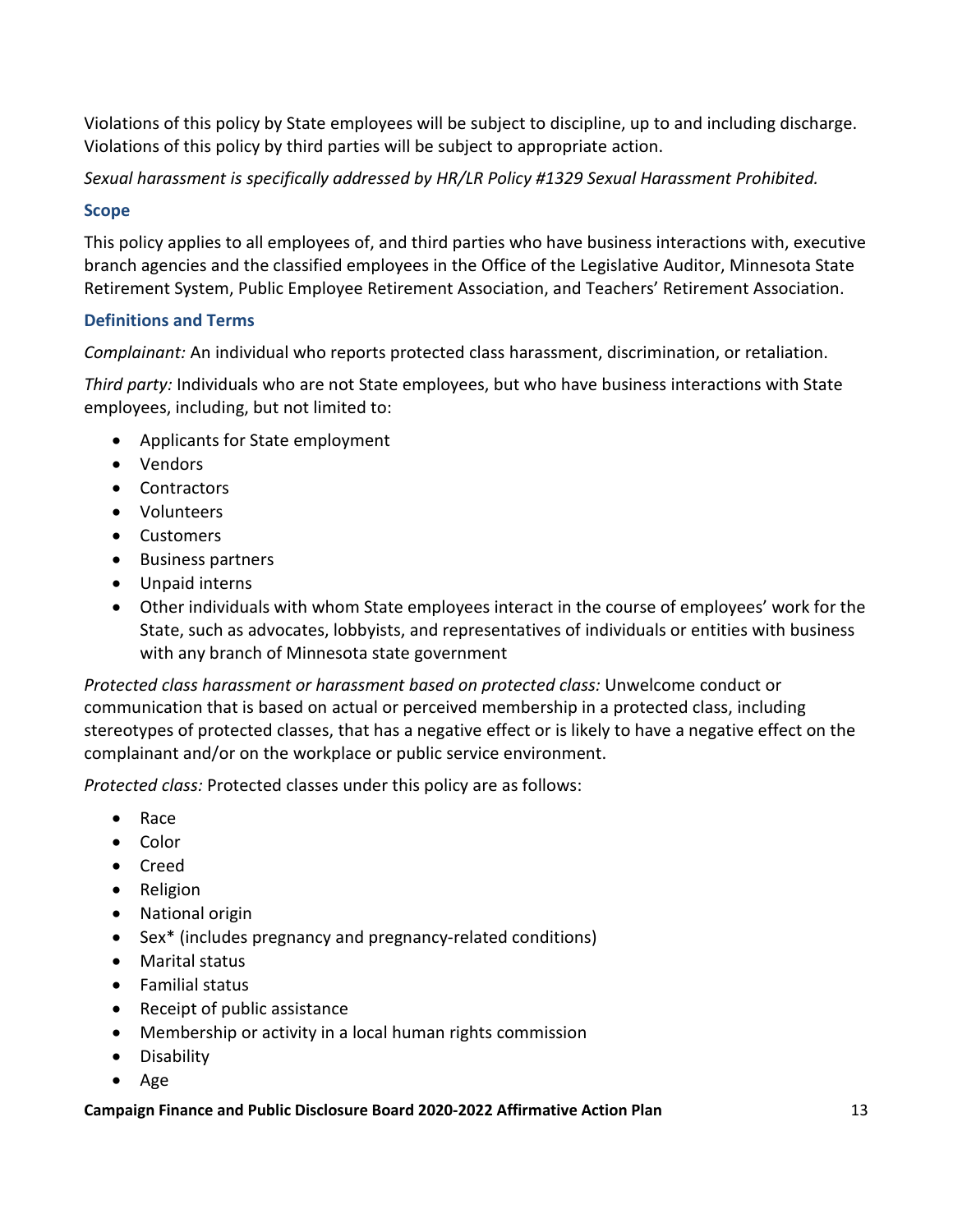Violations of this policy by State employees will be subject to discipline, up to and including discharge. Violations of this policy by third parties will be subject to appropriate action.

*Sexual harassment is specifically addressed by HR/LR Policy #1329 Sexual Harassment Prohibited.*

### Scope

This policy applies to all employees of, and third parties who have business interactions with, executive branch agencies and the classified employees in the Office of the Legislative Auditor, Minnesota State Retirement System, Public Employee Retirement Association, and Teachers' Retirement Association.

### Definitions and Terms

*Complainant:* An individual who reports protected class harassment, discrimination, or retaliation.

*Third party:* Individuals who are not State employees, but who have business interactions with State employees, including, but not limited to:

- Applicants for State employment
- Vendors
- Contractors
- Volunteers
- Customers
- Business partners
- Unpaid interns
- Other individuals with whom State employees interact in the course of employees' work for the State, such as advocates, lobbyists, and representatives of individuals or entities with business with any branch of Minnesota state government

*Protected class harassment or harassment based on protected class:* Unwelcome conduct or communication that is based on actual or perceived membership in a protected class, including stereotypes of protected classes, that has a negative effect or is likely to have a negative effect on the complainant and/or on the workplace or public service environment.

*Protected class:* Protected classes under this policy are as follows:

- Race
- Color
- Creed
- Religion
- National origin
- Sex* (includes pregnancy and pregnancy-related conditions)
- Marital status
- Familial status
- Receipt of public assistance
- Membership or activity in a local human rights commission
- Disability
- Age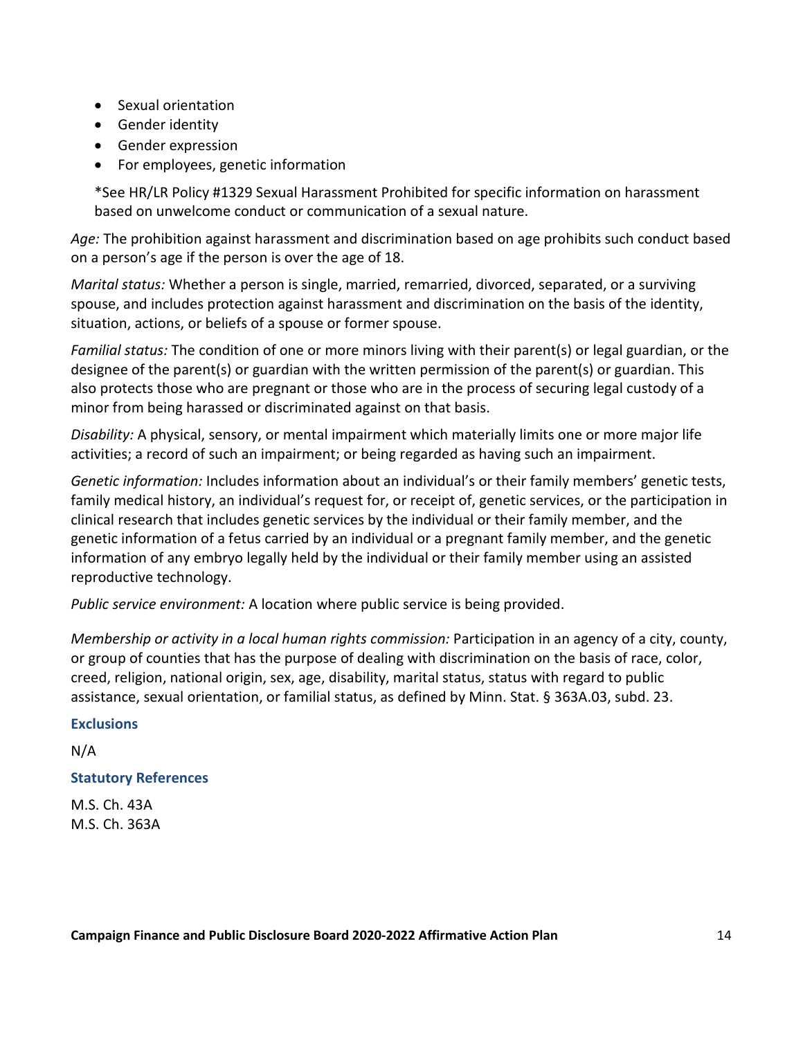- Sexual orientation
- Gender identity
- Gender expression
- For employees, genetic information

*See HR/LR Policy #1329 Sexual Harassment Prohibited for specific information on harassment based on unwelcome conduct or communication of a sexual nature.

*Age:* The prohibition against harassment and discrimination based on age prohibits such conduct based on a person's age if the person is over the age of 18.

*Marital status:* Whether a person is single, married, remarried, divorced, separated, or a surviving spouse, and includes protection against harassment and discrimination on the basis of the identity, situation, actions, or beliefs of a spouse or former spouse.

*Familial status:* The condition of one or more minors living with their parent(s) or legal guardian, or the designee of the parent(s) or guardian with the written permission of the parent(s) or guardian. This also protects those who are pregnant or those who are in the process of securing legal custody of a minor from being harassed or discriminated against on that basis.

*Disability:* A physical, sensory, or mental impairment which materially limits one or more major life activities; a record of such an impairment; or being regarded as having such an impairment.

*Genetic information:* Includes information about an individual's or their family members' genetic tests, family medical history, an individual's request for, or receipt of, genetic services, or the participation in clinical research that includes genetic services by the individual or their family member, and the genetic information of a fetus carried by an individual or a pregnant family member, and the genetic information of any embryo legally held by the individual or their family member using an assisted reproductive technology.

*Public service environment:* A location where public service is being provided.

*Membership or activity in a local human rights commission:* Participation in an agency of a city, county, or group of counties that has the purpose of dealing with discrimination on the basis of race, color, creed, religion, national origin, sex, age, disability, marital status, status with regard to public assistance, sexual orientation, or familial status, as defined by Minn. Stat. § 363A.03, subd. 23.

### Exclusions

N/A

### Statutory References

M.S. Ch. 43A
M.S. Ch. 363A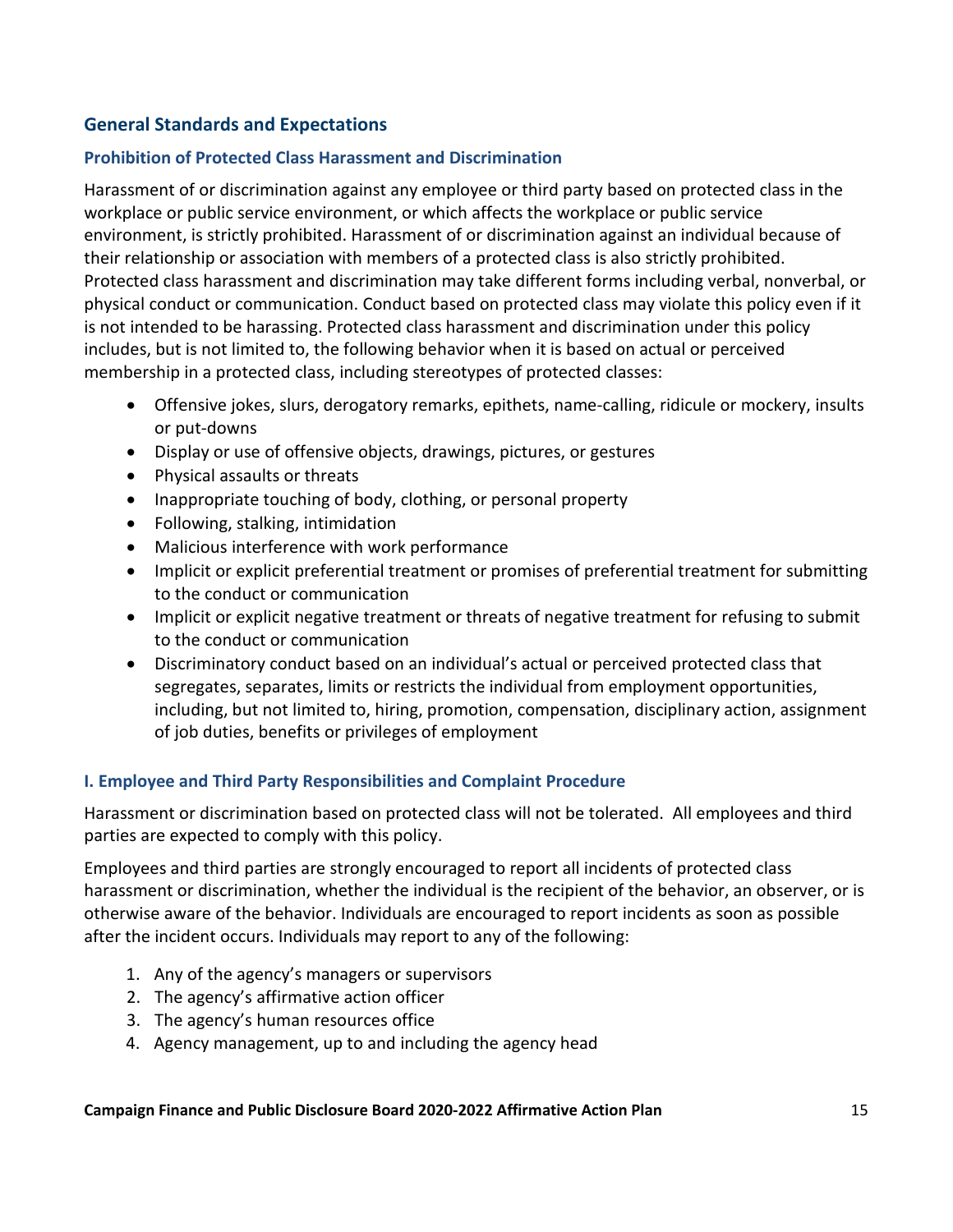## General Standards and Expectations

### Prohibition of Protected Class Harassment and Discrimination

Harassment of or discrimination against any employee or third party based on protected class in the workplace or public service environment, or which affects the workplace or public service environment, is strictly prohibited. Harassment of or discrimination against an individual because of their relationship or association with members of a protected class is also strictly prohibited. Protected class harassment and discrimination may take different forms including verbal, nonverbal, or physical conduct or communication. Conduct based on protected class may violate this policy even if it is not intended to be harassing. Protected class harassment and discrimination under this policy includes, but is not limited to, the following behavior when it is based on actual or perceived membership in a protected class, including stereotypes of protected classes:

- Offensive jokes, slurs, derogatory remarks, epithets, name-calling, ridicule or mockery, insults or put-downs
- Display or use of offensive objects, drawings, pictures, or gestures
- Physical assaults or threats
- Inappropriate touching of body, clothing, or personal property
- Following, stalking, intimidation
- Malicious interference with work performance
- Implicit or explicit preferential treatment or promises of preferential treatment for submitting to the conduct or communication
- Implicit or explicit negative treatment or threats of negative treatment for refusing to submit to the conduct or communication
- Discriminatory conduct based on an individual's actual or perceived protected class that segregates, separates, limits or restricts the individual from employment opportunities, including, but not limited to, hiring, promotion, compensation, disciplinary action, assignment of job duties, benefits or privileges of employment

### I. Employee and Third Party Responsibilities and Complaint Procedure

Harassment or discrimination based on protected class will not be tolerated. All employees and third parties are expected to comply with this policy.

Employees and third parties are strongly encouraged to report all incidents of protected class harassment or discrimination, whether the individual is the recipient of the behavior, an observer, or is otherwise aware of the behavior. Individuals are encouraged to report incidents as soon as possible after the incident occurs. Individuals may report to any of the following:

1. Any of the agency's managers or supervisors
2. The agency's affirmative action officer
3. The agency's human resources office
4. Agency management, up to and including the agency head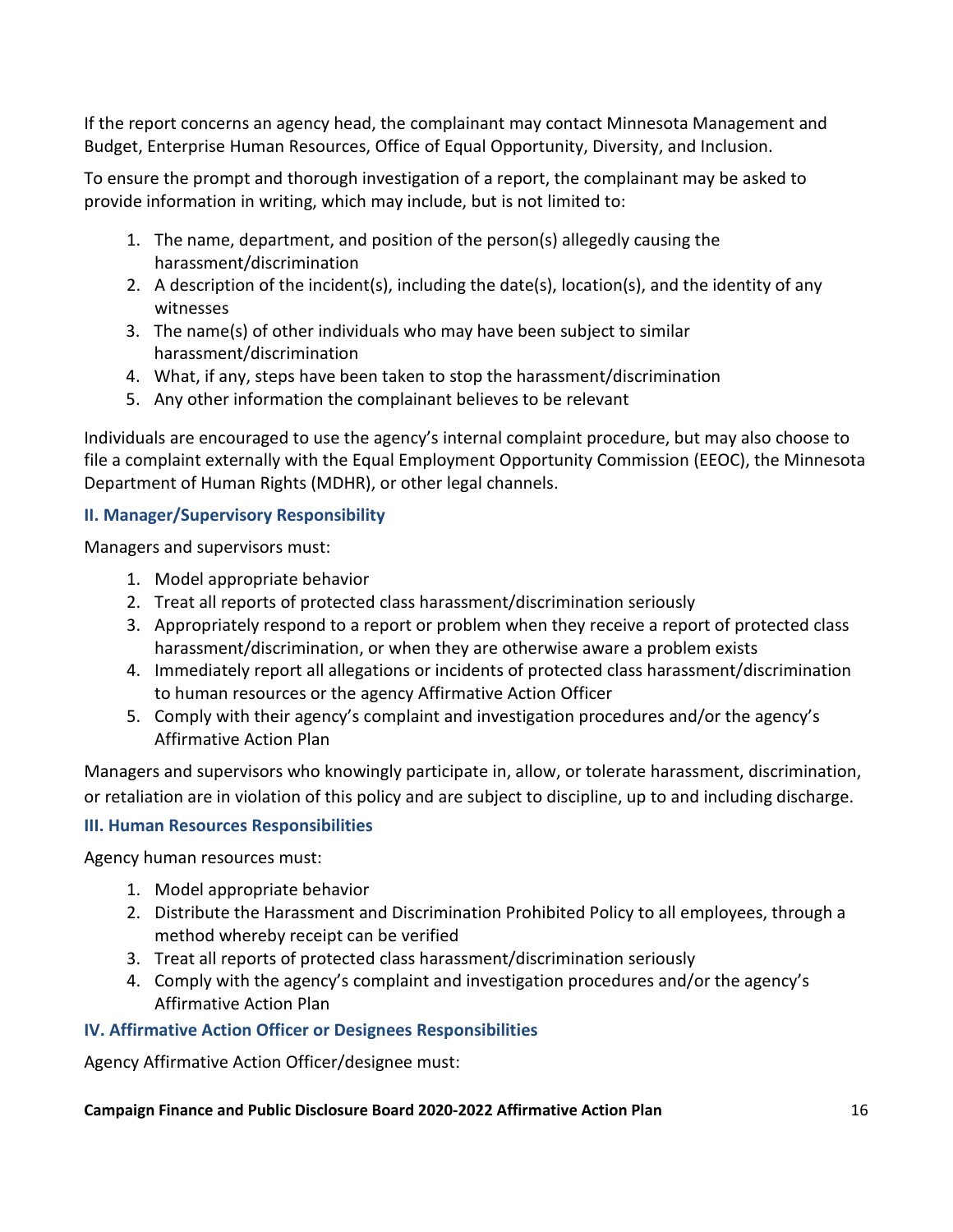If the report concerns an agency head, the complainant may contact Minnesota Management and Budget, Enterprise Human Resources, Office of Equal Opportunity, Diversity, and Inclusion.

To ensure the prompt and thorough investigation of a report, the complainant may be asked to provide information in writing, which may include, but is not limited to:

1. The name, department, and position of the person(s) allegedly causing the harassment/discrimination
2. A description of the incident(s), including the date(s), location(s), and the identity of any witnesses
3. The name(s) of other individuals who may have been subject to similar harassment/discrimination
4. What, if any, steps have been taken to stop the harassment/discrimination
5. Any other information the complainant believes to be relevant

Individuals are encouraged to use the agency's internal complaint procedure, but may also choose to file a complaint externally with the Equal Employment Opportunity Commission (EEOC), the Minnesota Department of Human Rights (MDHR), or other legal channels.

### II. Manager/Supervisory Responsibility

Managers and supervisors must:

1. Model appropriate behavior
2. Treat all reports of protected class harassment/discrimination seriously
3. Appropriately respond to a report or problem when they receive a report of protected class harassment/discrimination, or when they are otherwise aware a problem exists
4. Immediately report all allegations or incidents of protected class harassment/discrimination to human resources or the agency Affirmative Action Officer
5. Comply with their agency's complaint and investigation procedures and/or the agency's Affirmative Action Plan

Managers and supervisors who knowingly participate in, allow, or tolerate harassment, discrimination, or retaliation are in violation of this policy and are subject to discipline, up to and including discharge.

### III. Human Resources Responsibilities

Agency human resources must:

1. Model appropriate behavior
2. Distribute the Harassment and Discrimination Prohibited Policy to all employees, through a method whereby receipt can be verified
3. Treat all reports of protected class harassment/discrimination seriously
4. Comply with the agency's complaint and investigation procedures and/or the agency's Affirmative Action Plan

### IV. Affirmative Action Officer or Designees Responsibilities

Agency Affirmative Action Officer/designee must: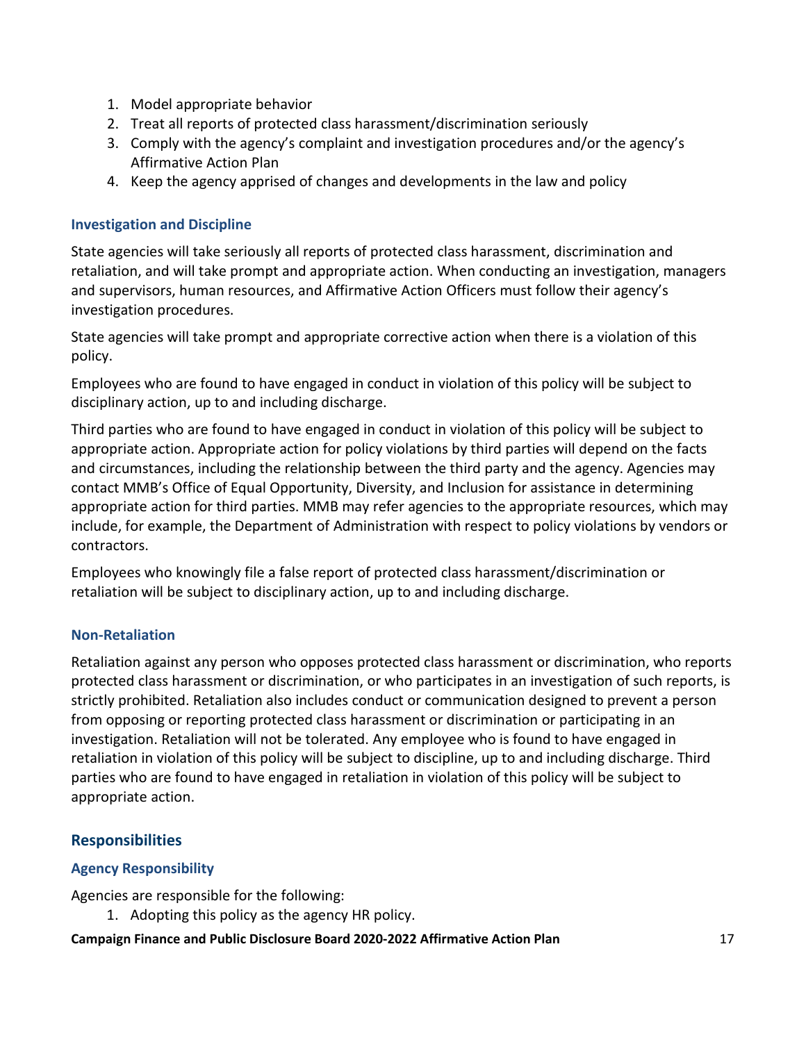1. Model appropriate behavior
2. Treat all reports of protected class harassment/discrimination seriously
3. Comply with the agency's complaint and investigation procedures and/or the agency's Affirmative Action Plan
4. Keep the agency apprised of changes and developments in the law and policy

### Investigation and Discipline

State agencies will take seriously all reports of protected class harassment, discrimination and retaliation, and will take prompt and appropriate action. When conducting an investigation, managers and supervisors, human resources, and Affirmative Action Officers must follow their agency's investigation procedures.

State agencies will take prompt and appropriate corrective action when there is a violation of this policy.

Employees who are found to have engaged in conduct in violation of this policy will be subject to disciplinary action, up to and including discharge.

Third parties who are found to have engaged in conduct in violation of this policy will be subject to appropriate action. Appropriate action for policy violations by third parties will depend on the facts and circumstances, including the relationship between the third party and the agency. Agencies may contact MMB's Office of Equal Opportunity, Diversity, and Inclusion for assistance in determining appropriate action for third parties. MMB may refer agencies to the appropriate resources, which may include, for example, the Department of Administration with respect to policy violations by vendors or contractors.

Employees who knowingly file a false report of protected class harassment/discrimination or retaliation will be subject to disciplinary action, up to and including discharge.

### Non-Retaliation

Retaliation against any person who opposes protected class harassment or discrimination, who reports protected class harassment or discrimination, or who participates in an investigation of such reports, is strictly prohibited. Retaliation also includes conduct or communication designed to prevent a person from opposing or reporting protected class harassment or discrimination or participating in an investigation. Retaliation will not be tolerated. Any employee who is found to have engaged in retaliation in violation of this policy will be subject to discipline, up to and including discharge. Third parties who are found to have engaged in retaliation in violation of this policy will be subject to appropriate action.

## Responsibilities

### Agency Responsibility

Agencies are responsible for the following:

1. Adopting this policy as the agency HR policy.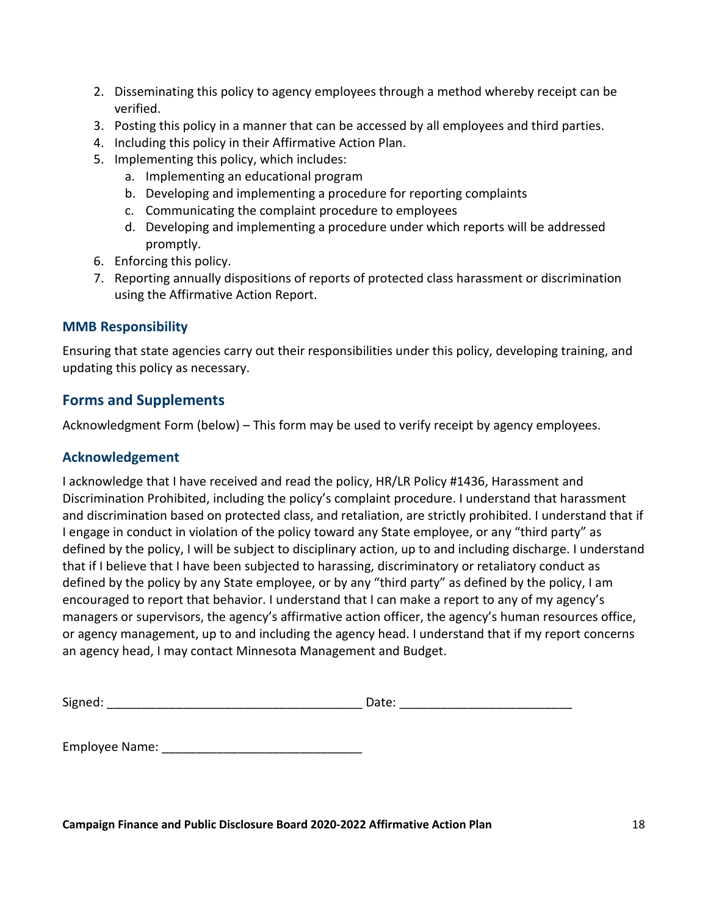2. Disseminating this policy to agency employees through a method whereby receipt can be verified.
3. Posting this policy in a manner that can be accessed by all employees and third parties.
4. Including this policy in their Affirmative Action Plan.
5. Implementing this policy, which includes:
   a. Implementing an educational program
   b. Developing and implementing a procedure for reporting complaints
   c. Communicating the complaint procedure to employees
   d. Developing and implementing a procedure under which reports will be addressed promptly.
6. Enforcing this policy.
7. Reporting annually dispositions of reports of protected class harassment or discrimination using the Affirmative Action Report.

### MMB Responsibility

Ensuring that state agencies carry out their responsibilities under this policy, developing training, and updating this policy as necessary.

## Forms and Supplements

Acknowledgment Form (below) – This form may be used to verify receipt by agency employees.

### Acknowledgement

I acknowledge that I have received and read the policy, HR/LR Policy #1436, Harassment and Discrimination Prohibited, including the policy's complaint procedure. I understand that harassment and discrimination based on protected class, and retaliation, are strictly prohibited. I understand that if I engage in conduct in violation of the policy toward any State employee, or any "third party" as defined by the policy, I will be subject to disciplinary action, up to and including discharge. I understand that if I believe that I have been subjected to harassing, discriminatory or retaliatory conduct as defined by the policy by any State employee, or by any "third party" as defined by the policy, I am encouraged to report that behavior. I understand that I can make a report to any of my agency's managers or supervisors, the agency's affirmative action officer, the agency's human resources office, or agency management, up to and including the agency head. I understand that if my report concerns an agency head, I may contact Minnesota Management and Budget.

Signed: ____________________________________ Date: ________________________

Employee Name: ____________________________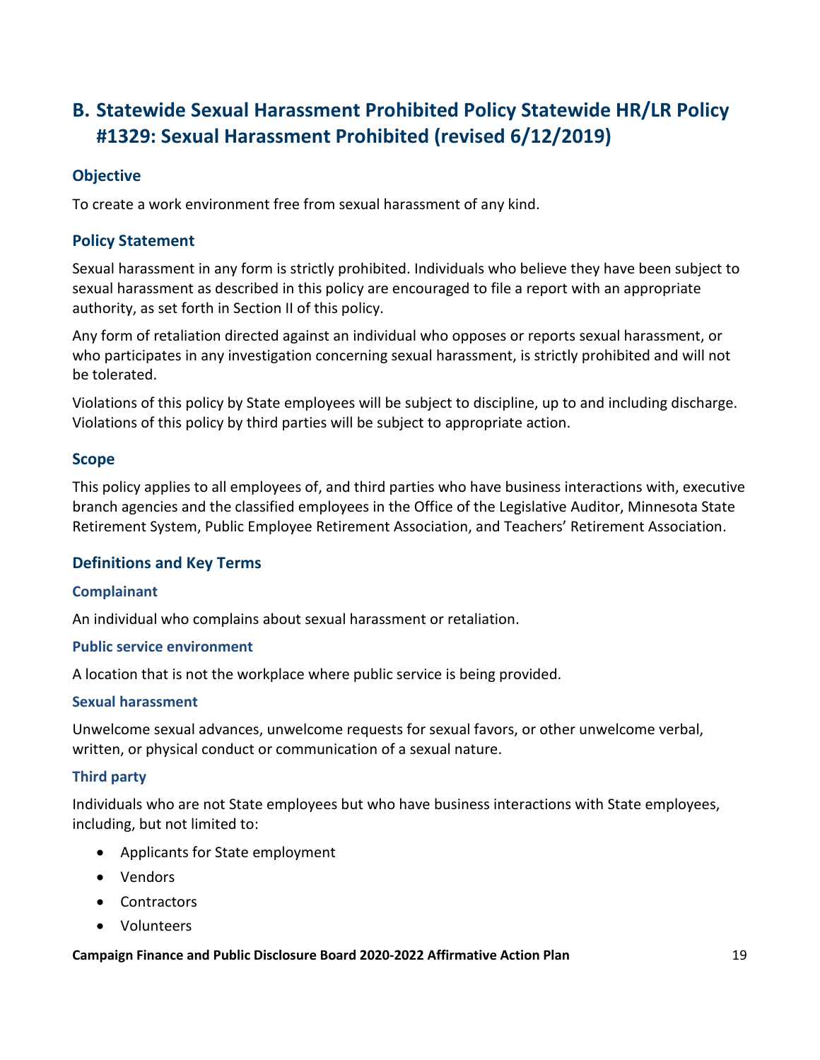## B. Statewide Sexual Harassment Prohibited Policy Statewide HR/LR Policy #1329: Sexual Harassment Prohibited (revised 6/12/2019)

### Objective

To create a work environment free from sexual harassment of any kind.

### Policy Statement

Sexual harassment in any form is strictly prohibited. Individuals who believe they have been subject to sexual harassment as described in this policy are encouraged to file a report with an appropriate authority, as set forth in Section II of this policy.

Any form of retaliation directed against an individual who opposes or reports sexual harassment, or who participates in any investigation concerning sexual harassment, is strictly prohibited and will not be tolerated.

Violations of this policy by State employees will be subject to discipline, up to and including discharge. Violations of this policy by third parties will be subject to appropriate action.

### Scope

This policy applies to all employees of, and third parties who have business interactions with, executive branch agencies and the classified employees in the Office of the Legislative Auditor, Minnesota State Retirement System, Public Employee Retirement Association, and Teachers' Retirement Association.

### Definitions and Key Terms

#### Complainant

An individual who complains about sexual harassment or retaliation.

#### Public service environment

A location that is not the workplace where public service is being provided.

#### Sexual harassment

Unwelcome sexual advances, unwelcome requests for sexual favors, or other unwelcome verbal, written, or physical conduct or communication of a sexual nature.

#### Third party

Individuals who are not State employees but who have business interactions with State employees, including, but not limited to:

- Applicants for State employment
- Vendors
- Contractors
- Volunteers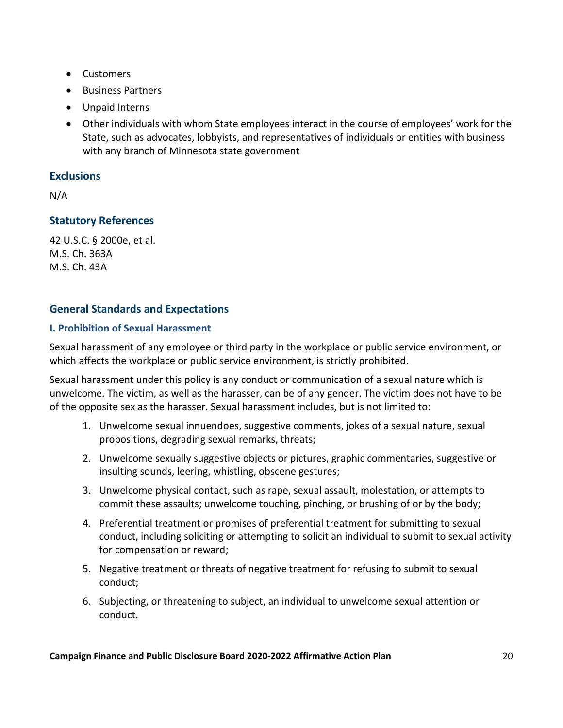- Customers
- Business Partners
- Unpaid Interns
- Other individuals with whom State employees interact in the course of employees' work for the State, such as advocates, lobbyists, and representatives of individuals or entities with business with any branch of Minnesota state government

## Exclusions

N/A

## Statutory References

42 U.S.C. § 2000e, et al.
M.S. Ch. 363A
M.S. Ch. 43A

## General Standards and Expectations

### I. Prohibition of Sexual Harassment

Sexual harassment of any employee or third party in the workplace or public service environment, or which affects the workplace or public service environment, is strictly prohibited.

Sexual harassment under this policy is any conduct or communication of a sexual nature which is unwelcome. The victim, as well as the harasser, can be of any gender. The victim does not have to be of the opposite sex as the harasser. Sexual harassment includes, but is not limited to:

1. Unwelcome sexual innuendoes, suggestive comments, jokes of a sexual nature, sexual propositions, degrading sexual remarks, threats;
2. Unwelcome sexually suggestive objects or pictures, graphic commentaries, suggestive or insulting sounds, leering, whistling, obscene gestures;
3. Unwelcome physical contact, such as rape, sexual assault, molestation, or attempts to commit these assaults; unwelcome touching, pinching, or brushing of or by the body;
4. Preferential treatment or promises of preferential treatment for submitting to sexual conduct, including soliciting or attempting to solicit an individual to submit to sexual activity for compensation or reward;
5. Negative treatment or threats of negative treatment for refusing to submit to sexual conduct;
6. Subjecting, or threatening to subject, an individual to unwelcome sexual attention or conduct.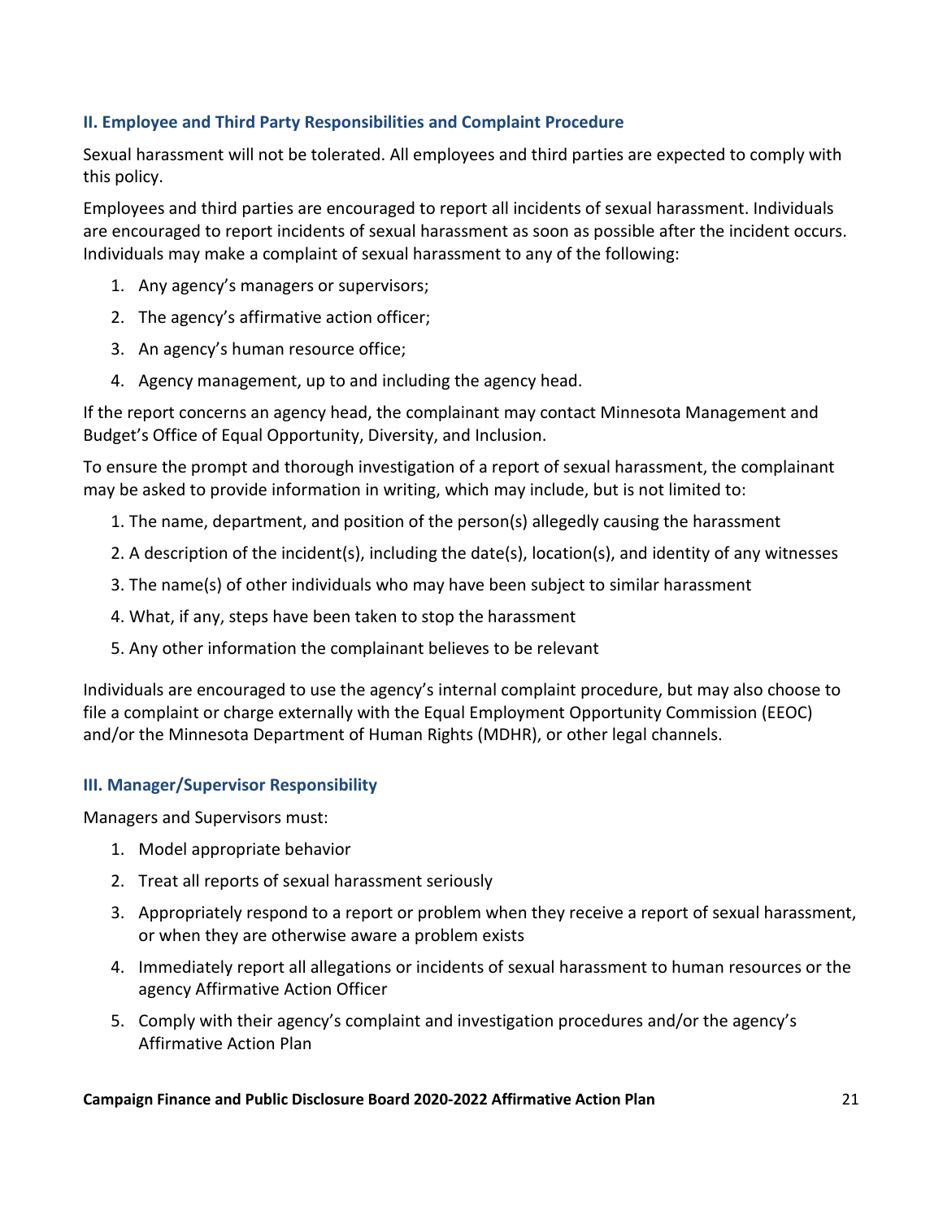### II. Employee and Third Party Responsibilities and Complaint Procedure

Sexual harassment will not be tolerated. All employees and third parties are expected to comply with this policy.

Employees and third parties are encouraged to report all incidents of sexual harassment. Individuals are encouraged to report incidents of sexual harassment as soon as possible after the incident occurs. Individuals may make a complaint of sexual harassment to any of the following:

1. Any agency's managers or supervisors;
2. The agency's affirmative action officer;
3. An agency's human resource office;
4. Agency management, up to and including the agency head.

If the report concerns an agency head, the complainant may contact Minnesota Management and Budget's Office of Equal Opportunity, Diversity, and Inclusion.

To ensure the prompt and thorough investigation of a report of sexual harassment, the complainant may be asked to provide information in writing, which may include, but is not limited to:

1. The name, department, and position of the person(s) allegedly causing the harassment
2. A description of the incident(s), including the date(s), location(s), and identity of any witnesses
3. The name(s) of other individuals who may have been subject to similar harassment
4. What, if any, steps have been taken to stop the harassment
5. Any other information the complainant believes to be relevant

Individuals are encouraged to use the agency's internal complaint procedure, but may also choose to file a complaint or charge externally with the Equal Employment Opportunity Commission (EEOC) and/or the Minnesota Department of Human Rights (MDHR), or other legal channels.

### III. Manager/Supervisor Responsibility

Managers and Supervisors must:

1. Model appropriate behavior
2. Treat all reports of sexual harassment seriously
3. Appropriately respond to a report or problem when they receive a report of sexual harassment, or when they are otherwise aware a problem exists
4. Immediately report all allegations or incidents of sexual harassment to human resources or the agency Affirmative Action Officer
5. Comply with their agency's complaint and investigation procedures and/or the agency's Affirmative Action Plan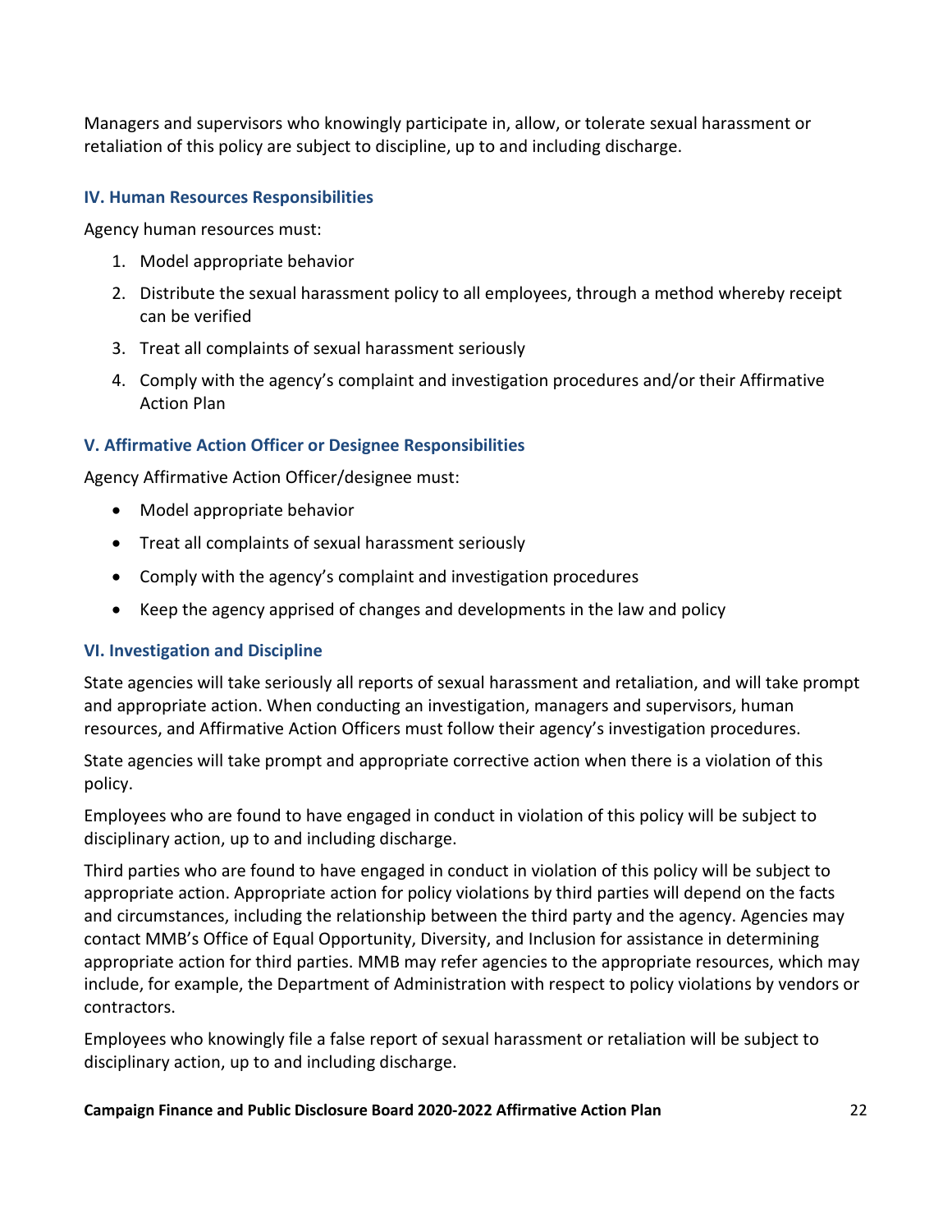Managers and supervisors who knowingly participate in, allow, or tolerate sexual harassment or retaliation of this policy are subject to discipline, up to and including discharge.

### IV. Human Resources Responsibilities

Agency human resources must:

1. Model appropriate behavior
2. Distribute the sexual harassment policy to all employees, through a method whereby receipt can be verified
3. Treat all complaints of sexual harassment seriously
4. Comply with the agency's complaint and investigation procedures and/or their Affirmative Action Plan

### V. Affirmative Action Officer or Designee Responsibilities

Agency Affirmative Action Officer/designee must:

- Model appropriate behavior
- Treat all complaints of sexual harassment seriously
- Comply with the agency's complaint and investigation procedures
- Keep the agency apprised of changes and developments in the law and policy

### VI. Investigation and Discipline

State agencies will take seriously all reports of sexual harassment and retaliation, and will take prompt and appropriate action. When conducting an investigation, managers and supervisors, human resources, and Affirmative Action Officers must follow their agency's investigation procedures.

State agencies will take prompt and appropriate corrective action when there is a violation of this policy.

Employees who are found to have engaged in conduct in violation of this policy will be subject to disciplinary action, up to and including discharge.

Third parties who are found to have engaged in conduct in violation of this policy will be subject to appropriate action. Appropriate action for policy violations by third parties will depend on the facts and circumstances, including the relationship between the third party and the agency. Agencies may contact MMB's Office of Equal Opportunity, Diversity, and Inclusion for assistance in determining appropriate action for third parties. MMB may refer agencies to the appropriate resources, which may include, for example, the Department of Administration with respect to policy violations by vendors or contractors.

Employees who knowingly file a false report of sexual harassment or retaliation will be subject to disciplinary action, up to and including discharge.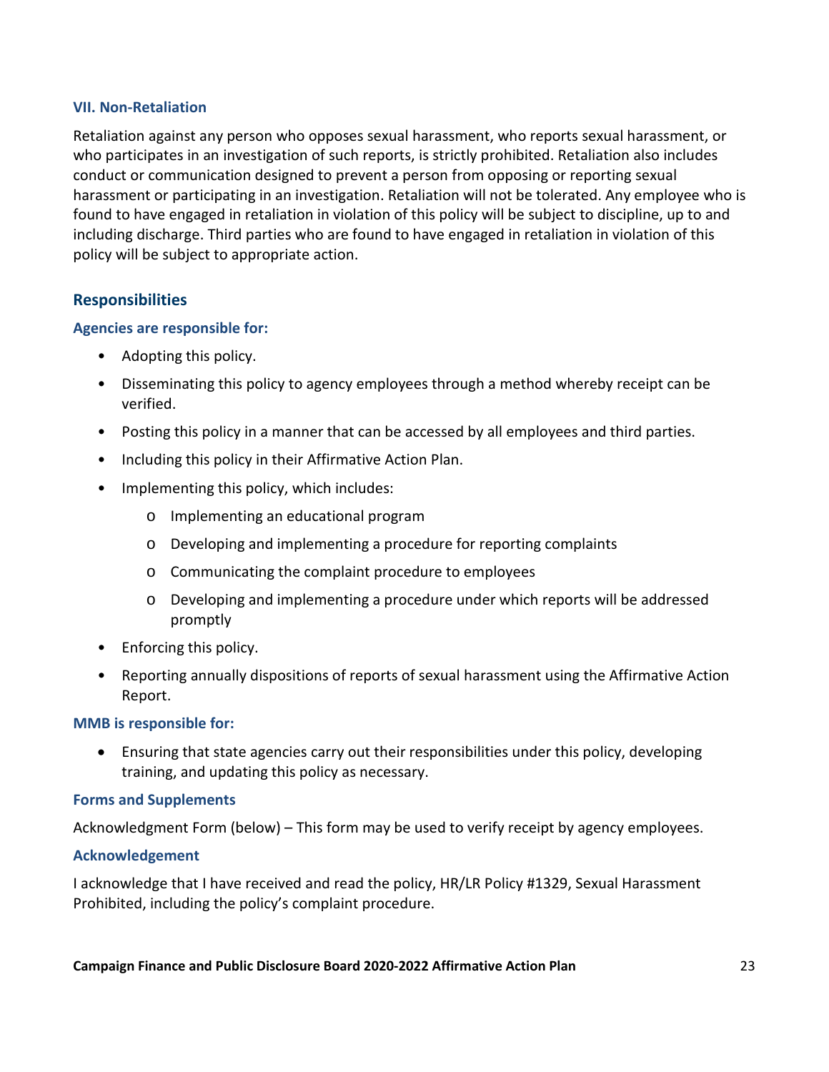### VII. Non-Retaliation

Retaliation against any person who opposes sexual harassment, who reports sexual harassment, or who participates in an investigation of such reports, is strictly prohibited. Retaliation also includes conduct or communication designed to prevent a person from opposing or reporting sexual harassment or participating in an investigation. Retaliation will not be tolerated. Any employee who is found to have engaged in retaliation in violation of this policy will be subject to discipline, up to and including discharge. Third parties who are found to have engaged in retaliation in violation of this policy will be subject to appropriate action.

## Responsibilities

### Agencies are responsible for:

- Adopting this policy.
- Disseminating this policy to agency employees through a method whereby receipt can be verified.
- Posting this policy in a manner that can be accessed by all employees and third parties.
- Including this policy in their Affirmative Action Plan.
- Implementing this policy, which includes:
    - Implementing an educational program
    - Developing and implementing a procedure for reporting complaints
    - Communicating the complaint procedure to employees
    - Developing and implementing a procedure under which reports will be addressed promptly
- Enforcing this policy.
- Reporting annually dispositions of reports of sexual harassment using the Affirmative Action Report.

### MMB is responsible for:

- Ensuring that state agencies carry out their responsibilities under this policy, developing training, and updating this policy as necessary.

### Forms and Supplements

Acknowledgment Form (below) – This form may be used to verify receipt by agency employees.

### Acknowledgement

I acknowledge that I have received and read the policy, HR/LR Policy #1329, Sexual Harassment Prohibited, including the policy's complaint procedure.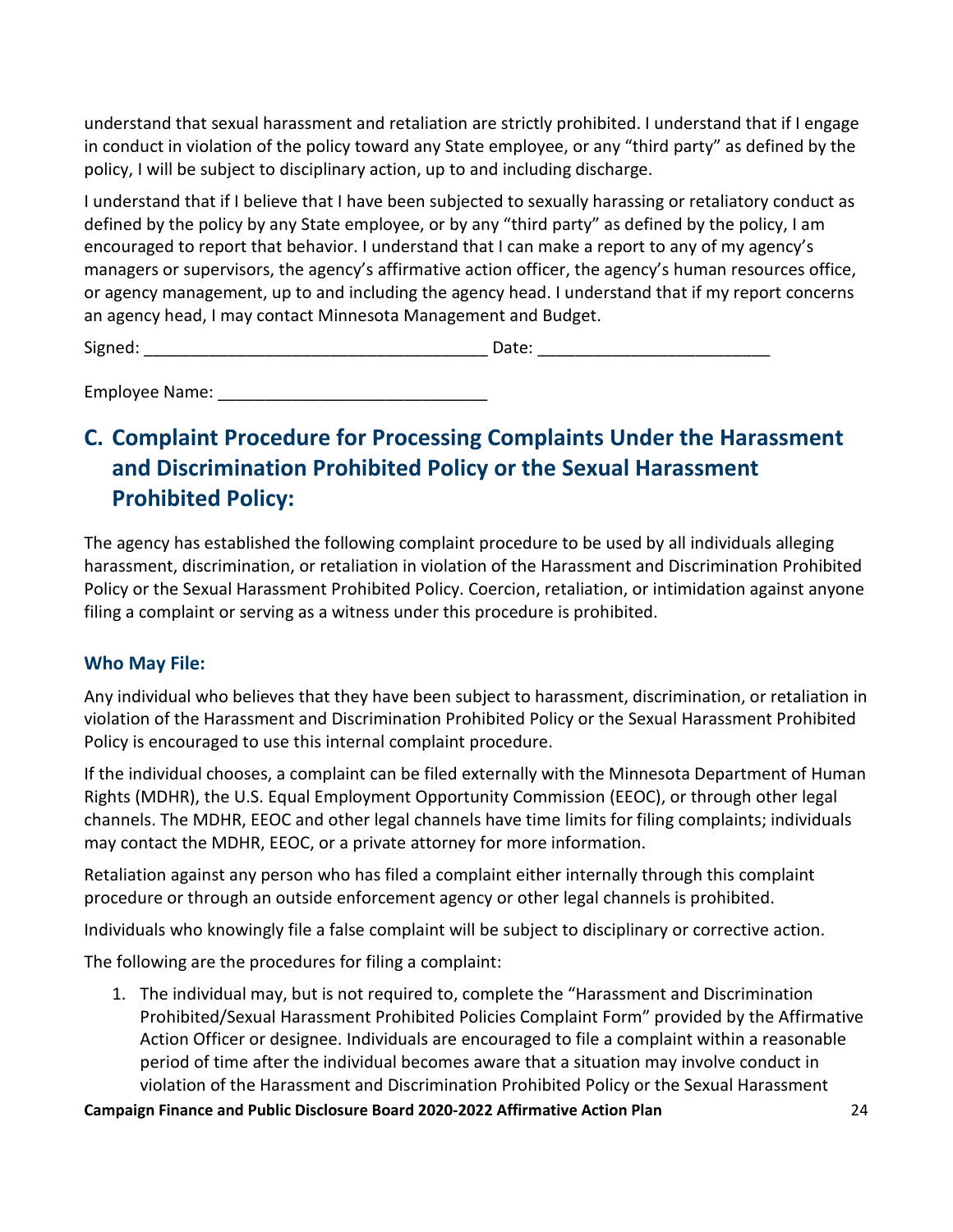understand that sexual harassment and retaliation are strictly prohibited. I understand that if I engage in conduct in violation of the policy toward any State employee, or any "third party" as defined by the policy, I will be subject to disciplinary action, up to and including discharge.

I understand that if I believe that I have been subjected to sexually harassing or retaliatory conduct as defined by the policy by any State employee, or by any "third party" as defined by the policy, I am encouraged to report that behavior. I understand that I can make a report to any of my agency's managers or supervisors, the agency's affirmative action officer, the agency's human resources office, or agency management, up to and including the agency head. I understand that if my report concerns an agency head, I may contact Minnesota Management and Budget.

Signed: ____________________________________ Date: ________________________

Employee Name: ____________________________

## C. Complaint Procedure for Processing Complaints Under the Harassment and Discrimination Prohibited Policy or the Sexual Harassment Prohibited Policy:

The agency has established the following complaint procedure to be used by all individuals alleging harassment, discrimination, or retaliation in violation of the Harassment and Discrimination Prohibited Policy or the Sexual Harassment Prohibited Policy. Coercion, retaliation, or intimidation against anyone filing a complaint or serving as a witness under this procedure is prohibited.

### Who May File:

Any individual who believes that they have been subject to harassment, discrimination, or retaliation in violation of the Harassment and Discrimination Prohibited Policy or the Sexual Harassment Prohibited Policy is encouraged to use this internal complaint procedure.

If the individual chooses, a complaint can be filed externally with the Minnesota Department of Human Rights (MDHR), the U.S. Equal Employment Opportunity Commission (EEOC), or through other legal channels. The MDHR, EEOC and other legal channels have time limits for filing complaints; individuals may contact the MDHR, EEOC, or a private attorney for more information.

Retaliation against any person who has filed a complaint either internally through this complaint procedure or through an outside enforcement agency or other legal channels is prohibited.

Individuals who knowingly file a false complaint will be subject to disciplinary or corrective action.

The following are the procedures for filing a complaint:

1. The individual may, but is not required to, complete the "Harassment and Discrimination Prohibited/Sexual Harassment Prohibited Policies Complaint Form" provided by the Affirmative Action Officer or designee. Individuals are encouraged to file a complaint within a reasonable period of time after the individual becomes aware that a situation may involve conduct in violation of the Harassment and Discrimination Prohibited Policy or the Sexual Harassment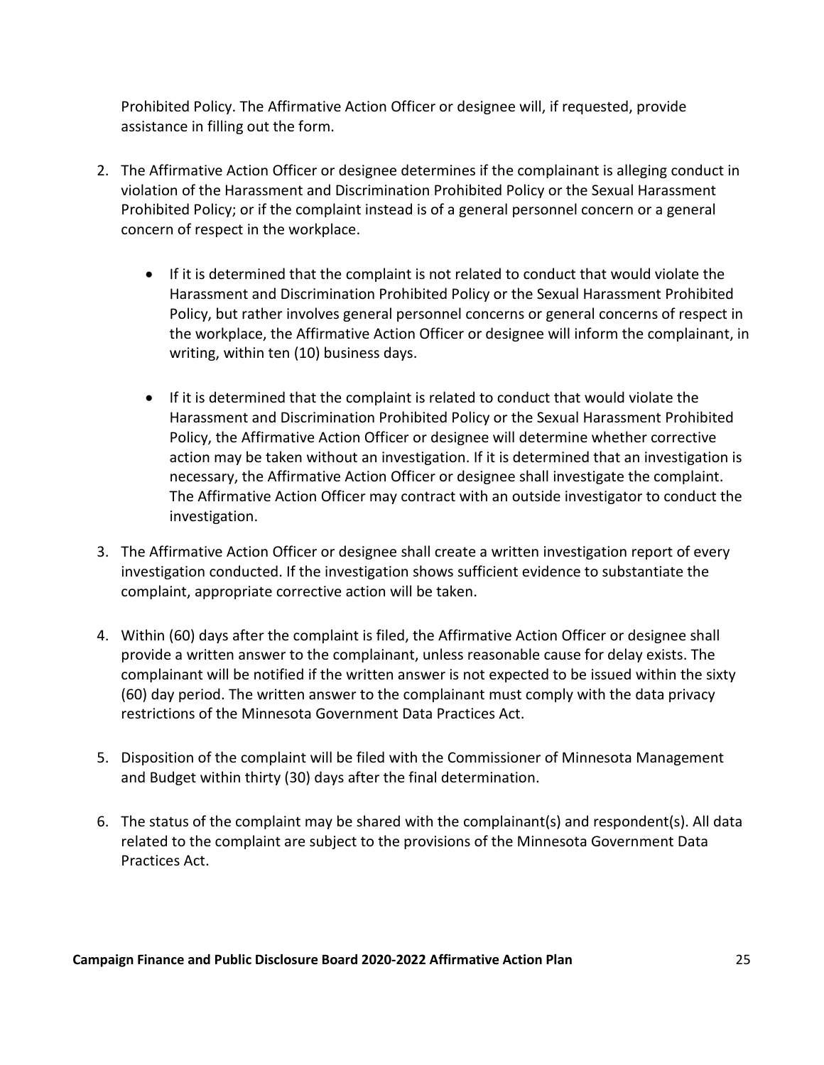Prohibited Policy. The Affirmative Action Officer or designee will, if requested, provide assistance in filling out the form.

2. The Affirmative Action Officer or designee determines if the complainant is alleging conduct in violation of the Harassment and Discrimination Prohibited Policy or the Sexual Harassment Prohibited Policy; or if the complaint instead is of a general personnel concern or a general concern of respect in the workplace.

    - If it is determined that the complaint is not related to conduct that would violate the Harassment and Discrimination Prohibited Policy or the Sexual Harassment Prohibited Policy, but rather involves general personnel concerns or general concerns of respect in the workplace, the Affirmative Action Officer or designee will inform the complainant, in writing, within ten (10) business days.

    - If it is determined that the complaint is related to conduct that would violate the Harassment and Discrimination Prohibited Policy or the Sexual Harassment Prohibited Policy, the Affirmative Action Officer or designee will determine whether corrective action may be taken without an investigation. If it is determined that an investigation is necessary, the Affirmative Action Officer or designee shall investigate the complaint. The Affirmative Action Officer may contract with an outside investigator to conduct the investigation.

3. The Affirmative Action Officer or designee shall create a written investigation report of every investigation conducted. If the investigation shows sufficient evidence to substantiate the complaint, appropriate corrective action will be taken.

4. Within (60) days after the complaint is filed, the Affirmative Action Officer or designee shall provide a written answer to the complainant, unless reasonable cause for delay exists. The complainant will be notified if the written answer is not expected to be issued within the sixty (60) day period. The written answer to the complainant must comply with the data privacy restrictions of the Minnesota Government Data Practices Act.

5. Disposition of the complaint will be filed with the Commissioner of Minnesota Management and Budget within thirty (30) days after the final determination.

6. The status of the complaint may be shared with the complainant(s) and respondent(s). All data related to the complaint are subject to the provisions of the Minnesota Government Data Practices Act.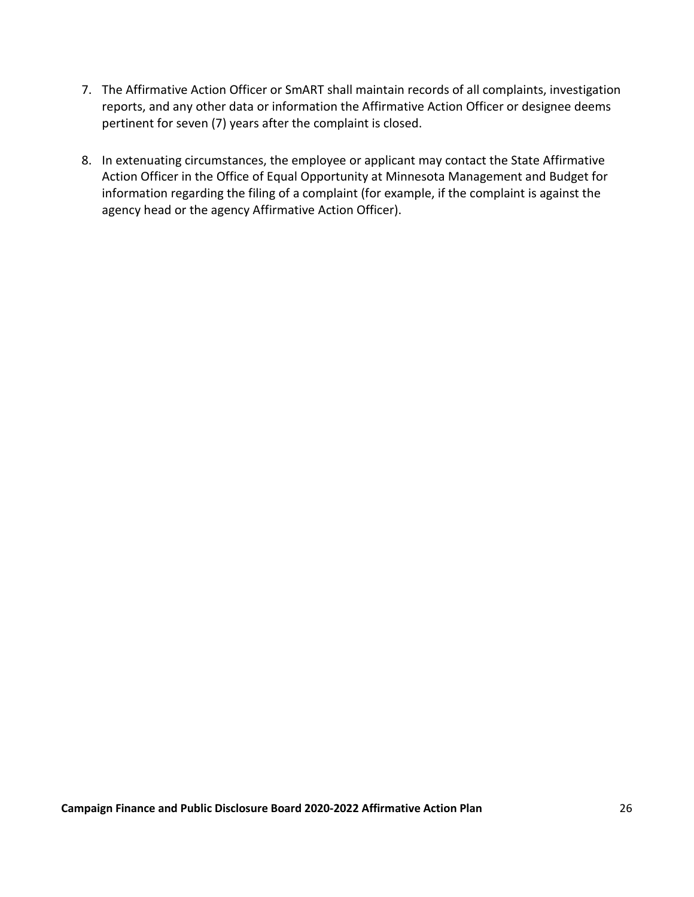7. The Affirmative Action Officer or SmART shall maintain records of all complaints, investigation reports, and any other data or information the Affirmative Action Officer or designee deems pertinent for seven (7) years after the complaint is closed.

8. In extenuating circumstances, the employee or applicant may contact the State Affirmative Action Officer in the Office of Equal Opportunity at Minnesota Management and Budget for information regarding the filing of a complaint (for example, if the complaint is against the agency head or the agency Affirmative Action Officer).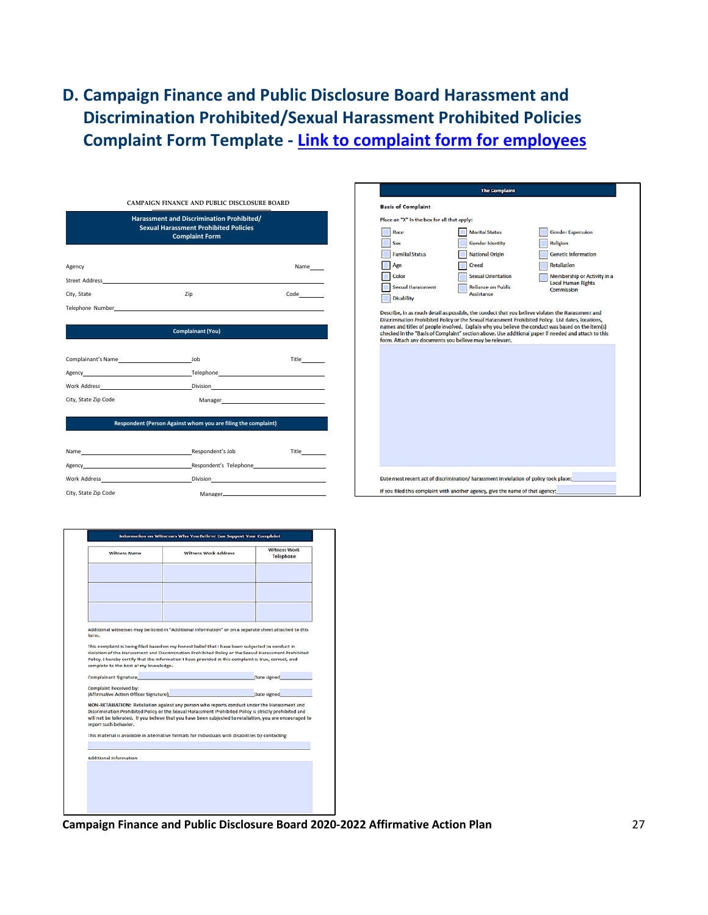## D. Campaign Finance and Public Disclosure Board Harassment and Discrimination Prohibited/Sexual Harassment Prohibited Policies Complaint Form Template - Link to complaint form for employees

CAMPAIGN FINANCE AND PUBLIC DISCLOSURE BOARD

**Harassment and Discrimination Prohibited/ Sexual Harassment Prohibited Policies Complaint Form**

Agency Name____

Street Address____

City, State Zip Code____

Telephone Number____

**Complainant (You)**

Complainant's Name____ Job Title____

Agency____ Telephone____

Work Address____ Division____

City, State Zip Code Manager____

**Respondent (Person Against whom you are filing the complaint)**

Name____ Respondent's Job Title____

Agency____ Respondent's Telephone____

Work Address____ Division____

City, State Zip Code Manager____

**The Complaint**

**Basis of Complaint**

Place an "X" in the box for all that apply:

- ☐ Race
- ☐ Sex
- ☐ Familial Status
- ☐ Age
- ☐ Color
- ☐ Sexual Harassment
- ☐ Disability
- ☐ Marital Status
- ☐ Gender Identity
- ☐ National Origin
- ☐ Creed
- ☐ Sexual Orientation
- ☐ Reliance on Public Assistance
- ☐ Gender Expression
- ☐ Religion
- ☐ Genetic Information
- ☐ Retaliation
- ☐ Membership or Activity in a Local Human Rights Commission

Describe, in as much detail as possible, the conduct that you believe violates the Harassment and Discrimination Prohibited Policy or the Sexual Harassment Prohibited Policy. List dates, locations, names and titles of people involved. Explain why you believe the conduct was based on the item(s) checked in the "Basis of Complaint" section above. Use additional paper if needed and attach to this form. Attach any documents you believe may be relevant.

Date most recent act of discrimination/ harassment in violation of policy took place:____

If you filed this complaint with another agency, give the name of that agency:____

**Information on Witnesses Who You Believe Can Support Your Complaint**

| Witness Name | Witness Work Address | Witness Work Telephone |
|---|---|---|
| | | |
| | | |
| | | |

Additional witnesses may be listed in "Additional Information" or on a separate sheet attached to this form.

This complaint is being filed based on my honest belief that I have been subjected to conduct in violation of the Harassment and Discrimination Prohibited Policy or the Sexual Harassment Prohibited Policy. I hereby certify that the information I have provided in this complaint is true, correct, and complete to the best of my knowledge.

Complainant Signature____ Date signed____

Complaint Received by:
(Affirmative Action Officer Signature)____ Date signed____

**NON-RETALIATION:** Retaliation against any person who reports conduct under the Harassment and Discrimination Prohibited Policy or the Sexual Harassment Prohibited Policy is strictly prohibited and will not be tolerated. If you believe that you have been subjected to retaliation, you are encouraged to report such behavior.

This material is available in alternative formats for individuals with disabilities by contacting

____

Additional Information

____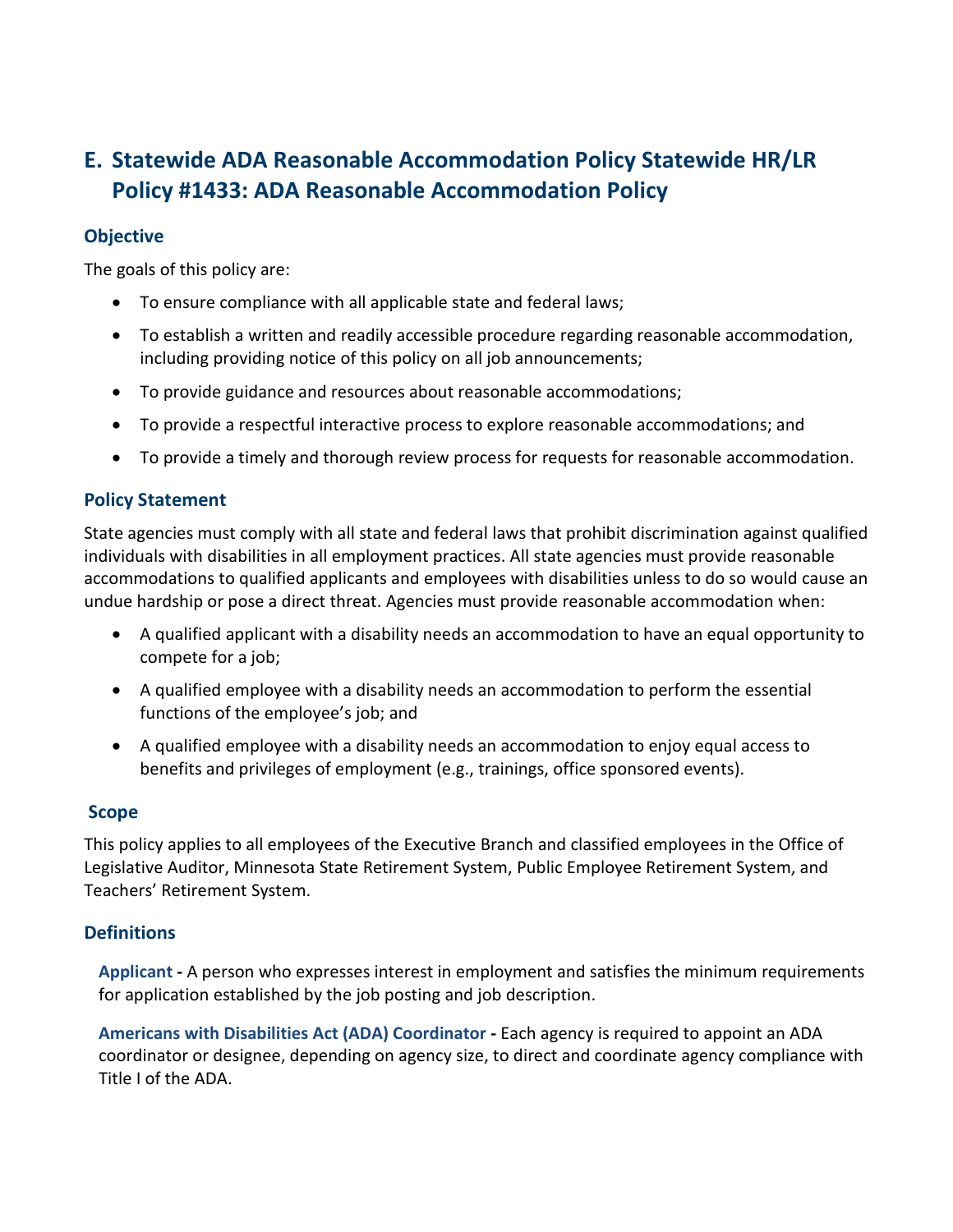## E. Statewide ADA Reasonable Accommodation Policy Statewide HR/LR Policy #1433: ADA Reasonable Accommodation Policy

### Objective

The goals of this policy are:

- To ensure compliance with all applicable state and federal laws;
- To establish a written and readily accessible procedure regarding reasonable accommodation, including providing notice of this policy on all job announcements;
- To provide guidance and resources about reasonable accommodations;
- To provide a respectful interactive process to explore reasonable accommodations; and
- To provide a timely and thorough review process for requests for reasonable accommodation.

### Policy Statement

State agencies must comply with all state and federal laws that prohibit discrimination against qualified individuals with disabilities in all employment practices. All state agencies must provide reasonable accommodations to qualified applicants and employees with disabilities unless to do so would cause an undue hardship or pose a direct threat. Agencies must provide reasonable accommodation when:

- A qualified applicant with a disability needs an accommodation to have an equal opportunity to compete for a job;
- A qualified employee with a disability needs an accommodation to perform the essential functions of the employee's job; and
- A qualified employee with a disability needs an accommodation to enjoy equal access to benefits and privileges of employment (e.g., trainings, office sponsored events).

### Scope

This policy applies to all employees of the Executive Branch and classified employees in the Office of Legislative Auditor, Minnesota State Retirement System, Public Employee Retirement System, and Teachers' Retirement System.

### Definitions

**Applicant -** A person who expresses interest in employment and satisfies the minimum requirements for application established by the job posting and job description.

**Americans with Disabilities Act (ADA) Coordinator -** Each agency is required to appoint an ADA coordinator or designee, depending on agency size, to direct and coordinate agency compliance with Title I of the ADA.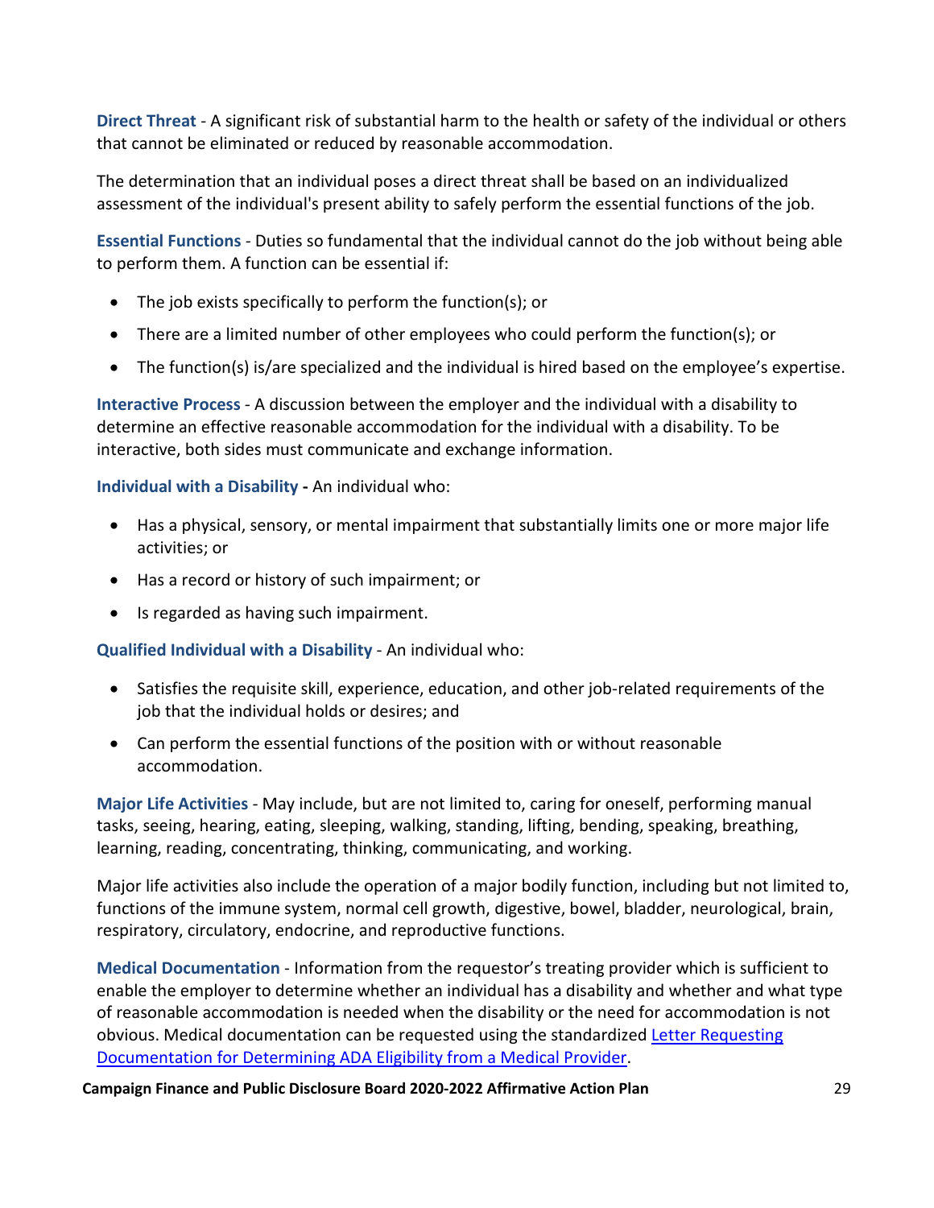**Direct Threat** - A significant risk of substantial harm to the health or safety of the individual or others that cannot be eliminated or reduced by reasonable accommodation.

The determination that an individual poses a direct threat shall be based on an individualized assessment of the individual's present ability to safely perform the essential functions of the job.

**Essential Functions** - Duties so fundamental that the individual cannot do the job without being able to perform them. A function can be essential if:

- The job exists specifically to perform the function(s); or
- There are a limited number of other employees who could perform the function(s); or
- The function(s) is/are specialized and the individual is hired based on the employee's expertise.

**Interactive Process** - A discussion between the employer and the individual with a disability to determine an effective reasonable accommodation for the individual with a disability. To be interactive, both sides must communicate and exchange information.

**Individual with a Disability -** An individual who:

- Has a physical, sensory, or mental impairment that substantially limits one or more major life activities; or
- Has a record or history of such impairment; or
- Is regarded as having such impairment.

**Qualified Individual with a Disability** - An individual who:

- Satisfies the requisite skill, experience, education, and other job-related requirements of the job that the individual holds or desires; and
- Can perform the essential functions of the position with or without reasonable accommodation.

**Major Life Activities** - May include, but are not limited to, caring for oneself, performing manual tasks, seeing, hearing, eating, sleeping, walking, standing, lifting, bending, speaking, breathing, learning, reading, concentrating, thinking, communicating, and working.

Major life activities also include the operation of a major bodily function, including but not limited to, functions of the immune system, normal cell growth, digestive, bowel, bladder, neurological, brain, respiratory, circulatory, endocrine, and reproductive functions.

**Medical Documentation** - Information from the requestor's treating provider which is sufficient to enable the employer to determine whether an individual has a disability and whether and what type of reasonable accommodation is needed when the disability or the need for accommodation is not obvious. Medical documentation can be requested using the standardized [Letter Requesting Documentation for Determining ADA Eligibility from a Medical Provider](#).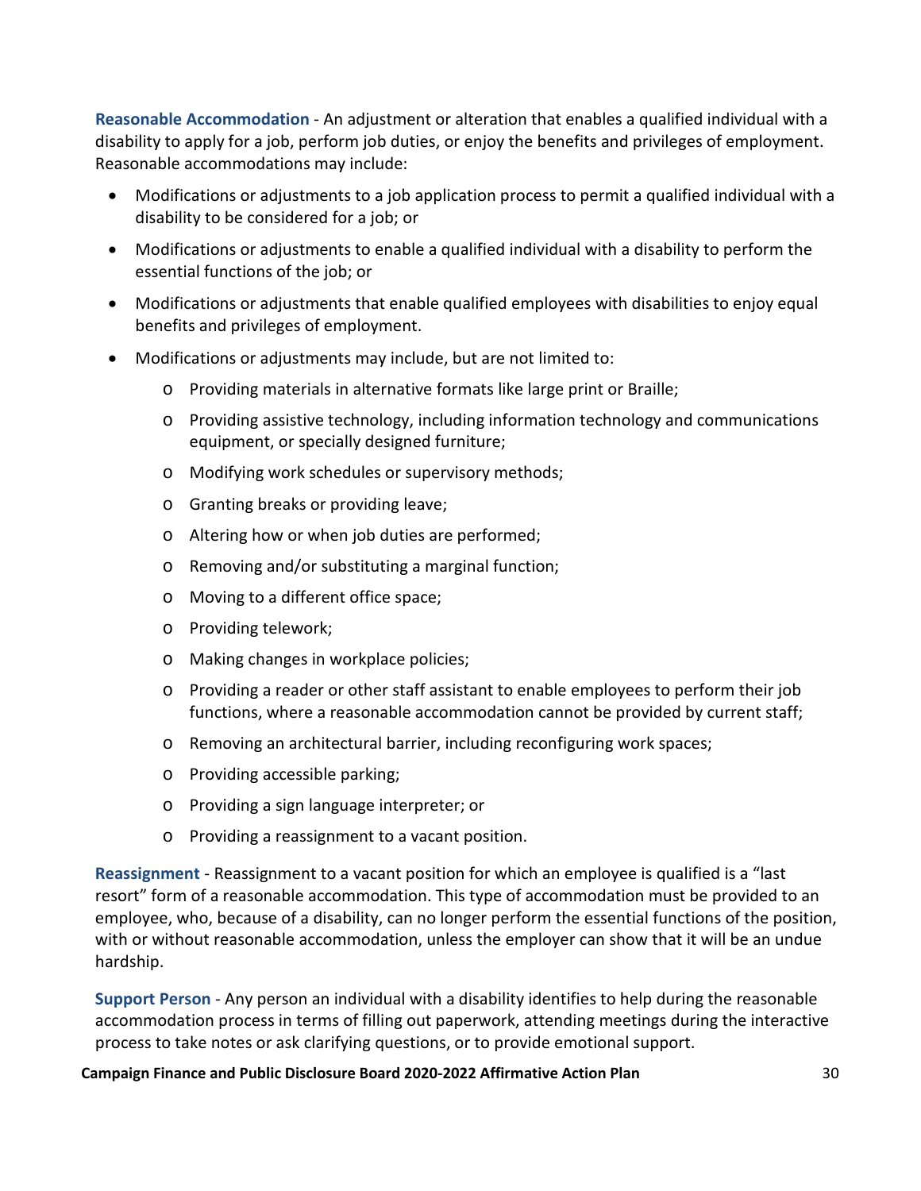**Reasonable Accommodation** - An adjustment or alteration that enables a qualified individual with a disability to apply for a job, perform job duties, or enjoy the benefits and privileges of employment. Reasonable accommodations may include:

- Modifications or adjustments to a job application process to permit a qualified individual with a disability to be considered for a job; or
- Modifications or adjustments to enable a qualified individual with a disability to perform the essential functions of the job; or
- Modifications or adjustments that enable qualified employees with disabilities to enjoy equal benefits and privileges of employment.
- Modifications or adjustments may include, but are not limited to:
  - Providing materials in alternative formats like large print or Braille;
  - Providing assistive technology, including information technology and communications equipment, or specially designed furniture;
  - Modifying work schedules or supervisory methods;
  - Granting breaks or providing leave;
  - Altering how or when job duties are performed;
  - Removing and/or substituting a marginal function;
  - Moving to a different office space;
  - Providing telework;
  - Making changes in workplace policies;
  - Providing a reader or other staff assistant to enable employees to perform their job functions, where a reasonable accommodation cannot be provided by current staff;
  - Removing an architectural barrier, including reconfiguring work spaces;
  - Providing accessible parking;
  - Providing a sign language interpreter; or
  - Providing a reassignment to a vacant position.

**Reassignment** - Reassignment to a vacant position for which an employee is qualified is a "last resort" form of a reasonable accommodation. This type of accommodation must be provided to an employee, who, because of a disability, can no longer perform the essential functions of the position, with or without reasonable accommodation, unless the employer can show that it will be an undue hardship.

**Support Person** - Any person an individual with a disability identifies to help during the reasonable accommodation process in terms of filling out paperwork, attending meetings during the interactive process to take notes or ask clarifying questions, or to provide emotional support.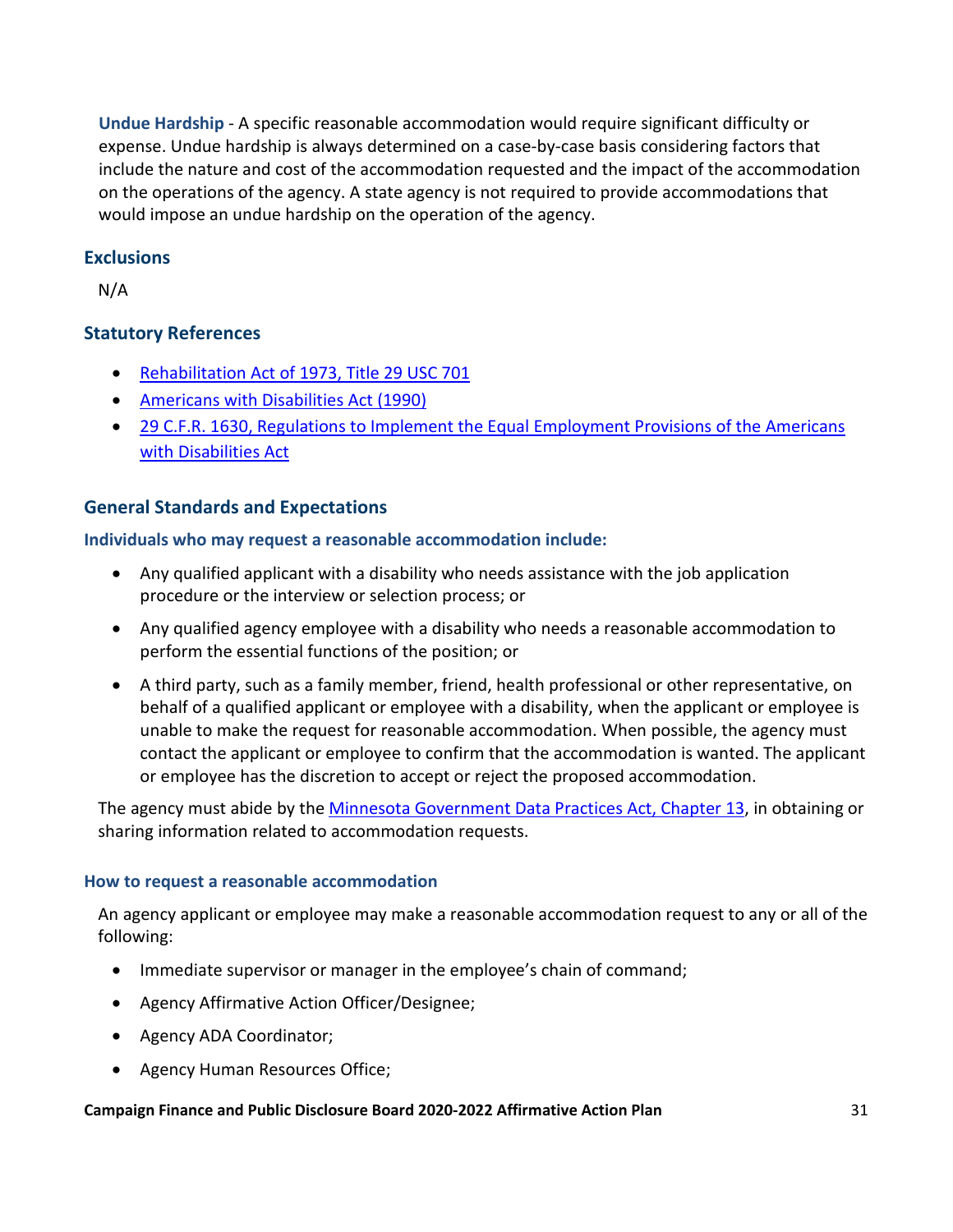**Undue Hardship** - A specific reasonable accommodation would require significant difficulty or expense. Undue hardship is always determined on a case-by-case basis considering factors that include the nature and cost of the accommodation requested and the impact of the accommodation on the operations of the agency. A state agency is not required to provide accommodations that would impose an undue hardship on the operation of the agency.

## Exclusions

N/A

## Statutory References

- [Rehabilitation Act of 1973, Title 29 USC 701]
- [Americans with Disabilities Act (1990)]
- [29 C.F.R. 1630, Regulations to Implement the Equal Employment Provisions of the Americans with Disabilities Act]

## General Standards and Expectations

### Individuals who may request a reasonable accommodation include:

- Any qualified applicant with a disability who needs assistance with the job application procedure or the interview or selection process; or
- Any qualified agency employee with a disability who needs a reasonable accommodation to perform the essential functions of the position; or
- A third party, such as a family member, friend, health professional or other representative, on behalf of a qualified applicant or employee with a disability, when the applicant or employee is unable to make the request for reasonable accommodation. When possible, the agency must contact the applicant or employee to confirm that the accommodation is wanted. The applicant or employee has the discretion to accept or reject the proposed accommodation.

The agency must abide by the Minnesota Government Data Practices Act, Chapter 13, in obtaining or sharing information related to accommodation requests.

### How to request a reasonable accommodation

An agency applicant or employee may make a reasonable accommodation request to any or all of the following:

- Immediate supervisor or manager in the employee's chain of command;
- Agency Affirmative Action Officer/Designee;
- Agency ADA Coordinator;
- Agency Human Resources Office;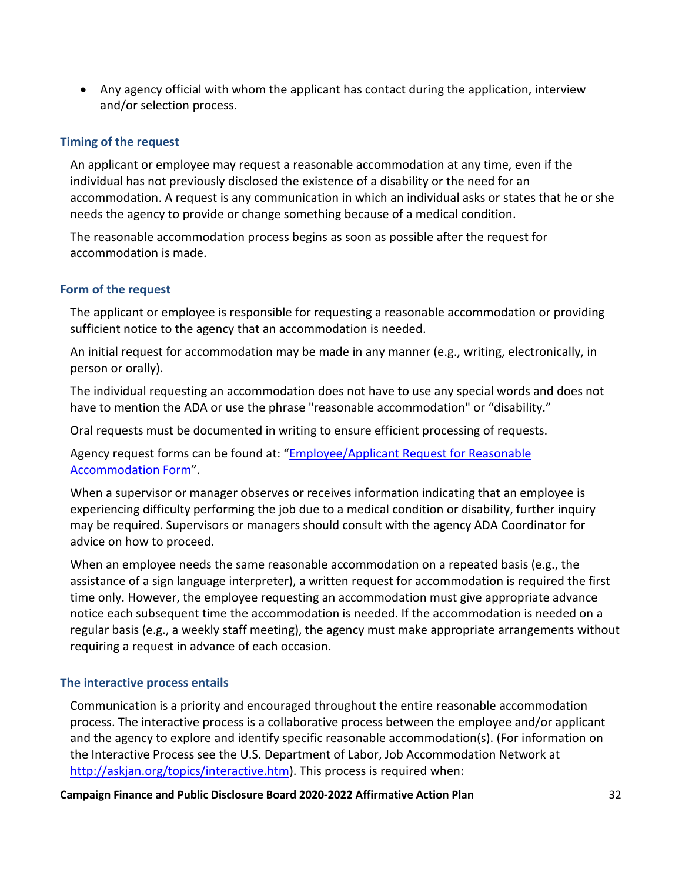- Any agency official with whom the applicant has contact during the application, interview and/or selection process.

### Timing of the request

An applicant or employee may request a reasonable accommodation at any time, even if the individual has not previously disclosed the existence of a disability or the need for an accommodation. A request is any communication in which an individual asks or states that he or she needs the agency to provide or change something because of a medical condition.

The reasonable accommodation process begins as soon as possible after the request for accommodation is made.

### Form of the request

The applicant or employee is responsible for requesting a reasonable accommodation or providing sufficient notice to the agency that an accommodation is needed.

An initial request for accommodation may be made in any manner (e.g., writing, electronically, in person or orally).

The individual requesting an accommodation does not have to use any special words and does not have to mention the ADA or use the phrase "reasonable accommodation" or "disability."

Oral requests must be documented in writing to ensure efficient processing of requests.

Agency request forms can be found at: "[Employee/Applicant Request for Reasonable Accommodation Form]()".

When a supervisor or manager observes or receives information indicating that an employee is experiencing difficulty performing the job due to a medical condition or disability, further inquiry may be required. Supervisors or managers should consult with the agency ADA Coordinator for advice on how to proceed.

When an employee needs the same reasonable accommodation on a repeated basis (e.g., the assistance of a sign language interpreter), a written request for accommodation is required the first time only. However, the employee requesting an accommodation must give appropriate advance notice each subsequent time the accommodation is needed. If the accommodation is needed on a regular basis (e.g., a weekly staff meeting), the agency must make appropriate arrangements without requiring a request in advance of each occasion.

### The interactive process entails

Communication is a priority and encouraged throughout the entire reasonable accommodation process. The interactive process is a collaborative process between the employee and/or applicant and the agency to explore and identify specific reasonable accommodation(s). (For information on the Interactive Process see the U.S. Department of Labor, Job Accommodation Network at http://askjan.org/topics/interactive.htm). This process is required when: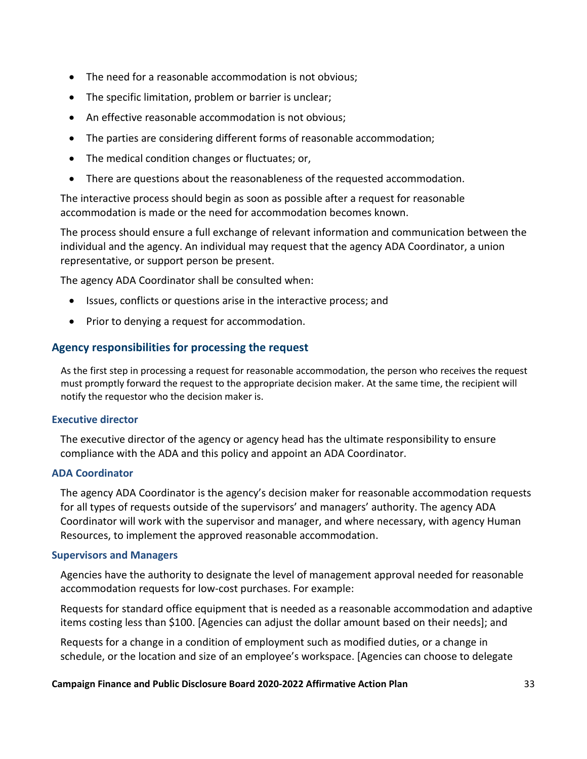- The need for a reasonable accommodation is not obvious;
- The specific limitation, problem or barrier is unclear;
- An effective reasonable accommodation is not obvious;
- The parties are considering different forms of reasonable accommodation;
- The medical condition changes or fluctuates; or,
- There are questions about the reasonableness of the requested accommodation.

The interactive process should begin as soon as possible after a request for reasonable accommodation is made or the need for accommodation becomes known.

The process should ensure a full exchange of relevant information and communication between the individual and the agency. An individual may request that the agency ADA Coordinator, a union representative, or support person be present.

The agency ADA Coordinator shall be consulted when:

- Issues, conflicts or questions arise in the interactive process; and
- Prior to denying a request for accommodation.

## Agency responsibilities for processing the request

As the first step in processing a request for reasonable accommodation, the person who receives the request must promptly forward the request to the appropriate decision maker. At the same time, the recipient will notify the requestor who the decision maker is.

### Executive director

The executive director of the agency or agency head has the ultimate responsibility to ensure compliance with the ADA and this policy and appoint an ADA Coordinator.

### ADA Coordinator

The agency ADA Coordinator is the agency's decision maker for reasonable accommodation requests for all types of requests outside of the supervisors' and managers' authority. The agency ADA Coordinator will work with the supervisor and manager, and where necessary, with agency Human Resources, to implement the approved reasonable accommodation.

### Supervisors and Managers

Agencies have the authority to designate the level of management approval needed for reasonable accommodation requests for low-cost purchases. For example:

Requests for standard office equipment that is needed as a reasonable accommodation and adaptive items costing less than $100. [Agencies can adjust the dollar amount based on their needs]; and

Requests for a change in a condition of employment such as modified duties, or a change in schedule, or the location and size of an employee's workspace. [Agencies can choose to delegate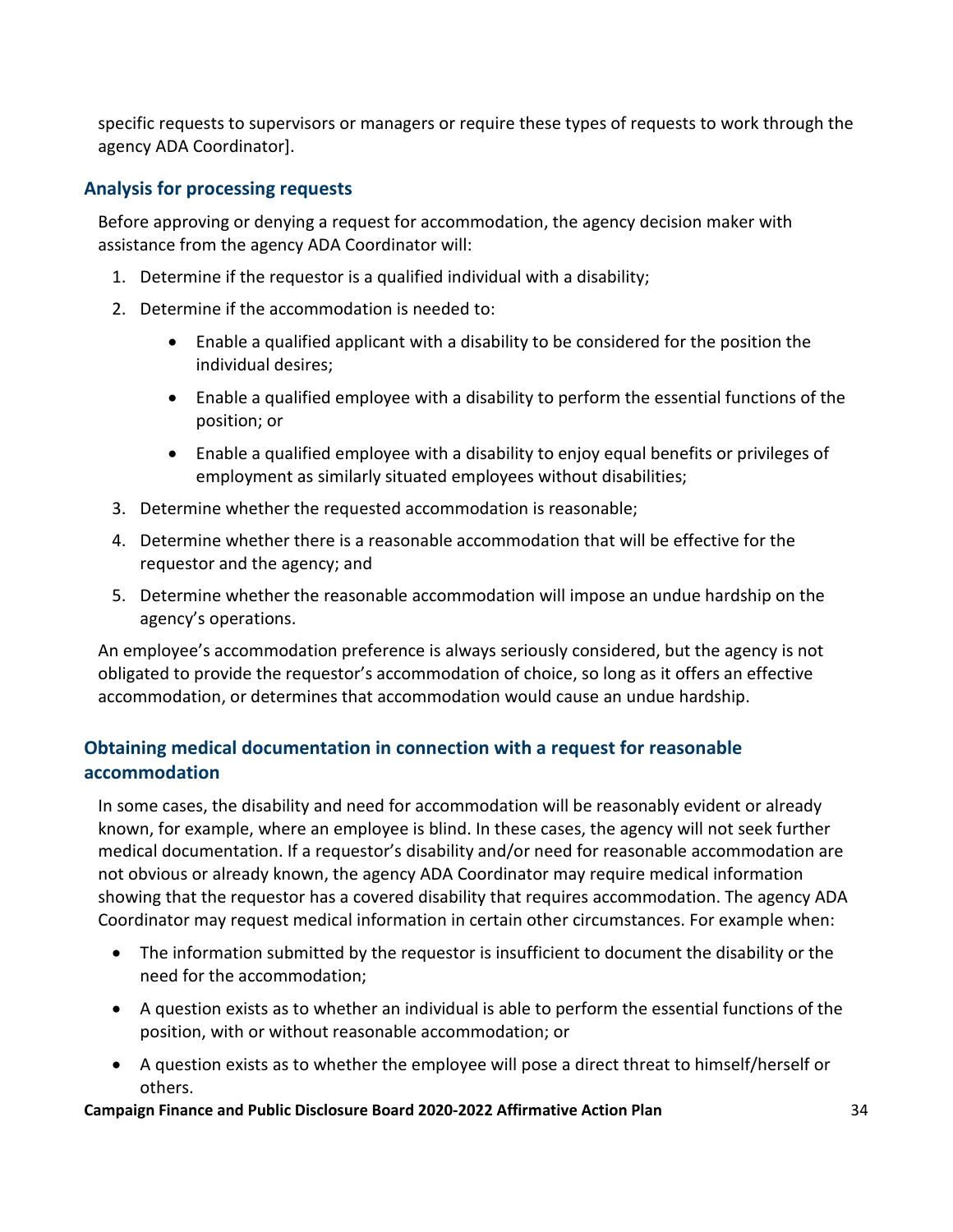specific requests to supervisors or managers or require these types of requests to work through the agency ADA Coordinator].

### Analysis for processing requests

Before approving or denying a request for accommodation, the agency decision maker with assistance from the agency ADA Coordinator will:

1. Determine if the requestor is a qualified individual with a disability;
2. Determine if the accommodation is needed to:
    - Enable a qualified applicant with a disability to be considered for the position the individual desires;
    - Enable a qualified employee with a disability to perform the essential functions of the position; or
    - Enable a qualified employee with a disability to enjoy equal benefits or privileges of employment as similarly situated employees without disabilities;
3. Determine whether the requested accommodation is reasonable;
4. Determine whether there is a reasonable accommodation that will be effective for the requestor and the agency; and
5. Determine whether the reasonable accommodation will impose an undue hardship on the agency's operations.

An employee's accommodation preference is always seriously considered, but the agency is not obligated to provide the requestor's accommodation of choice, so long as it offers an effective accommodation, or determines that accommodation would cause an undue hardship.

### Obtaining medical documentation in connection with a request for reasonable accommodation

In some cases, the disability and need for accommodation will be reasonably evident or already known, for example, where an employee is blind. In these cases, the agency will not seek further medical documentation. If a requestor's disability and/or need for reasonable accommodation are not obvious or already known, the agency ADA Coordinator may require medical information showing that the requestor has a covered disability that requires accommodation. The agency ADA Coordinator may request medical information in certain other circumstances. For example when:

- The information submitted by the requestor is insufficient to document the disability or the need for the accommodation;
- A question exists as to whether an individual is able to perform the essential functions of the position, with or without reasonable accommodation; or
- A question exists as to whether the employee will pose a direct threat to himself/herself or others.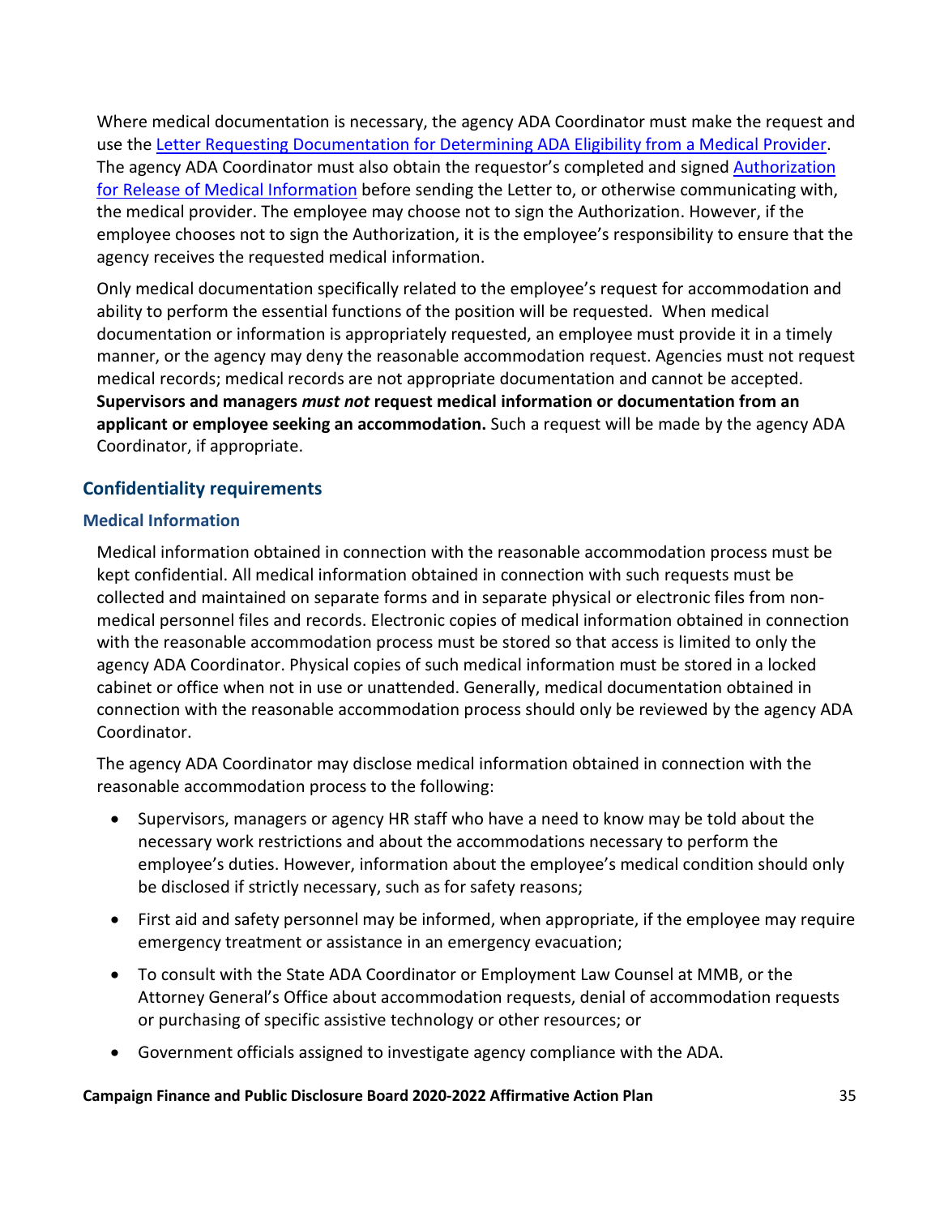Where medical documentation is necessary, the agency ADA Coordinator must make the request and use the [Letter Requesting Documentation for Determining ADA Eligibility from a Medical Provider](). The agency ADA Coordinator must also obtain the requestor's completed and signed [Authorization for Release of Medical Information]() before sending the Letter to, or otherwise communicating with, the medical provider. The employee may choose not to sign the Authorization. However, if the employee chooses not to sign the Authorization, it is the employee's responsibility to ensure that the agency receives the requested medical information.

Only medical documentation specifically related to the employee's request for accommodation and ability to perform the essential functions of the position will be requested. When medical documentation or information is appropriately requested, an employee must provide it in a timely manner, or the agency may deny the reasonable accommodation request. Agencies must not request medical records; medical records are not appropriate documentation and cannot be accepted. **Supervisors and managers *must not* request medical information or documentation from an applicant or employee seeking an accommodation.** Such a request will be made by the agency ADA Coordinator, if appropriate.

## Confidentiality requirements

### Medical Information

Medical information obtained in connection with the reasonable accommodation process must be kept confidential. All medical information obtained in connection with such requests must be collected and maintained on separate forms and in separate physical or electronic files from non-medical personnel files and records. Electronic copies of medical information obtained in connection with the reasonable accommodation process must be stored so that access is limited to only the agency ADA Coordinator. Physical copies of such medical information must be stored in a locked cabinet or office when not in use or unattended. Generally, medical documentation obtained in connection with the reasonable accommodation process should only be reviewed by the agency ADA Coordinator.

The agency ADA Coordinator may disclose medical information obtained in connection with the reasonable accommodation process to the following:

- Supervisors, managers or agency HR staff who have a need to know may be told about the necessary work restrictions and about the accommodations necessary to perform the employee's duties. However, information about the employee's medical condition should only be disclosed if strictly necessary, such as for safety reasons;
- First aid and safety personnel may be informed, when appropriate, if the employee may require emergency treatment or assistance in an emergency evacuation;
- To consult with the State ADA Coordinator or Employment Law Counsel at MMB, or the Attorney General's Office about accommodation requests, denial of accommodation requests or purchasing of specific assistive technology or other resources; or
- Government officials assigned to investigate agency compliance with the ADA.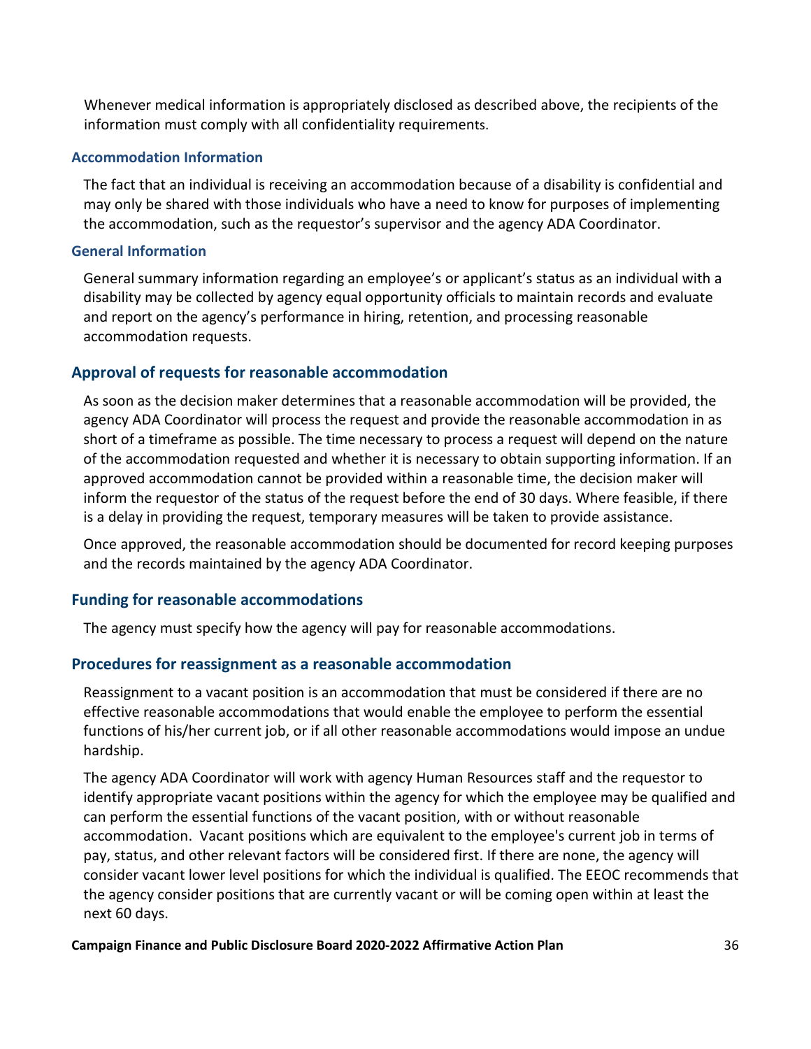Whenever medical information is appropriately disclosed as described above, the recipients of the information must comply with all confidentiality requirements.

#### Accommodation Information

The fact that an individual is receiving an accommodation because of a disability is confidential and may only be shared with those individuals who have a need to know for purposes of implementing the accommodation, such as the requestor's supervisor and the agency ADA Coordinator.

#### General Information

General summary information regarding an employee's or applicant's status as an individual with a disability may be collected by agency equal opportunity officials to maintain records and evaluate and report on the agency's performance in hiring, retention, and processing reasonable accommodation requests.

### Approval of requests for reasonable accommodation

As soon as the decision maker determines that a reasonable accommodation will be provided, the agency ADA Coordinator will process the request and provide the reasonable accommodation in as short of a timeframe as possible. The time necessary to process a request will depend on the nature of the accommodation requested and whether it is necessary to obtain supporting information. If an approved accommodation cannot be provided within a reasonable time, the decision maker will inform the requestor of the status of the request before the end of 30 days. Where feasible, if there is a delay in providing the request, temporary measures will be taken to provide assistance.

Once approved, the reasonable accommodation should be documented for record keeping purposes and the records maintained by the agency ADA Coordinator.

### Funding for reasonable accommodations

The agency must specify how the agency will pay for reasonable accommodations.

### Procedures for reassignment as a reasonable accommodation

Reassignment to a vacant position is an accommodation that must be considered if there are no effective reasonable accommodations that would enable the employee to perform the essential functions of his/her current job, or if all other reasonable accommodations would impose an undue hardship.

The agency ADA Coordinator will work with agency Human Resources staff and the requestor to identify appropriate vacant positions within the agency for which the employee may be qualified and can perform the essential functions of the vacant position, with or without reasonable accommodation. Vacant positions which are equivalent to the employee's current job in terms of pay, status, and other relevant factors will be considered first. If there are none, the agency will consider vacant lower level positions for which the individual is qualified. The EEOC recommends that the agency consider positions that are currently vacant or will be coming open within at least the next 60 days.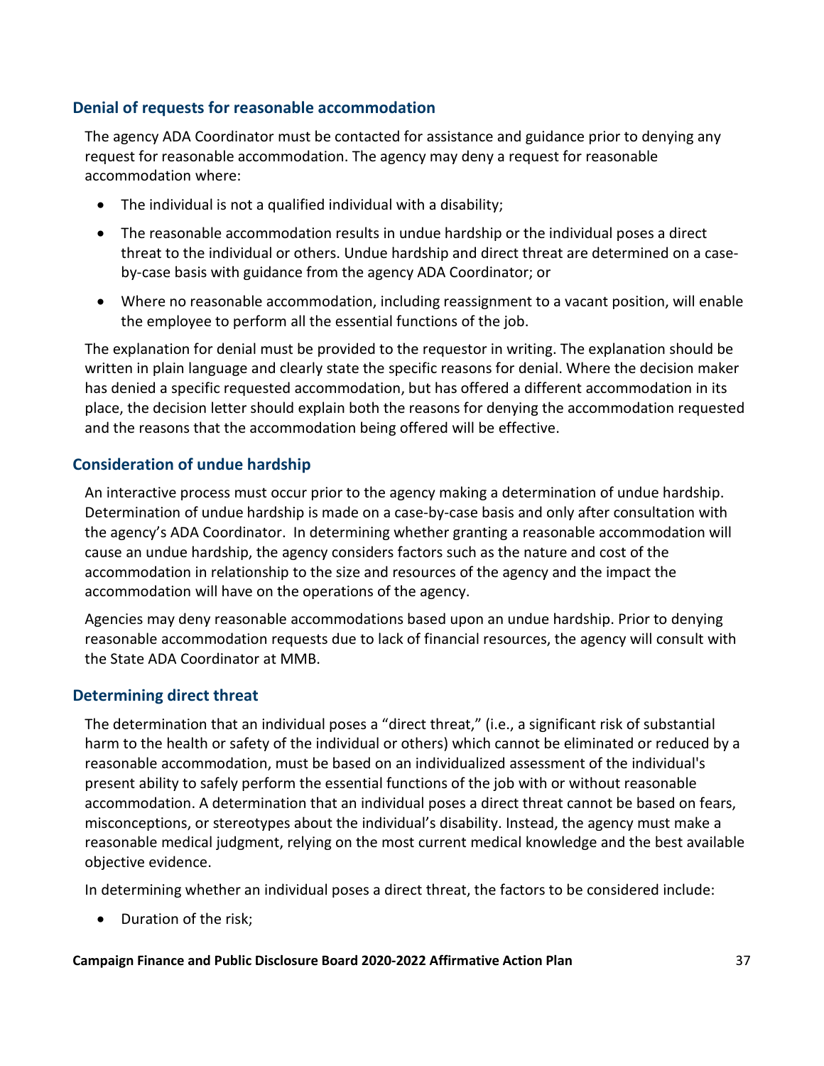### Denial of requests for reasonable accommodation

The agency ADA Coordinator must be contacted for assistance and guidance prior to denying any request for reasonable accommodation. The agency may deny a request for reasonable accommodation where:

- The individual is not a qualified individual with a disability;
- The reasonable accommodation results in undue hardship or the individual poses a direct threat to the individual or others. Undue hardship and direct threat are determined on a case-by-case basis with guidance from the agency ADA Coordinator; or
- Where no reasonable accommodation, including reassignment to a vacant position, will enable the employee to perform all the essential functions of the job.

The explanation for denial must be provided to the requestor in writing. The explanation should be written in plain language and clearly state the specific reasons for denial. Where the decision maker has denied a specific requested accommodation, but has offered a different accommodation in its place, the decision letter should explain both the reasons for denying the accommodation requested and the reasons that the accommodation being offered will be effective.

### Consideration of undue hardship

An interactive process must occur prior to the agency making a determination of undue hardship. Determination of undue hardship is made on a case-by-case basis and only after consultation with the agency's ADA Coordinator. In determining whether granting a reasonable accommodation will cause an undue hardship, the agency considers factors such as the nature and cost of the accommodation in relationship to the size and resources of the agency and the impact the accommodation will have on the operations of the agency.

Agencies may deny reasonable accommodations based upon an undue hardship. Prior to denying reasonable accommodation requests due to lack of financial resources, the agency will consult with the State ADA Coordinator at MMB.

### Determining direct threat

The determination that an individual poses a "direct threat," (i.e., a significant risk of substantial harm to the health or safety of the individual or others) which cannot be eliminated or reduced by a reasonable accommodation, must be based on an individualized assessment of the individual's present ability to safely perform the essential functions of the job with or without reasonable accommodation. A determination that an individual poses a direct threat cannot be based on fears, misconceptions, or stereotypes about the individual's disability. Instead, the agency must make a reasonable medical judgment, relying on the most current medical knowledge and the best available objective evidence.

In determining whether an individual poses a direct threat, the factors to be considered include:

- Duration of the risk;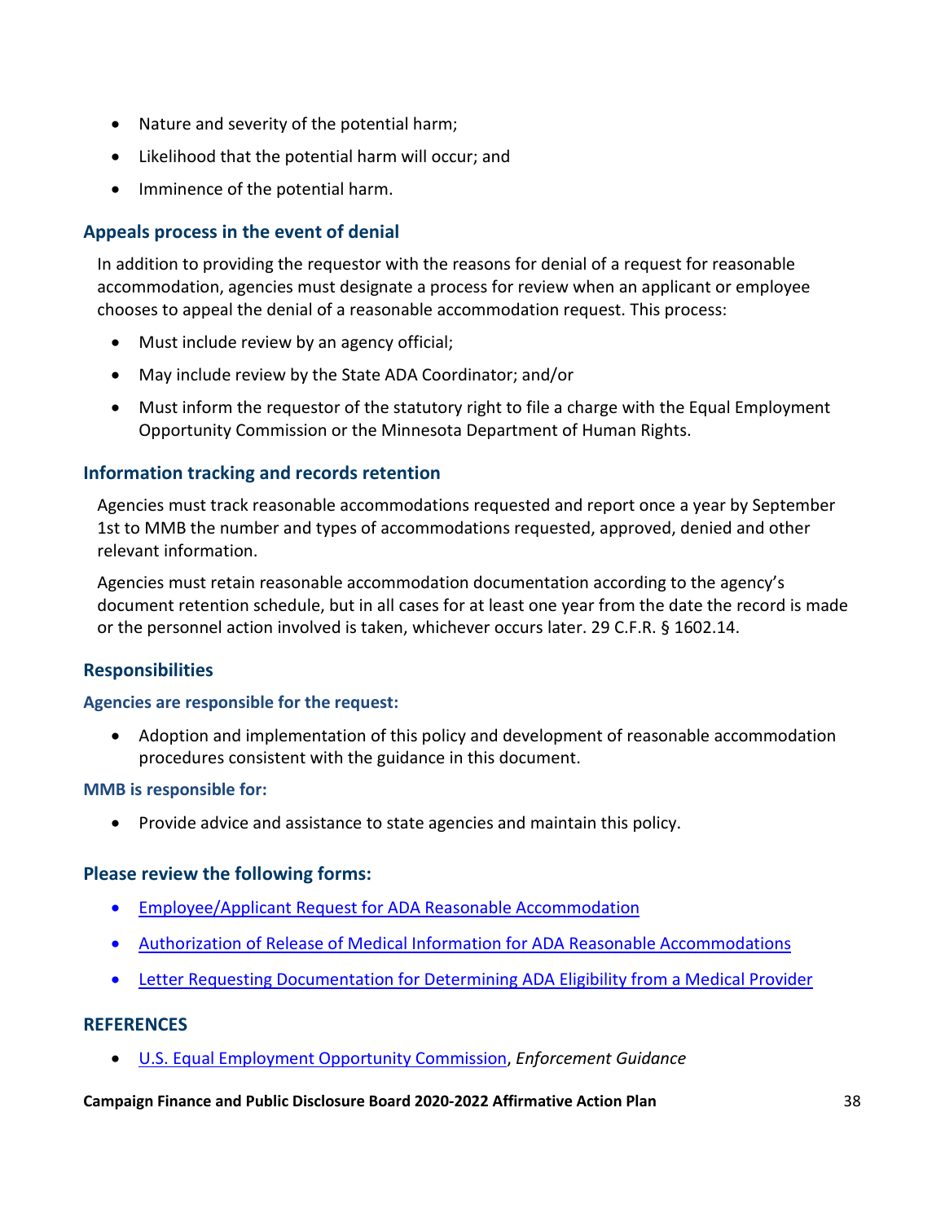- Nature and severity of the potential harm;
- Likelihood that the potential harm will occur; and
- Imminence of the potential harm.

### Appeals process in the event of denial

In addition to providing the requestor with the reasons for denial of a request for reasonable accommodation, agencies must designate a process for review when an applicant or employee chooses to appeal the denial of a reasonable accommodation request. This process:

- Must include review by an agency official;
- May include review by the State ADA Coordinator; and/or
- Must inform the requestor of the statutory right to file a charge with the Equal Employment Opportunity Commission or the Minnesota Department of Human Rights.

### Information tracking and records retention

Agencies must track reasonable accommodations requested and report once a year by September 1st to MMB the number and types of accommodations requested, approved, denied and other relevant information.

Agencies must retain reasonable accommodation documentation according to the agency's document retention schedule, but in all cases for at least one year from the date the record is made or the personnel action involved is taken, whichever occurs later. 29 C.F.R. § 1602.14.

### Responsibilities

#### Agencies are responsible for the request:

- Adoption and implementation of this policy and development of reasonable accommodation procedures consistent with the guidance in this document.

#### MMB is responsible for:

- Provide advice and assistance to state agencies and maintain this policy.

### Please review the following forms:

- Employee/Applicant Request for ADA Reasonable Accommodation
- Authorization of Release of Medical Information for ADA Reasonable Accommodations
- Letter Requesting Documentation for Determining ADA Eligibility from a Medical Provider

### REFERENCES

- U.S. Equal Employment Opportunity Commission, *Enforcement Guidance*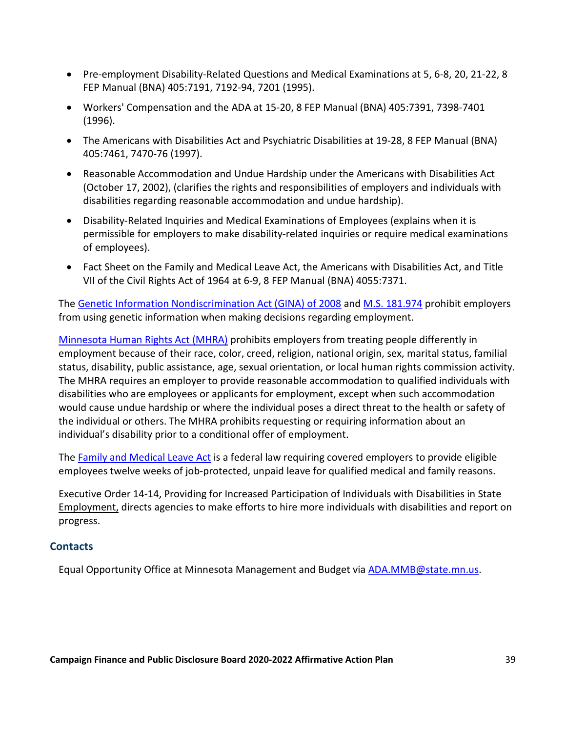- Pre-employment Disability-Related Questions and Medical Examinations at 5, 6-8, 20, 21-22, 8 FEP Manual (BNA) 405:7191, 7192-94, 7201 (1995).
- Workers' Compensation and the ADA at 15-20, 8 FEP Manual (BNA) 405:7391, 7398-7401 (1996).
- The Americans with Disabilities Act and Psychiatric Disabilities at 19-28, 8 FEP Manual (BNA) 405:7461, 7470-76 (1997).
- Reasonable Accommodation and Undue Hardship under the Americans with Disabilities Act (October 17, 2002), (clarifies the rights and responsibilities of employers and individuals with disabilities regarding reasonable accommodation and undue hardship).
- Disability-Related Inquiries and Medical Examinations of Employees (explains when it is permissible for employers to make disability-related inquiries or require medical examinations of employees).
- Fact Sheet on the Family and Medical Leave Act, the Americans with Disabilities Act, and Title VII of the Civil Rights Act of 1964 at 6-9, 8 FEP Manual (BNA) 4055:7371.

The Genetic Information Nondiscrimination Act (GINA) of 2008 and M.S. 181.974 prohibit employers from using genetic information when making decisions regarding employment.

Minnesota Human Rights Act (MHRA) prohibits employers from treating people differently in employment because of their race, color, creed, religion, national origin, sex, marital status, familial status, disability, public assistance, age, sexual orientation, or local human rights commission activity. The MHRA requires an employer to provide reasonable accommodation to qualified individuals with disabilities who are employees or applicants for employment, except when such accommodation would cause undue hardship or where the individual poses a direct threat to the health or safety of the individual or others. The MHRA prohibits requesting or requiring information about an individual's disability prior to a conditional offer of employment.

The Family and Medical Leave Act is a federal law requiring covered employers to provide eligible employees twelve weeks of job-protected, unpaid leave for qualified medical and family reasons.

Executive Order 14-14, Providing for Increased Participation of Individuals with Disabilities in State Employment, directs agencies to make efforts to hire more individuals with disabilities and report on progress.

### Contacts

Equal Opportunity Office at Minnesota Management and Budget via ADA.MMB@state.mn.us.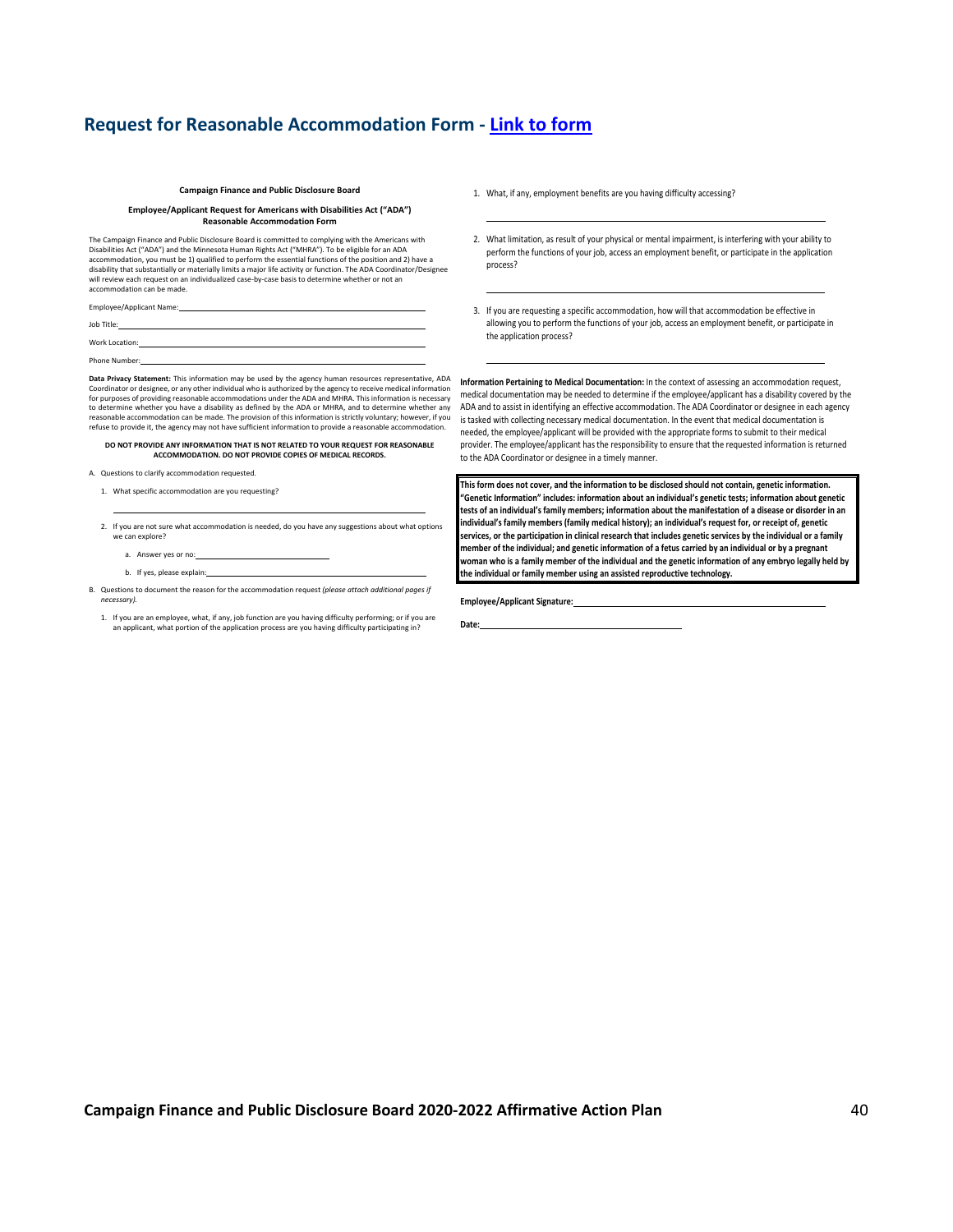## Request for Reasonable Accommodation Form - [Link to form]

**Campaign Finance and Public Disclosure Board**

**Employee/Applicant Request for Americans with Disabilities Act ("ADA") Reasonable Accommodation Form**

The Campaign Finance and Public Disclosure Board is committed to complying with the Americans with Disabilities Act ("ADA") and the Minnesota Human Rights Act ("MHRA"). To be eligible for an ADA accommodation, you must be 1) qualified to perform the essential functions of the position and 2) have a disability that substantially or materially limits a major life activity or function. The ADA Coordinator/Designee will review each request on an individualized case-by-case basis to determine whether or not an accommodation can be made.

Employee/Applicant Name: ______________________

Job Title: ______________________

Work Location: ______________________

Phone Number: ______________________

**Data Privacy Statement:** This information may be used by the agency human resources representative, ADA Coordinator or designee, or any other individual who is authorized by the agency to receive medical information for purposes of providing reasonable accommodations under the ADA and MHRA. This information is necessary to determine whether you have a disability as defined by the ADA or MHRA, and to determine whether any reasonable accommodation can be made. The provision of this information is strictly voluntary; however, if you refuse to provide it, the agency may not have sufficient information to provide a reasonable accommodation.

**DO NOT PROVIDE ANY INFORMATION THAT IS NOT RELATED TO YOUR REQUEST FOR REASONABLE ACCOMMODATION. DO NOT PROVIDE COPIES OF MEDICAL RECORDS.**

A. Questions to clarify accommodation requested.

1. What specific accommodation are you requesting?

   ______________________

2. If you are not sure what accommodation is needed, do you have any suggestions about what options we can explore?

   a. Answer yes or no: ______________________

   b. If yes, please explain: ______________________

B. Questions to document the reason for the accommodation request *(please attach additional pages if necessary).*

1. If you are an employee, what, if any, job function are you having difficulty performing; or if you are an applicant, what portion of the application process are you having difficulty participating in?

1. What, if any, employment benefits are you having difficulty accessing?

   ______________________

2. What limitation, as result of your physical or mental impairment, is interfering with your ability to perform the functions of your job, access an employment benefit, or participate in the application process?

   ______________________

3. If you are requesting a specific accommodation, how will that accommodation be effective in allowing you to perform the functions of your job, access an employment benefit, or participate in the application process?

   ______________________

**Information Pertaining to Medical Documentation:** In the context of assessing an accommodation request, medical documentation may be needed to determine if the employee/applicant has a disability covered by the ADA and to assist in identifying an effective accommodation. The ADA Coordinator or designee in each agency is tasked with collecting necessary medical documentation. In the event that medical documentation is needed, the employee/applicant will be provided with the appropriate forms to submit to their medical provider. The employee/applicant has the responsibility to ensure that the requested information is returned to the ADA Coordinator or designee in a timely manner.

**This form does not cover, and the information to be disclosed should not contain, genetic information. "Genetic Information" includes: information about an individual's genetic tests; information about genetic tests of an individual's family members; information about the manifestation of a disease or disorder in an individual's family members (family medical history); an individual's request for, or receipt of, genetic services, or the participation in clinical research that includes genetic services by the individual or a family member of the individual; and genetic information of a fetus carried by an individual or by a pregnant woman who is a family member of the individual and the genetic information of any embryo legally held by the individual or family member using an assisted reproductive technology.**

**Employee/Applicant Signature:** ______________________

**Date:** ______________________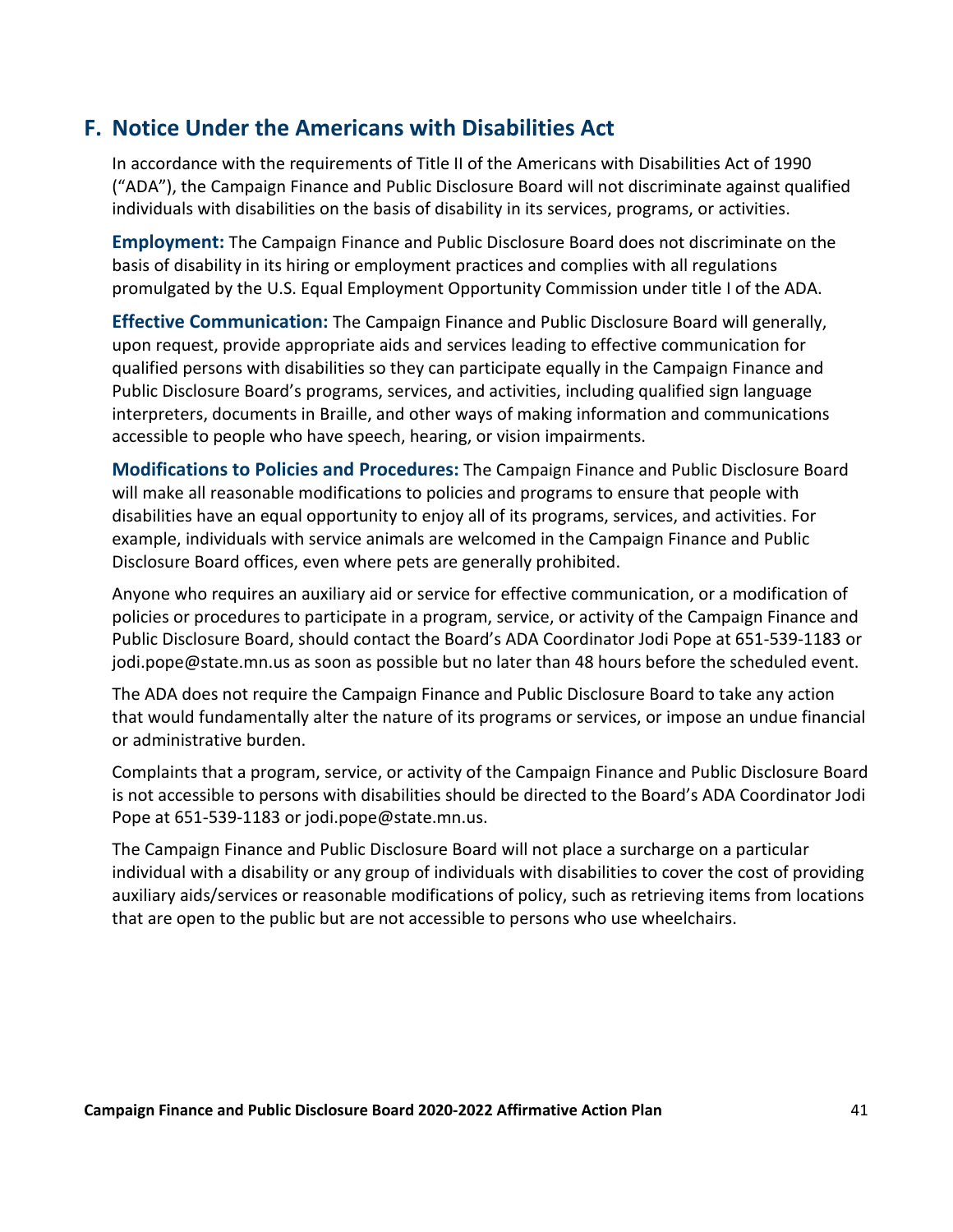## F. Notice Under the Americans with Disabilities Act

In accordance with the requirements of Title II of the Americans with Disabilities Act of 1990 ("ADA"), the Campaign Finance and Public Disclosure Board will not discriminate against qualified individuals with disabilities on the basis of disability in its services, programs, or activities.

**Employment:** The Campaign Finance and Public Disclosure Board does not discriminate on the basis of disability in its hiring or employment practices and complies with all regulations promulgated by the U.S. Equal Employment Opportunity Commission under title I of the ADA.

**Effective Communication:** The Campaign Finance and Public Disclosure Board will generally, upon request, provide appropriate aids and services leading to effective communication for qualified persons with disabilities so they can participate equally in the Campaign Finance and Public Disclosure Board's programs, services, and activities, including qualified sign language interpreters, documents in Braille, and other ways of making information and communications accessible to people who have speech, hearing, or vision impairments.

**Modifications to Policies and Procedures:** The Campaign Finance and Public Disclosure Board will make all reasonable modifications to policies and programs to ensure that people with disabilities have an equal opportunity to enjoy all of its programs, services, and activities. For example, individuals with service animals are welcomed in the Campaign Finance and Public Disclosure Board offices, even where pets are generally prohibited.

Anyone who requires an auxiliary aid or service for effective communication, or a modification of policies or procedures to participate in a program, service, or activity of the Campaign Finance and Public Disclosure Board, should contact the Board's ADA Coordinator Jodi Pope at 651-539-1183 or jodi.pope@state.mn.us as soon as possible but no later than 48 hours before the scheduled event.

The ADA does not require the Campaign Finance and Public Disclosure Board to take any action that would fundamentally alter the nature of its programs or services, or impose an undue financial or administrative burden.

Complaints that a program, service, or activity of the Campaign Finance and Public Disclosure Board is not accessible to persons with disabilities should be directed to the Board's ADA Coordinator Jodi Pope at 651-539-1183 or jodi.pope@state.mn.us.

The Campaign Finance and Public Disclosure Board will not place a surcharge on a particular individual with a disability or any group of individuals with disabilities to cover the cost of providing auxiliary aids/services or reasonable modifications of policy, such as retrieving items from locations that are open to the public but are not accessible to persons who use wheelchairs.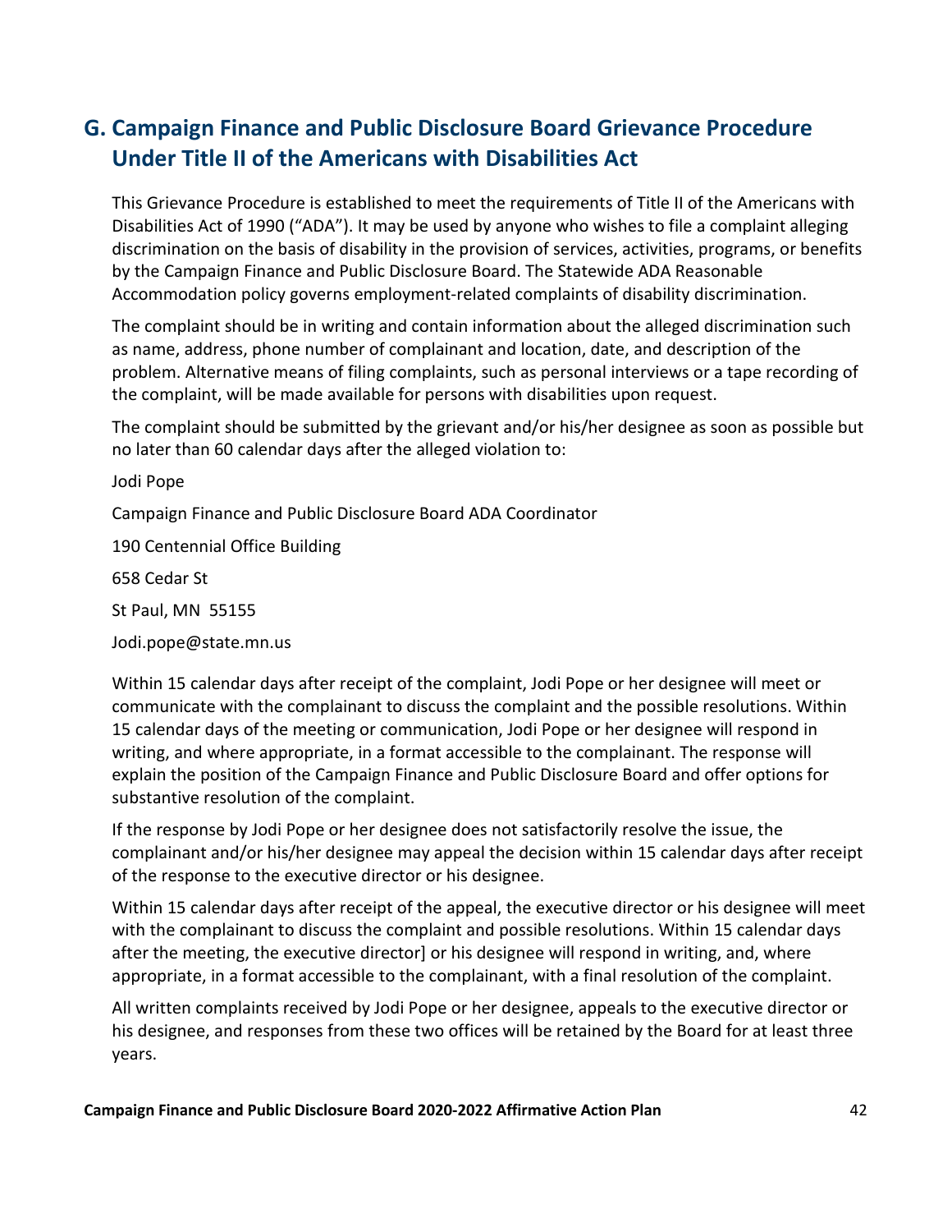## G. Campaign Finance and Public Disclosure Board Grievance Procedure Under Title II of the Americans with Disabilities Act

This Grievance Procedure is established to meet the requirements of Title II of the Americans with Disabilities Act of 1990 ("ADA"). It may be used by anyone who wishes to file a complaint alleging discrimination on the basis of disability in the provision of services, activities, programs, or benefits by the Campaign Finance and Public Disclosure Board. The Statewide ADA Reasonable Accommodation policy governs employment-related complaints of disability discrimination.

The complaint should be in writing and contain information about the alleged discrimination such as name, address, phone number of complainant and location, date, and description of the problem. Alternative means of filing complaints, such as personal interviews or a tape recording of the complaint, will be made available for persons with disabilities upon request.

The complaint should be submitted by the grievant and/or his/her designee as soon as possible but no later than 60 calendar days after the alleged violation to:

Jodi Pope

Campaign Finance and Public Disclosure Board ADA Coordinator

190 Centennial Office Building

658 Cedar St

St Paul, MN 55155

Jodi.pope@state.mn.us

Within 15 calendar days after receipt of the complaint, Jodi Pope or her designee will meet or communicate with the complainant to discuss the complaint and the possible resolutions. Within 15 calendar days of the meeting or communication, Jodi Pope or her designee will respond in writing, and where appropriate, in a format accessible to the complainant. The response will explain the position of the Campaign Finance and Public Disclosure Board and offer options for substantive resolution of the complaint.

If the response by Jodi Pope or her designee does not satisfactorily resolve the issue, the complainant and/or his/her designee may appeal the decision within 15 calendar days after receipt of the response to the executive director or his designee.

Within 15 calendar days after receipt of the appeal, the executive director or his designee will meet with the complainant to discuss the complaint and possible resolutions. Within 15 calendar days after the meeting, the executive director] or his designee will respond in writing, and, where appropriate, in a format accessible to the complainant, with a final resolution of the complaint.

All written complaints received by Jodi Pope or her designee, appeals to the executive director or his designee, and responses from these two offices will be retained by the Board for at least three years.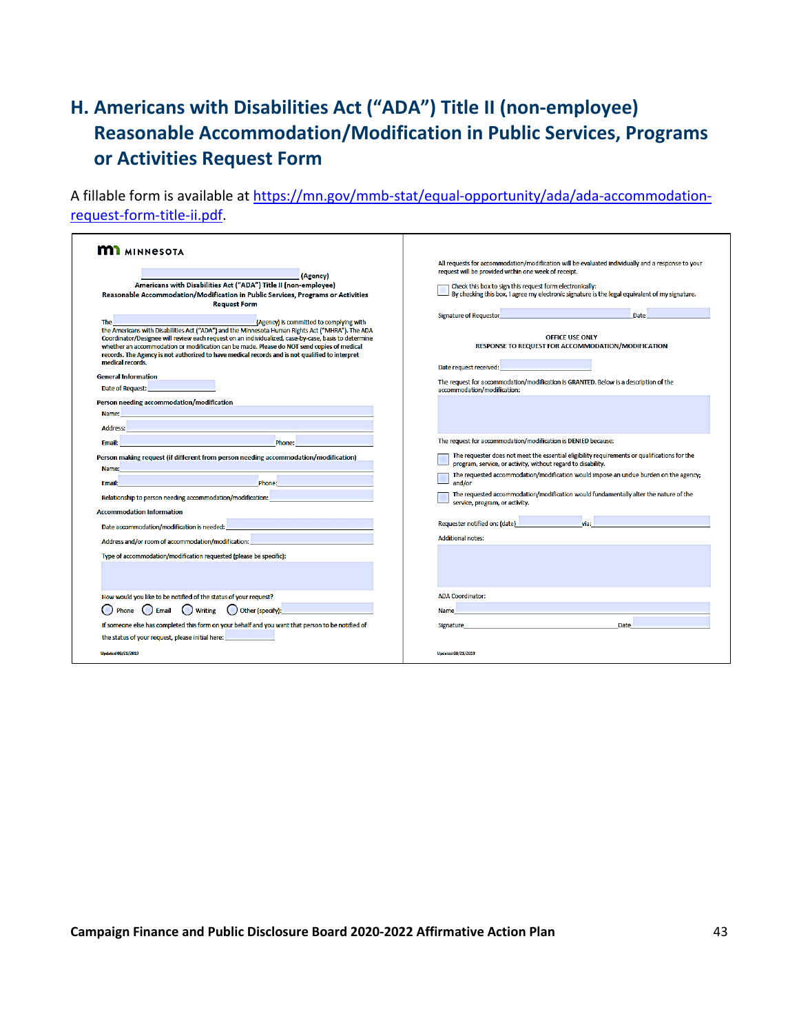## H. Americans with Disabilities Act ("ADA") Title II (non-employee) Reasonable Accommodation/Modification in Public Services, Programs or Activities Request Form

A fillable form is available at https://mn.gov/mmb-stat/equal-opportunity/ada/ada-accommodation-request-form-title-ii.pdf.

MINNESOTA

_______________ (Agency)

**Americans with Disabilities Act ("ADA") Title II (non-employee)**
**Reasonable Accommodation/Modification in Public Services, Programs or Activities**
**Request Form**

The _______________ (Agency) is committed to complying with the Americans with Disabilities Act ("ADA") and the Minnesota Human Rights Act ("MHRA"). The ADA Coordinator/Designee will review each request on an individualized, case-by-case, basis to determine whether an accommodation or modification can be made. Please do NOT send copies of medical records. The Agency is not authorized to have medical records and is not qualified to interpret medical records.

**General Information**

Date of Request: _______________

**Person needing accommodation/modification**

Name: _______________

Address: _______________

Email: _______________ Phone: _______________

**Person making request (if different from person needing accommodation/modification)**

Name: _______________

Email: _______________ Phone: _______________

Relationship to person needing accommodation/modification: _______________

**Accommodation Information**

Date accommodation/modification is needed: _______________

Address and/or room of accommodation/modification: _______________

Type of accommodation/modification requested (please be specific):

_______________

How would you like to be notified of the status of your request?

◯ Phone ◯ Email ◯ Writing ◯ Other (specify): _______________

If someone else has completed this form on your behalf and you want that person to be notified of the status of your request, please initial here: _______________

Updated 08/21/2019

All requests for accommodation/modification will be evaluated individually and a response to your request will be provided within one week of receipt.

☐ Check this box to sign this request form electronically:
By checking this box, I agree my electronic signature is the legal equivalent of my signature.

Signature of Requestor _______________ Date _______________

**OFFICE USE ONLY**
**RESPONSE TO REQUEST FOR ACCOMMODATION/MODIFICATION**

Date request received: _______________

The request for accommodation/modification is **GRANTED**. Below is a description of the accommodation/modification:

_______________

The request for accommodation/modification is **DENIED** because:

☐ The requester does not meet the essential eligibility requirements or qualifications for the program, service, or activity, without regard to disability.

☐ The requested accommodation/modification would impose an undue burden on the agency; and/or

☐ The requested accommodation/modification would fundamentally alter the nature of the service, program, or activity.

Requester notified on: (date) _______________ via: _______________

Additional notes:

_______________

ADA Coordinator:

Name _______________

Signature _______________ Date _______________

Updated 08/21/2019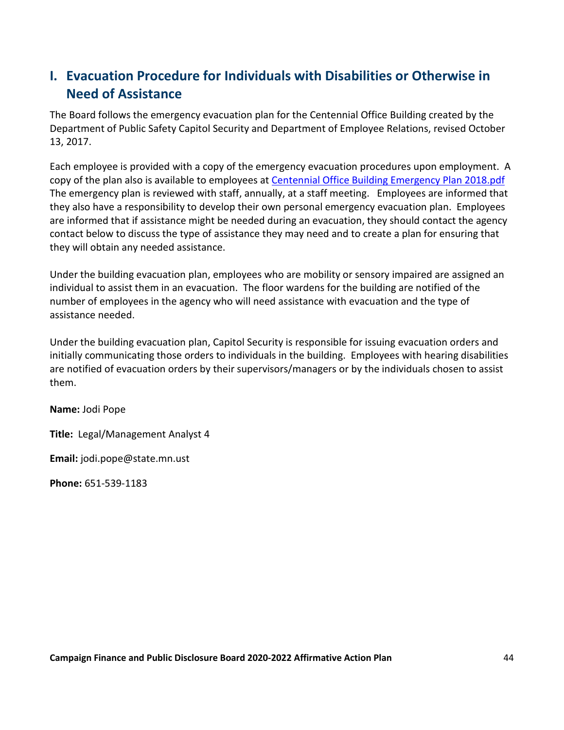## I. Evacuation Procedure for Individuals with Disabilities or Otherwise in Need of Assistance

The Board follows the emergency evacuation plan for the Centennial Office Building created by the Department of Public Safety Capitol Security and Department of Employee Relations, revised October 13, 2017.

Each employee is provided with a copy of the emergency evacuation procedures upon employment. A copy of the plan also is available to employees at Centennial Office Building Emergency Plan 2018.pdf The emergency plan is reviewed with staff, annually, at a staff meeting. Employees are informed that they also have a responsibility to develop their own personal emergency evacuation plan. Employees are informed that if assistance might be needed during an evacuation, they should contact the agency contact below to discuss the type of assistance they may need and to create a plan for ensuring that they will obtain any needed assistance.

Under the building evacuation plan, employees who are mobility or sensory impaired are assigned an individual to assist them in an evacuation. The floor wardens for the building are notified of the number of employees in the agency who will need assistance with evacuation and the type of assistance needed.

Under the building evacuation plan, Capitol Security is responsible for issuing evacuation orders and initially communicating those orders to individuals in the building. Employees with hearing disabilities are notified of evacuation orders by their supervisors/managers or by the individuals chosen to assist them.

**Name:** Jodi Pope

**Title:** Legal/Management Analyst 4

**Email:** jodi.pope@state.mn.ust

**Phone:** 651-539-1183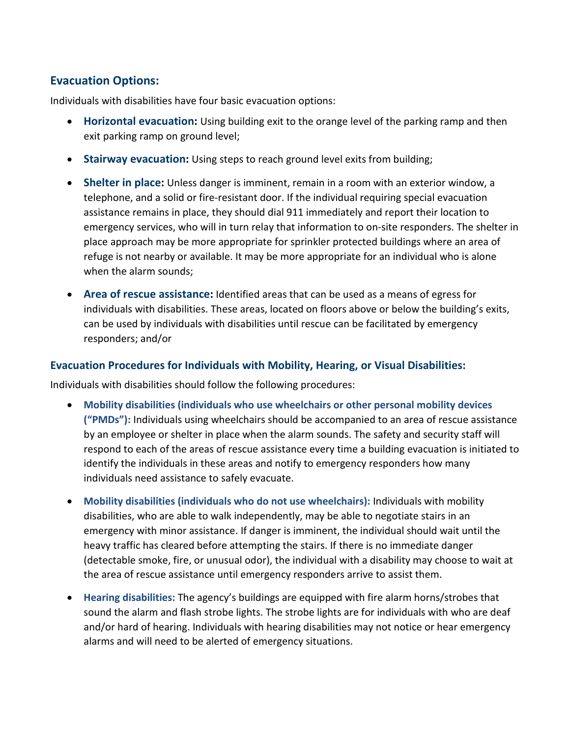## Evacuation Options:

Individuals with disabilities have four basic evacuation options:

- **Horizontal evacuation:** Using building exit to the orange level of the parking ramp and then exit parking ramp on ground level;
- **Stairway evacuation:** Using steps to reach ground level exits from building;
- **Shelter in place:** Unless danger is imminent, remain in a room with an exterior window, a telephone, and a solid or fire-resistant door. If the individual requiring special evacuation assistance remains in place, they should dial 911 immediately and report their location to emergency services, who will in turn relay that information to on-site responders. The shelter in place approach may be more appropriate for sprinkler protected buildings where an area of refuge is not nearby or available. It may be more appropriate for an individual who is alone when the alarm sounds;
- **Area of rescue assistance:** Identified areas that can be used as a means of egress for individuals with disabilities. These areas, located on floors above or below the building's exits, can be used by individuals with disabilities until rescue can be facilitated by emergency responders; and/or

### Evacuation Procedures for Individuals with Mobility, Hearing, or Visual Disabilities:

Individuals with disabilities should follow the following procedures:

- **Mobility disabilities (individuals who use wheelchairs or other personal mobility devices ("PMDs"):** Individuals using wheelchairs should be accompanied to an area of rescue assistance by an employee or shelter in place when the alarm sounds. The safety and security staff will respond to each of the areas of rescue assistance every time a building evacuation is initiated to identify the individuals in these areas and notify to emergency responders how many individuals need assistance to safely evacuate.
- **Mobility disabilities (individuals who do not use wheelchairs):** Individuals with mobility disabilities, who are able to walk independently, may be able to negotiate stairs in an emergency with minor assistance. If danger is imminent, the individual should wait until the heavy traffic has cleared before attempting the stairs. If there is no immediate danger (detectable smoke, fire, or unusual odor), the individual with a disability may choose to wait at the area of rescue assistance until emergency responders arrive to assist them.
- **Hearing disabilities:** The agency's buildings are equipped with fire alarm horns/strobes that sound the alarm and flash strobe lights. The strobe lights are for individuals with who are deaf and/or hard of hearing. Individuals with hearing disabilities may not notice or hear emergency alarms and will need to be alerted of emergency situations.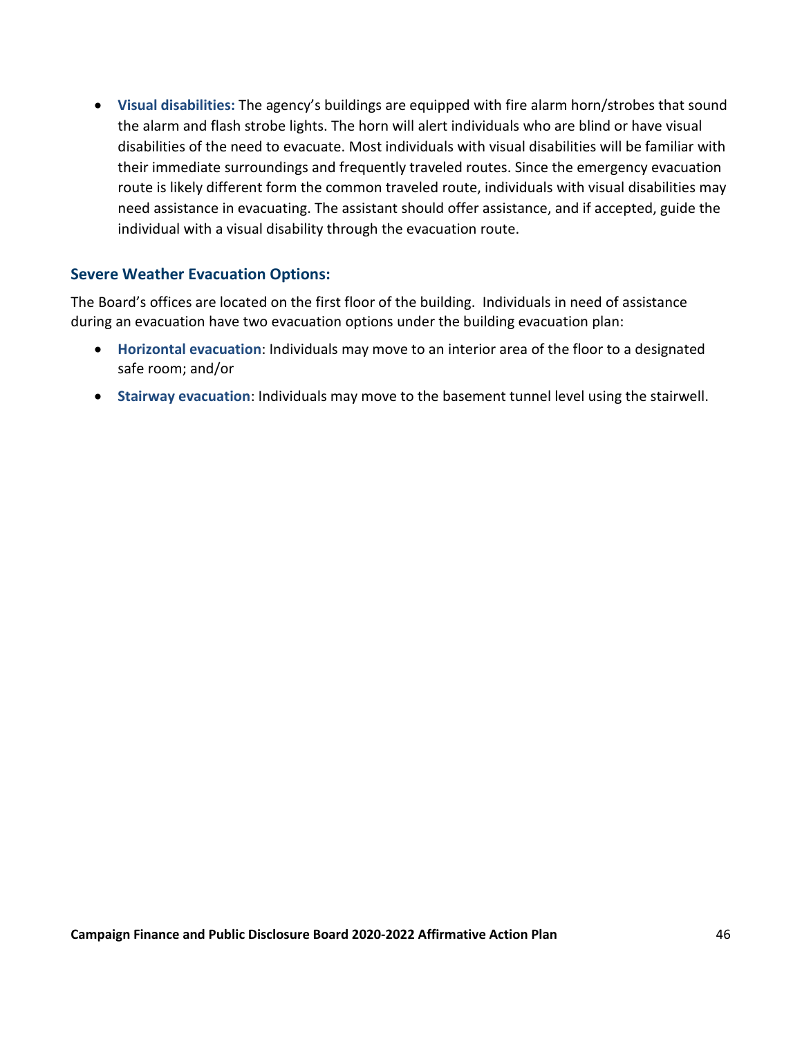- **Visual disabilities:** The agency's buildings are equipped with fire alarm horn/strobes that sound the alarm and flash strobe lights. The horn will alert individuals who are blind or have visual disabilities of the need to evacuate. Most individuals with visual disabilities will be familiar with their immediate surroundings and frequently traveled routes. Since the emergency evacuation route is likely different form the common traveled route, individuals with visual disabilities may need assistance in evacuating. The assistant should offer assistance, and if accepted, guide the individual with a visual disability through the evacuation route.

### Severe Weather Evacuation Options:

The Board's offices are located on the first floor of the building. Individuals in need of assistance during an evacuation have two evacuation options under the building evacuation plan:

- **Horizontal evacuation**: Individuals may move to an interior area of the floor to a designated safe room; and/or
- **Stairway evacuation**: Individuals may move to the basement tunnel level using the stairwell.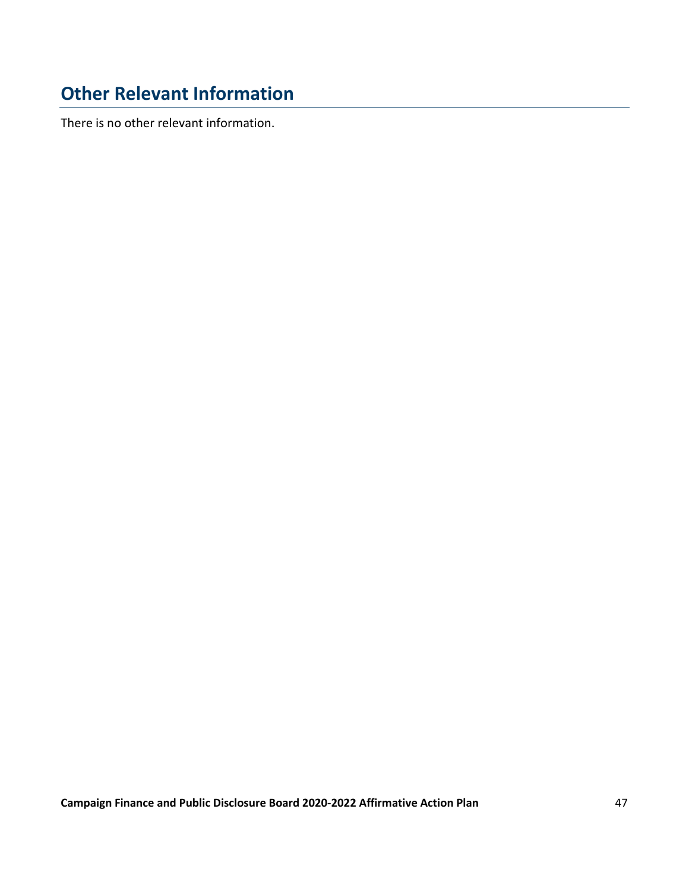## Other Relevant Information

There is no other relevant information.